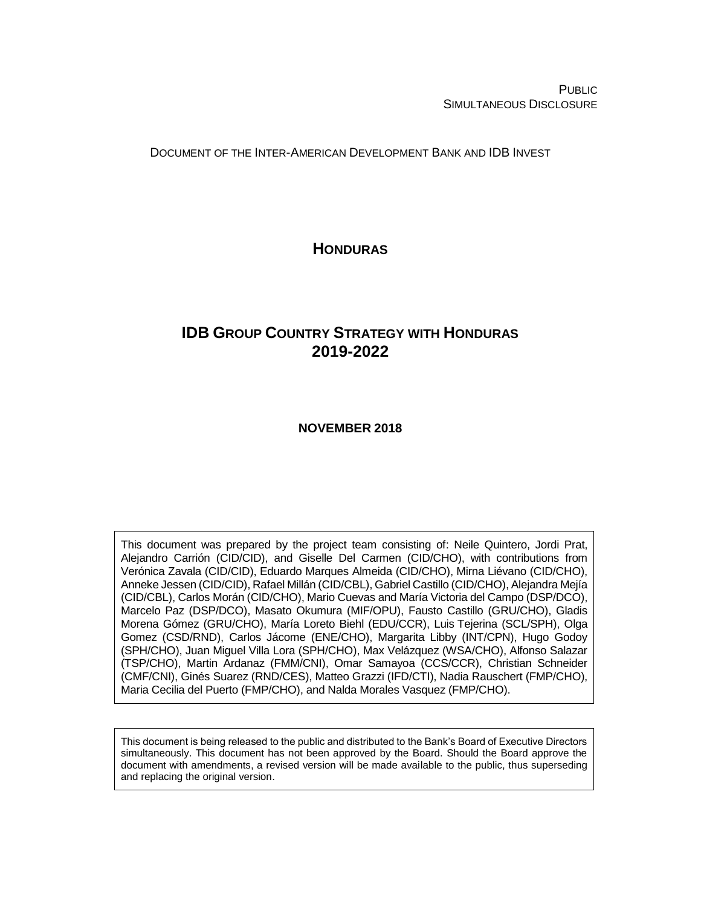PUBLIC
SIMULTANEOUS DISCLOSURE

DOCUMENT OF THE INTER-AMERICAN DEVELOPMENT BANK AND IDB INVEST

# HONDURAS

# IDB GROUP COUNTRY STRATEGY WITH HONDURAS 2019-2022

**NOVEMBER 2018**

This document was prepared by the project team consisting of: Neile Quintero, Jordi Prat, Alejandro Carrión (CID/CID), and Giselle Del Carmen (CID/CHO), with contributions from Verónica Zavala (CID/CID), Eduardo Marques Almeida (CID/CHO), Mirna Liévano (CID/CHO), Anneke Jessen (CID/CID), Rafael Millán (CID/CBL), Gabriel Castillo (CID/CHO), Alejandra Mejía (CID/CBL), Carlos Morán (CID/CHO), Mario Cuevas and María Victoria del Campo (DSP/DCO), Marcelo Paz (DSP/DCO), Masato Okumura (MIF/OPU), Fausto Castillo (GRU/CHO), Gladis Morena Gómez (GRU/CHO), María Loreto Biehl (EDU/CCR), Luis Tejerina (SCL/SPH), Olga Gomez (CSD/RND), Carlos Jácome (ENE/CHO), Margarita Libby (INT/CPN), Hugo Godoy (SPH/CHO), Juan Miguel Villa Lora (SPH/CHO), Max Velázquez (WSA/CHO), Alfonso Salazar (TSP/CHO), Martin Ardanaz (FMM/CNI), Omar Samayoa (CCS/CCR), Christian Schneider (CMF/CNI), Ginés Suarez (RND/CES), Matteo Grazzi (IFD/CTI), Nadia Rauschert (FMP/CHO), Maria Cecilia del Puerto (FMP/CHO), and Nalda Morales Vasquez (FMP/CHO).

This document is being released to the public and distributed to the Bank's Board of Executive Directors simultaneously. This document has not been approved by the Board. Should the Board approve the document with amendments, a revised version will be made available to the public, thus superseding and replacing the original version.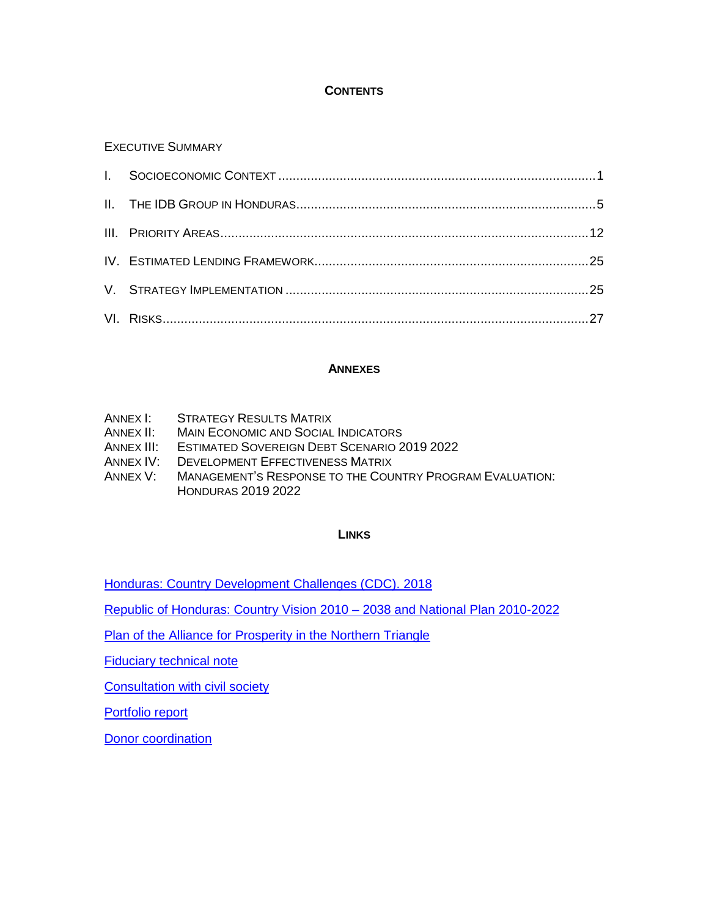## CONTENTS

EXECUTIVE SUMMARY

I. SOCIOECONOMIC CONTEXT ........................................................................................ 1

II. THE IDB GROUP IN HONDURAS .................................................................................. 5

III. PRIORITY AREAS ...................................................................................................... 12

IV. ESTIMATED LENDING FRAMEWORK ........................................................................... 25

V. STRATEGY IMPLEMENTATION ................................................................................... 25

VI. RISKS ...................................................................................................................... 27

## ANNEXES

| | |
|---|---|
| ANNEX I: | STRATEGY RESULTS MATRIX |
| ANNEX II: | MAIN ECONOMIC AND SOCIAL INDICATORS |
| ANNEX III: | ESTIMATED SOVEREIGN DEBT SCENARIO 2019 2022 |
| ANNEX IV: | DEVELOPMENT EFFECTIVENESS MATRIX |
| ANNEX V: | MANAGEMENT'S RESPONSE TO THE COUNTRY PROGRAM EVALUATION: HONDURAS 2019 2022 |

## LINKS

Honduras: Country Development Challenges (CDC). 2018

Republic of Honduras: Country Vision 2010 – 2038 and National Plan 2010-2022

Plan of the Alliance for Prosperity in the Northern Triangle

Fiduciary technical note

Consultation with civil society

Portfolio report

Donor coordination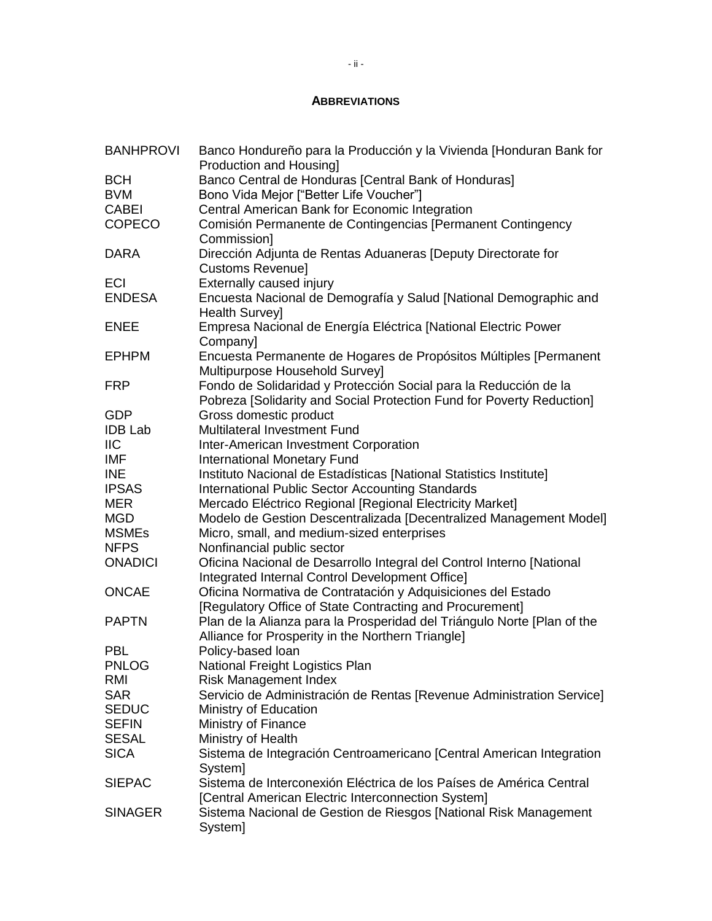## ABBREVIATIONS

| | |
|---|---|
| BANHPROVI | Banco Hondureño para la Producción y la Vivienda [Honduran Bank for Production and Housing] |
| BCH | Banco Central de Honduras [Central Bank of Honduras] |
| BVM | Bono Vida Mejor ["Better Life Voucher"] |
| CABEI | Central American Bank for Economic Integration |
| COPECO | Comisión Permanente de Contingencias [Permanent Contingency Commission] |
| DARA | Dirección Adjunta de Rentas Aduaneras [Deputy Directorate for Customs Revenue] |
| ECI | Externally caused injury |
| ENDESA | Encuesta Nacional de Demografía y Salud [National Demographic and Health Survey] |
| ENEE | Empresa Nacional de Energía Eléctrica [National Electric Power Company] |
| EPHPM | Encuesta Permanente de Hogares de Propósitos Múltiples [Permanent Multipurpose Household Survey] |
| FRP | Fondo de Solidaridad y Protección Social para la Reducción de la Pobreza [Solidarity and Social Protection Fund for Poverty Reduction] |
| GDP | Gross domestic product |
| IDB Lab | Multilateral Investment Fund |
| IIC | Inter-American Investment Corporation |
| IMF | International Monetary Fund |
| INE | Instituto Nacional de Estadísticas [National Statistics Institute] |
| IPSAS | International Public Sector Accounting Standards |
| MER | Mercado Eléctrico Regional [Regional Electricity Market] |
| MGD | Modelo de Gestion Descentralizada [Decentralized Management Model] |
| MSMEs | Micro, small, and medium-sized enterprises |
| NFPS | Nonfinancial public sector |
| ONADICI | Oficina Nacional de Desarrollo Integral del Control Interno [National Integrated Internal Control Development Office] |
| ONCAE | Oficina Normativa de Contratación y Adquisiciones del Estado [Regulatory Office of State Contracting and Procurement] |
| PAPTN | Plan de la Alianza para la Prosperidad del Triángulo Norte [Plan of the Alliance for Prosperity in the Northern Triangle] |
| PBL | Policy-based loan |
| PNLOG | National Freight Logistics Plan |
| RMI | Risk Management Index |
| SAR | Servicio de Administración de Rentas [Revenue Administration Service] |
| SEDUC | Ministry of Education |
| SEFIN | Ministry of Finance |
| SESAL | Ministry of Health |
| SICA | Sistema de Integración Centroamericano [Central American Integration System] |
| SIEPAC | Sistema de Interconexión Eléctrica de los Países de América Central [Central American Electric Interconnection System] |
| SINAGER | Sistema Nacional de Gestion de Riesgos [National Risk Management System] |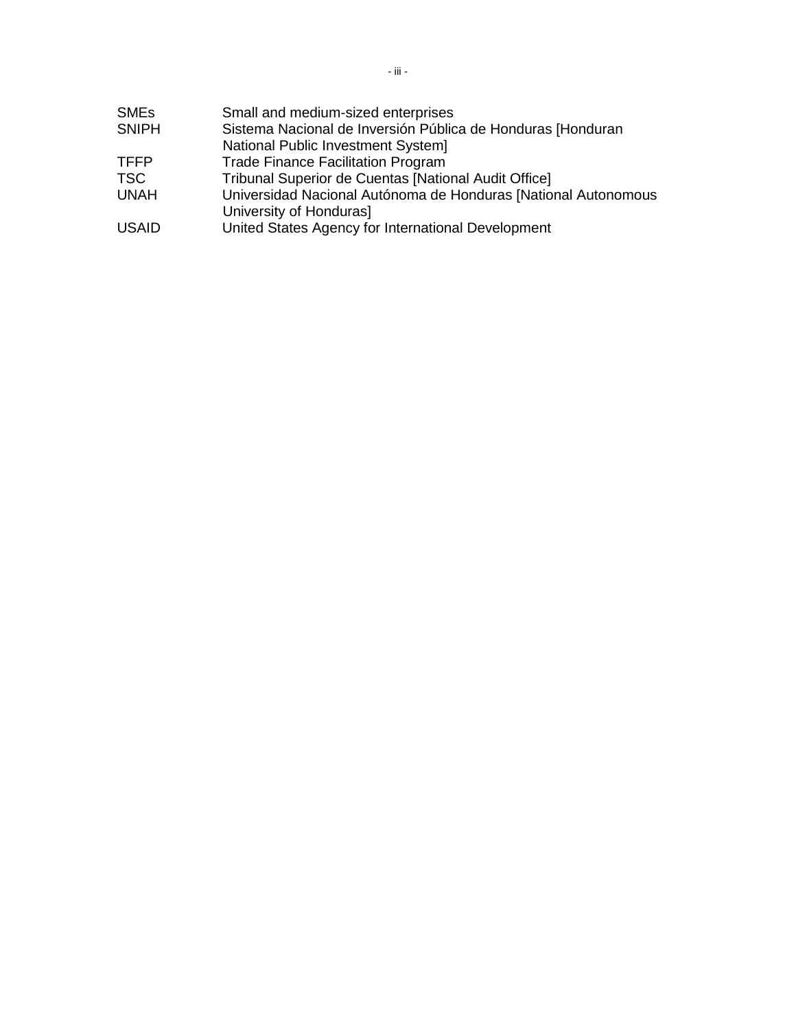| | |
|---|---|
| SMEs | Small and medium-sized enterprises |
| SNIPH | Sistema Nacional de Inversión Pública de Honduras [Honduran National Public Investment System] |
| TFFP | Trade Finance Facilitation Program |
| TSC | Tribunal Superior de Cuentas [National Audit Office] |
| UNAH | Universidad Nacional Autónoma de Honduras [National Autonomous University of Honduras] |
| USAID | United States Agency for International Development |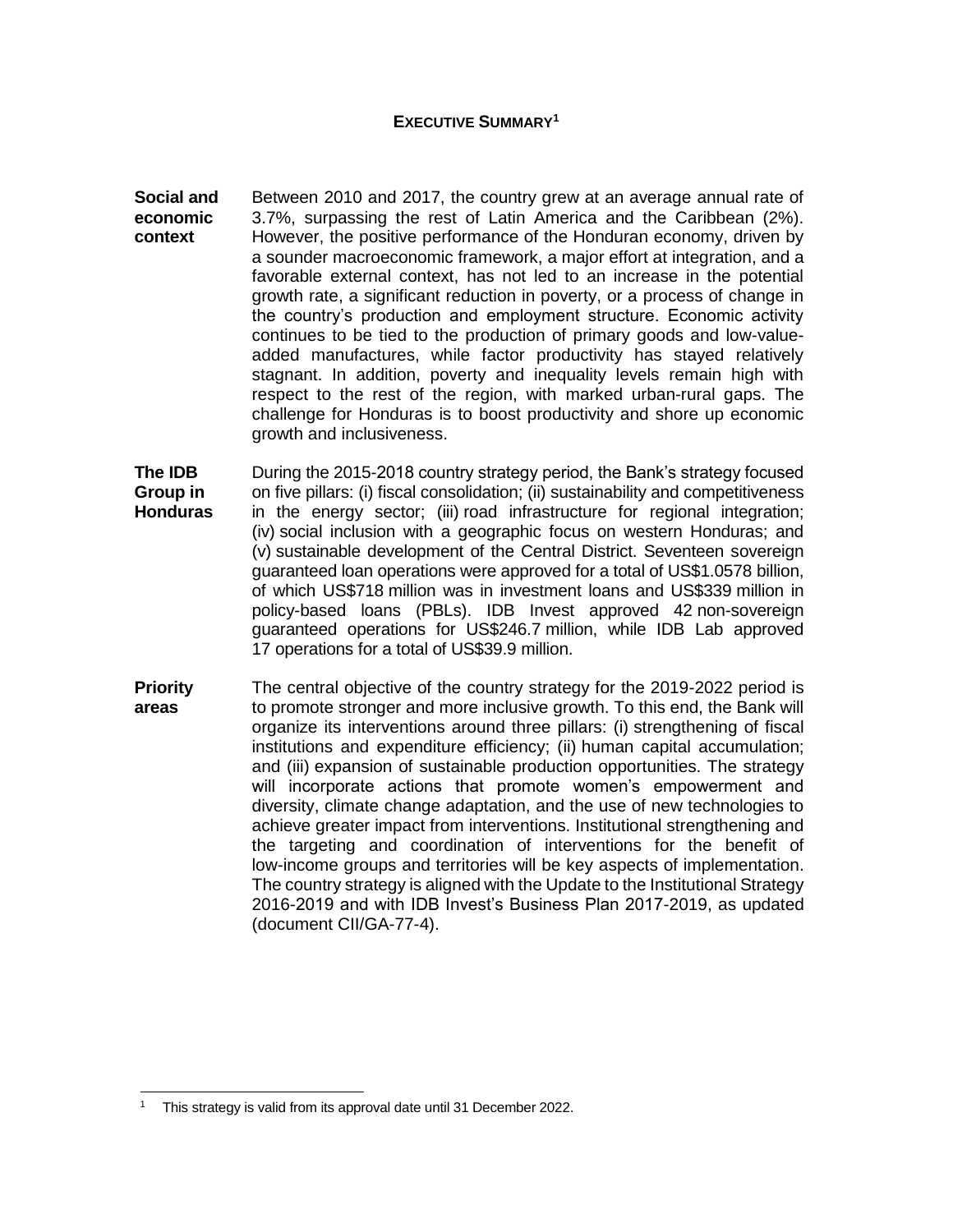# EXECUTIVE SUMMARY[1]

**Social and economic context** Between 2010 and 2017, the country grew at an average annual rate of 3.7%, surpassing the rest of Latin America and the Caribbean (2%). However, the positive performance of the Honduran economy, driven by a sounder macroeconomic framework, a major effort at integration, and a favorable external context, has not led to an increase in the potential growth rate, a significant reduction in poverty, or a process of change in the country's production and employment structure. Economic activity continues to be tied to the production of primary goods and low-value-added manufactures, while factor productivity has stayed relatively stagnant. In addition, poverty and inequality levels remain high with respect to the rest of the region, with marked urban-rural gaps. The challenge for Honduras is to boost productivity and shore up economic growth and inclusiveness.

**The IDB Group in Honduras** During the 2015-2018 country strategy period, the Bank's strategy focused on five pillars: (i) fiscal consolidation; (ii) sustainability and competitiveness in the energy sector; (iii) road infrastructure for regional integration; (iv) social inclusion with a geographic focus on western Honduras; and (v) sustainable development of the Central District. Seventeen sovereign guaranteed loan operations were approved for a total of US$1.0578 billion, of which US$718 million was in investment loans and US$339 million in policy-based loans (PBLs). IDB Invest approved 42 non-sovereign guaranteed operations for US$246.7 million, while IDB Lab approved 17 operations for a total of US$39.9 million.

**Priority areas** The central objective of the country strategy for the 2019-2022 period is to promote stronger and more inclusive growth. To this end, the Bank will organize its interventions around three pillars: (i) strengthening of fiscal institutions and expenditure efficiency; (ii) human capital accumulation; and (iii) expansion of sustainable production opportunities. The strategy will incorporate actions that promote women's empowerment and diversity, climate change adaptation, and the use of new technologies to achieve greater impact from interventions. Institutional strengthening and the targeting and coordination of interventions for the benefit of low-income groups and territories will be key aspects of implementation. The country strategy is aligned with the Update to the Institutional Strategy 2016-2019 and with IDB Invest's Business Plan 2017-2019, as updated (document CII/GA-77-4).

---

[1] This strategy is valid from its approval date until 31 December 2022.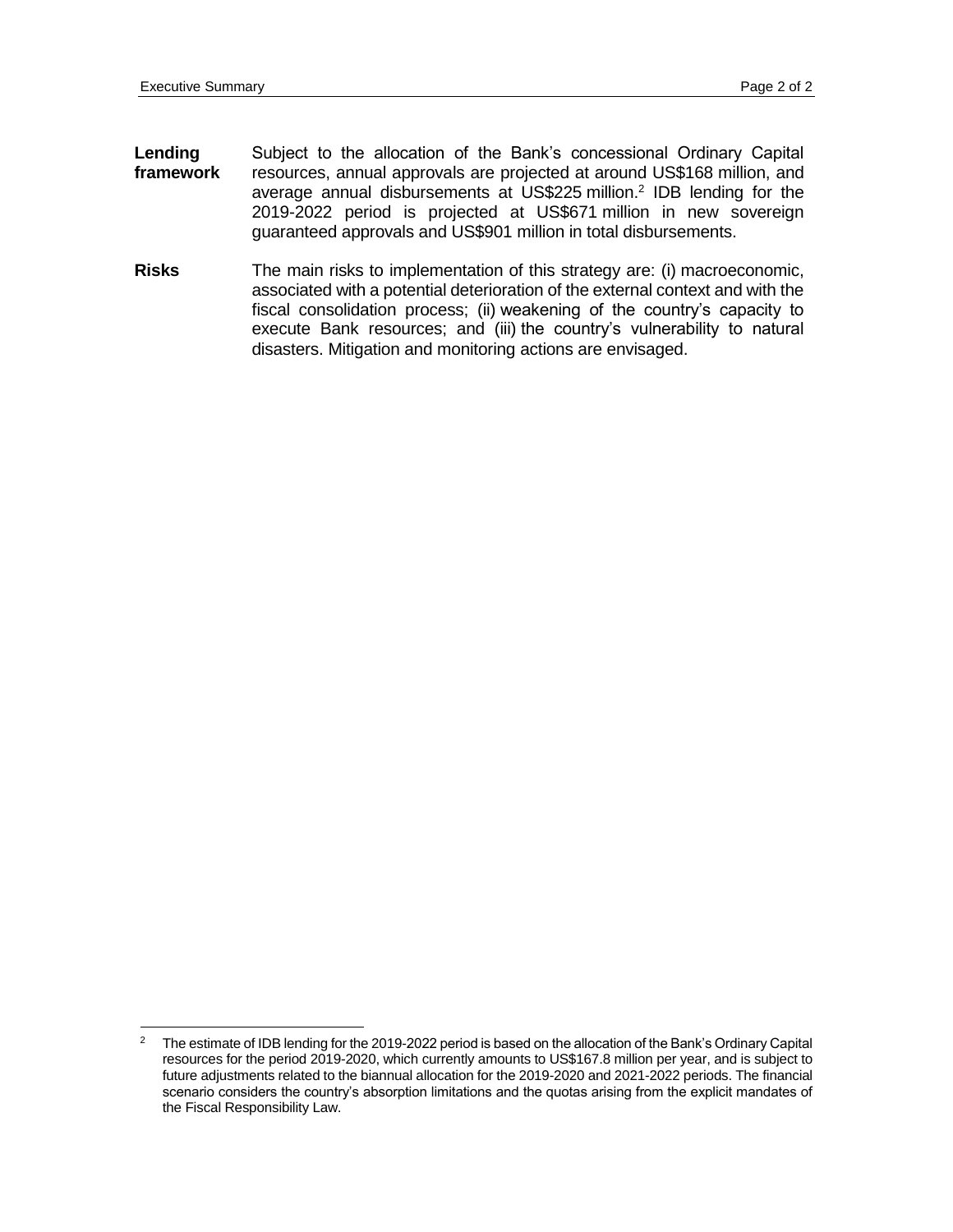**Lending framework** Subject to the allocation of the Bank's concessional Ordinary Capital resources, annual approvals are projected at around US$168 million, and average annual disbursements at US$225 million.[2] IDB lending for the 2019-2022 period is projected at US$671 million in new sovereign guaranteed approvals and US$901 million in total disbursements.

**Risks** The main risks to implementation of this strategy are: (i) macroeconomic, associated with a potential deterioration of the external context and with the fiscal consolidation process; (ii) weakening of the country's capacity to execute Bank resources; and (iii) the country's vulnerability to natural disasters. Mitigation and monitoring actions are envisaged.

---

[2] The estimate of IDB lending for the 2019-2022 period is based on the allocation of the Bank's Ordinary Capital resources for the period 2019-2020, which currently amounts to US$167.8 million per year, and is subject to future adjustments related to the biannual allocation for the 2019-2020 and 2021-2022 periods. The financial scenario considers the country's absorption limitations and the quotas arising from the explicit mandates of the Fiscal Responsibility Law.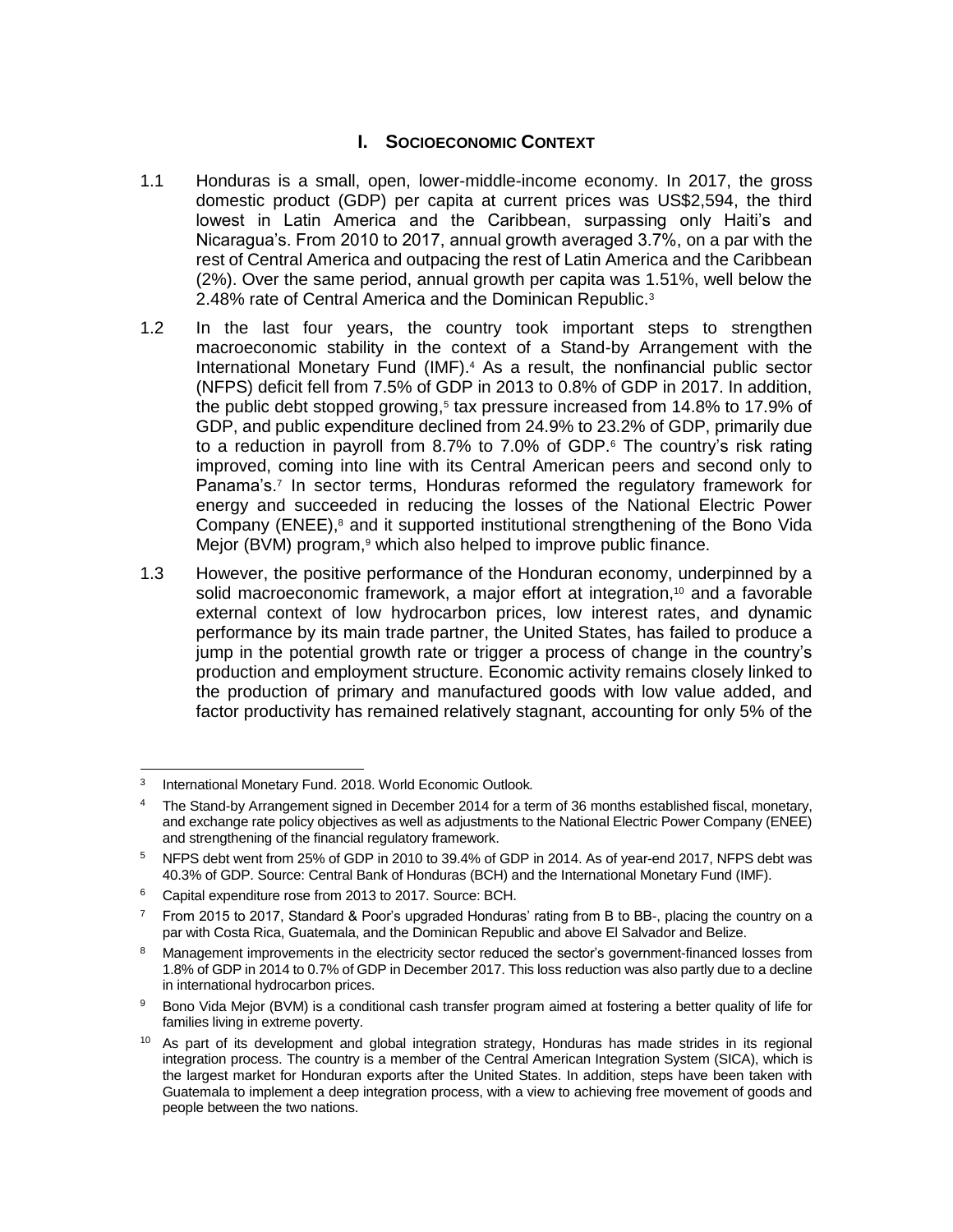## I. SOCIOECONOMIC CONTEXT

1.1 Honduras is a small, open, lower-middle-income economy. In 2017, the gross domestic product (GDP) per capita at current prices was US$2,594, the third lowest in Latin America and the Caribbean, surpassing only Haiti's and Nicaragua's. From 2010 to 2017, annual growth averaged 3.7%, on a par with the rest of Central America and outpacing the rest of Latin America and the Caribbean (2%). Over the same period, annual growth per capita was 1.51%, well below the 2.48% rate of Central America and the Dominican Republic.[3]

1.2 In the last four years, the country took important steps to strengthen macroeconomic stability in the context of a Stand-by Arrangement with the International Monetary Fund (IMF).[4] As a result, the nonfinancial public sector (NFPS) deficit fell from 7.5% of GDP in 2013 to 0.8% of GDP in 2017. In addition, the public debt stopped growing,[5] tax pressure increased from 14.8% to 17.9% of GDP, and public expenditure declined from 24.9% to 23.2% of GDP, primarily due to a reduction in payroll from 8.7% to 7.0% of GDP.[6] The country's risk rating improved, coming into line with its Central American peers and second only to Panama's.[7] In sector terms, Honduras reformed the regulatory framework for energy and succeeded in reducing the losses of the National Electric Power Company (ENEE),[8] and it supported institutional strengthening of the Bono Vida Mejor (BVM) program,[9] which also helped to improve public finance.

1.3 However, the positive performance of the Honduran economy, underpinned by a solid macroeconomic framework, a major effort at integration,[10] and a favorable external context of low hydrocarbon prices, low interest rates, and dynamic performance by its main trade partner, the United States, has failed to produce a jump in the potential growth rate or trigger a process of change in the country's production and employment structure. Economic activity remains closely linked to the production of primary and manufactured goods with low value added, and factor productivity has remained relatively stagnant, accounting for only 5% of the

---

[3] International Monetary Fund. 2018. World Economic Outlook.

[4] The Stand-by Arrangement signed in December 2014 for a term of 36 months established fiscal, monetary, and exchange rate policy objectives as well as adjustments to the National Electric Power Company (ENEE) and strengthening of the financial regulatory framework.

[5] NFPS debt went from 25% of GDP in 2010 to 39.4% of GDP in 2014. As of year-end 2017, NFPS debt was 40.3% of GDP. Source: Central Bank of Honduras (BCH) and the International Monetary Fund (IMF).

[6] Capital expenditure rose from 2013 to 2017. Source: BCH.

[7] From 2015 to 2017, Standard & Poor's upgraded Honduras' rating from B to BB-, placing the country on a par with Costa Rica, Guatemala, and the Dominican Republic and above El Salvador and Belize.

[8] Management improvements in the electricity sector reduced the sector's government-financed losses from 1.8% of GDP in 2014 to 0.7% of GDP in December 2017. This loss reduction was also partly due to a decline in international hydrocarbon prices.

[9] Bono Vida Mejor (BVM) is a conditional cash transfer program aimed at fostering a better quality of life for families living in extreme poverty.

[10] As part of its development and global integration strategy, Honduras has made strides in its regional integration process. The country is a member of the Central American Integration System (SICA), which is the largest market for Honduran exports after the United States. In addition, steps have been taken with Guatemala to implement a deep integration process, with a view to achieving free movement of goods and people between the two nations.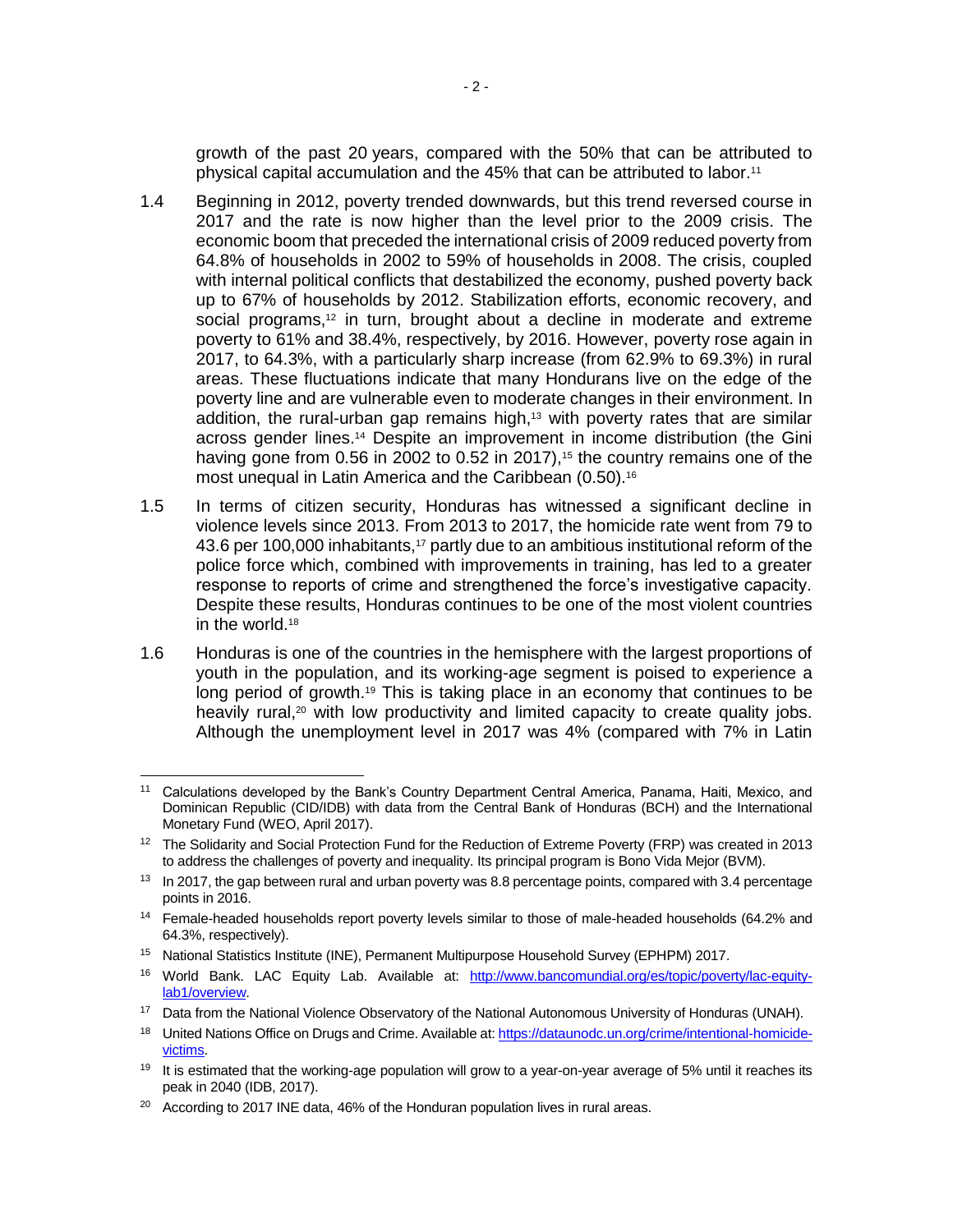growth of the past 20 years, compared with the 50% that can be attributed to physical capital accumulation and the 45% that can be attributed to labor.[11]

1.4 Beginning in 2012, poverty trended downwards, but this trend reversed course in 2017 and the rate is now higher than the level prior to the 2009 crisis. The economic boom that preceded the international crisis of 2009 reduced poverty from 64.8% of households in 2002 to 59% of households in 2008. The crisis, coupled with internal political conflicts that destabilized the economy, pushed poverty back up to 67% of households by 2012. Stabilization efforts, economic recovery, and social programs,[12] in turn, brought about a decline in moderate and extreme poverty to 61% and 38.4%, respectively, by 2016. However, poverty rose again in 2017, to 64.3%, with a particularly sharp increase (from 62.9% to 69.3%) in rural areas. These fluctuations indicate that many Hondurans live on the edge of the poverty line and are vulnerable even to moderate changes in their environment. In addition, the rural-urban gap remains high,[13] with poverty rates that are similar across gender lines.[14] Despite an improvement in income distribution (the Gini having gone from 0.56 in 2002 to 0.52 in 2017),[15] the country remains one of the most unequal in Latin America and the Caribbean (0.50).[16]

1.5 In terms of citizen security, Honduras has witnessed a significant decline in violence levels since 2013. From 2013 to 2017, the homicide rate went from 79 to 43.6 per 100,000 inhabitants,[17] partly due to an ambitious institutional reform of the police force which, combined with improvements in training, has led to a greater response to reports of crime and strengthened the force's investigative capacity. Despite these results, Honduras continues to be one of the most violent countries in the world.[18]

1.6 Honduras is one of the countries in the hemisphere with the largest proportions of youth in the population, and its working-age segment is poised to experience a long period of growth.[19] This is taking place in an economy that continues to be heavily rural,[20] with low productivity and limited capacity to create quality jobs. Although the unemployment level in 2017 was 4% (compared with 7% in Latin

---

[11] Calculations developed by the Bank's Country Department Central America, Panama, Haiti, Mexico, and Dominican Republic (CID/IDB) with data from the Central Bank of Honduras (BCH) and the International Monetary Fund (WEO, April 2017).

[12] The Solidarity and Social Protection Fund for the Reduction of Extreme Poverty (FRP) was created in 2013 to address the challenges of poverty and inequality. Its principal program is Bono Vida Mejor (BVM).

[13] In 2017, the gap between rural and urban poverty was 8.8 percentage points, compared with 3.4 percentage points in 2016.

[14] Female-headed households report poverty levels similar to those of male-headed households (64.2% and 64.3%, respectively).

[15] National Statistics Institute (INE), Permanent Multipurpose Household Survey (EPHPM) 2017.

[16] World Bank. LAC Equity Lab. Available at: [http://www.bancomundial.org/es/topic/poverty/lac-equity-lab1/overview](http://www.bancomundial.org/es/topic/poverty/lac-equity-lab1/overview).

[17] Data from the National Violence Observatory of the National Autonomous University of Honduras (UNAH).

[18] United Nations Office on Drugs and Crime. Available at: [https://dataunodc.un.org/crime/intentional-homicide-victims](https://dataunodc.un.org/crime/intentional-homicide-victims).

[19] It is estimated that the working-age population will grow to a year-on-year average of 5% until it reaches its peak in 2040 (IDB, 2017).

[20] According to 2017 INE data, 46% of the Honduran population lives in rural areas.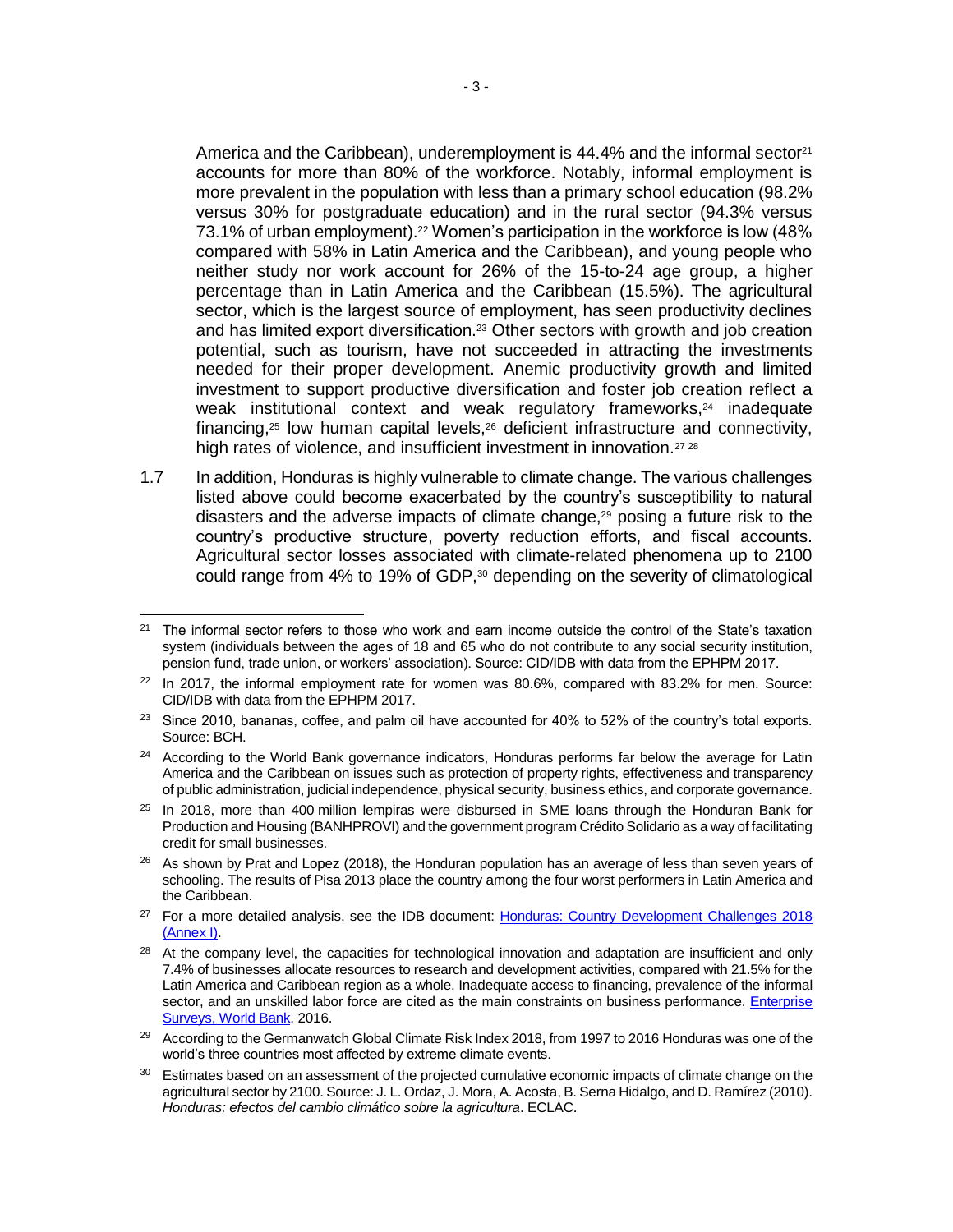America and the Caribbean), underemployment is 44.4% and the informal sector[21] accounts for more than 80% of the workforce. Notably, informal employment is more prevalent in the population with less than a primary school education (98.2% versus 30% for postgraduate education) and in the rural sector (94.3% versus 73.1% of urban employment).[22] Women's participation in the workforce is low (48% compared with 58% in Latin America and the Caribbean), and young people who neither study nor work account for 26% of the 15-to-24 age group, a higher percentage than in Latin America and the Caribbean (15.5%). The agricultural sector, which is the largest source of employment, has seen productivity declines and has limited export diversification.[23] Other sectors with growth and job creation potential, such as tourism, have not succeeded in attracting the investments needed for their proper development. Anemic productivity growth and limited investment to support productive diversification and foster job creation reflect a weak institutional context and weak regulatory frameworks,[24] inadequate financing,[25] low human capital levels,[26] deficient infrastructure and connectivity, high rates of violence, and insufficient investment in innovation.[27] [28]

1.7 In addition, Honduras is highly vulnerable to climate change. The various challenges listed above could become exacerbated by the country's susceptibility to natural disasters and the adverse impacts of climate change,[29] posing a future risk to the country's productive structure, poverty reduction efforts, and fiscal accounts. Agricultural sector losses associated with climate-related phenomena up to 2100 could range from 4% to 19% of GDP,[30] depending on the severity of climatological

---

[21] The informal sector refers to those who work and earn income outside the control of the State's taxation system (individuals between the ages of 18 and 65 who do not contribute to any social security institution, pension fund, trade union, or workers' association). Source: CID/IDB with data from the EPHPM 2017.

[22] In 2017, the informal employment rate for women was 80.6%, compared with 83.2% for men. Source: CID/IDB with data from the EPHPM 2017.

[23] Since 2010, bananas, coffee, and palm oil have accounted for 40% to 52% of the country's total exports. Source: BCH.

[24] According to the World Bank governance indicators, Honduras performs far below the average for Latin America and the Caribbean on issues such as protection of property rights, effectiveness and transparency of public administration, judicial independence, physical security, business ethics, and corporate governance.

[25] In 2018, more than 400 million lempiras were disbursed in SME loans through the Honduran Bank for Production and Housing (BANHPROVI) and the government program Crédito Solidario as a way of facilitating credit for small businesses.

[26] As shown by Prat and Lopez (2018), the Honduran population has an average of less than seven years of schooling. The results of Pisa 2013 place the country among the four worst performers in Latin America and the Caribbean.

[27] For a more detailed analysis, see the IDB document: Honduras: Country Development Challenges 2018 (Annex I).

[28] At the company level, the capacities for technological innovation and adaptation are insufficient and only 7.4% of businesses allocate resources to research and development activities, compared with 21.5% for the Latin America and Caribbean region as a whole. Inadequate access to financing, prevalence of the informal sector, and an unskilled labor force are cited as the main constraints on business performance. Enterprise Surveys, World Bank. 2016.

[29] According to the Germanwatch Global Climate Risk Index 2018, from 1997 to 2016 Honduras was one of the world's three countries most affected by extreme climate events.

[30] Estimates based on an assessment of the projected cumulative economic impacts of climate change on the agricultural sector by 2100. Source: J. L. Ordaz, J. Mora, A. Acosta, B. Serna Hidalgo, and D. Ramírez (2010). *Honduras: efectos del cambio climático sobre la agricultura*. ECLAC.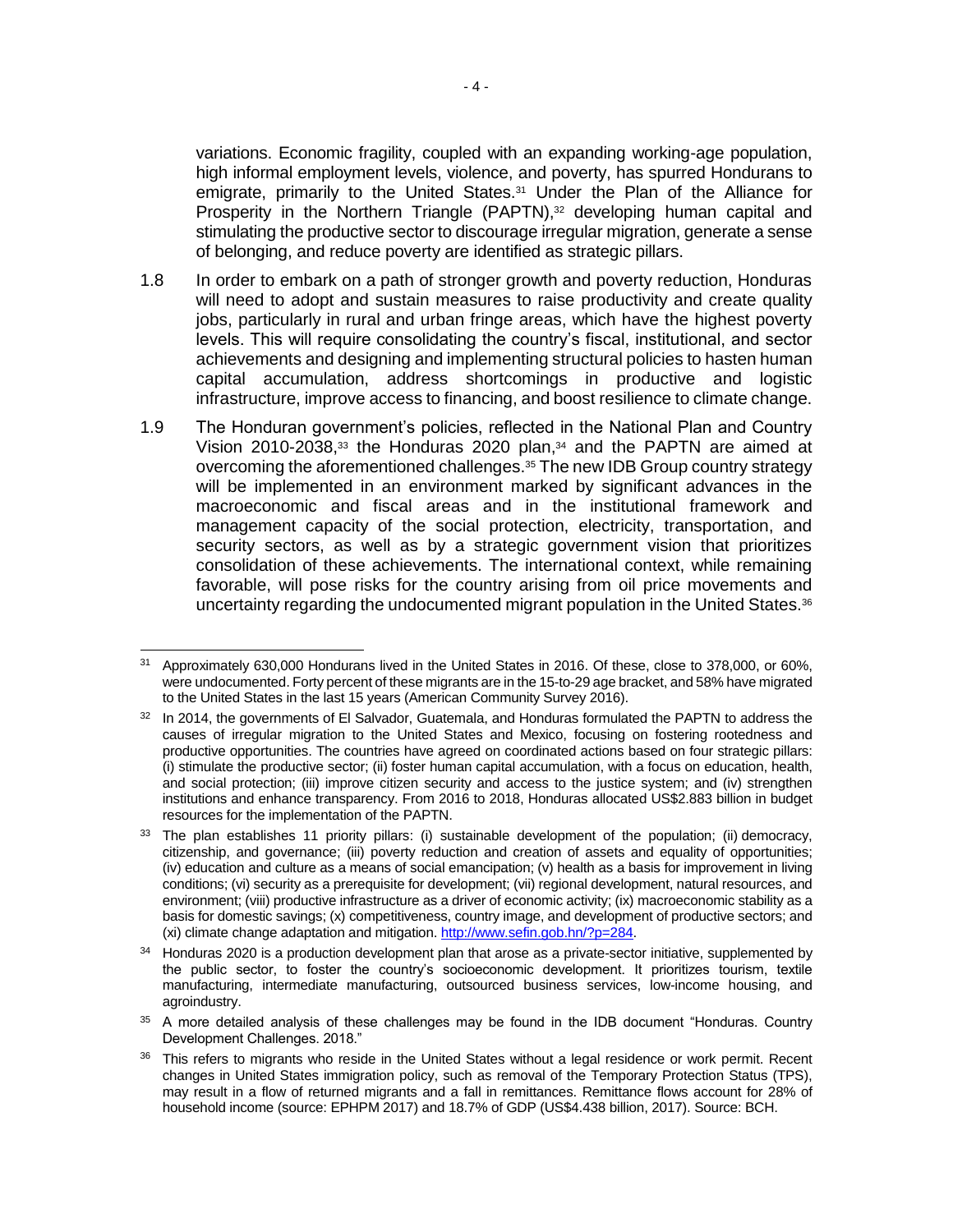variations. Economic fragility, coupled with an expanding working-age population, high informal employment levels, violence, and poverty, has spurred Hondurans to emigrate, primarily to the United States.[31] Under the Plan of the Alliance for Prosperity in the Northern Triangle (PAPTN),[32] developing human capital and stimulating the productive sector to discourage irregular migration, generate a sense of belonging, and reduce poverty are identified as strategic pillars.

1.8 In order to embark on a path of stronger growth and poverty reduction, Honduras will need to adopt and sustain measures to raise productivity and create quality jobs, particularly in rural and urban fringe areas, which have the highest poverty levels. This will require consolidating the country's fiscal, institutional, and sector achievements and designing and implementing structural policies to hasten human capital accumulation, address shortcomings in productive and logistic infrastructure, improve access to financing, and boost resilience to climate change.

1.9 The Honduran government's policies, reflected in the National Plan and Country Vision 2010-2038,[33] the Honduras 2020 plan,[34] and the PAPTN are aimed at overcoming the aforementioned challenges.[35] The new IDB Group country strategy will be implemented in an environment marked by significant advances in the macroeconomic and fiscal areas and in the institutional framework and management capacity of the social protection, electricity, transportation, and security sectors, as well as by a strategic government vision that prioritizes consolidation of these achievements. The international context, while remaining favorable, will pose risks for the country arising from oil price movements and uncertainty regarding the undocumented migrant population in the United States.[36]

---

[31] Approximately 630,000 Hondurans lived in the United States in 2016. Of these, close to 378,000, or 60%, were undocumented. Forty percent of these migrants are in the 15-to-29 age bracket, and 58% have migrated to the United States in the last 15 years (American Community Survey 2016).

[32] In 2014, the governments of El Salvador, Guatemala, and Honduras formulated the PAPTN to address the causes of irregular migration to the United States and Mexico, focusing on fostering rootedness and productive opportunities. The countries have agreed on coordinated actions based on four strategic pillars: (i) stimulate the productive sector; (ii) foster human capital accumulation, with a focus on education, health, and social protection; (iii) improve citizen security and access to the justice system; and (iv) strengthen institutions and enhance transparency. From 2016 to 2018, Honduras allocated US$2.883 billion in budget resources for the implementation of the PAPTN.

[33] The plan establishes 11 priority pillars: (i) sustainable development of the population; (ii) democracy, citizenship, and governance; (iii) poverty reduction and creation of assets and equality of opportunities; (iv) education and culture as a means of social emancipation; (v) health as a basis for improvement in living conditions; (vi) security as a prerequisite for development; (vii) regional development, natural resources, and environment; (viii) productive infrastructure as a driver of economic activity; (ix) macroeconomic stability as a basis for domestic savings; (x) competitiveness, country image, and development of productive sectors; and (xi) climate change adaptation and mitigation. http://www.sefin.gob.hn/?p=284.

[34] Honduras 2020 is a production development plan that arose as a private-sector initiative, supplemented by the public sector, to foster the country's socioeconomic development. It prioritizes tourism, textile manufacturing, intermediate manufacturing, outsourced business services, low-income housing, and agroindustry.

[35] A more detailed analysis of these challenges may be found in the IDB document "Honduras. Country Development Challenges. 2018."

[36] This refers to migrants who reside in the United States without a legal residence or work permit. Recent changes in United States immigration policy, such as removal of the Temporary Protection Status (TPS), may result in a flow of returned migrants and a fall in remittances. Remittance flows account for 28% of household income (source: EPHPM 2017) and 18.7% of GDP (US$4.438 billion, 2017). Source: BCH.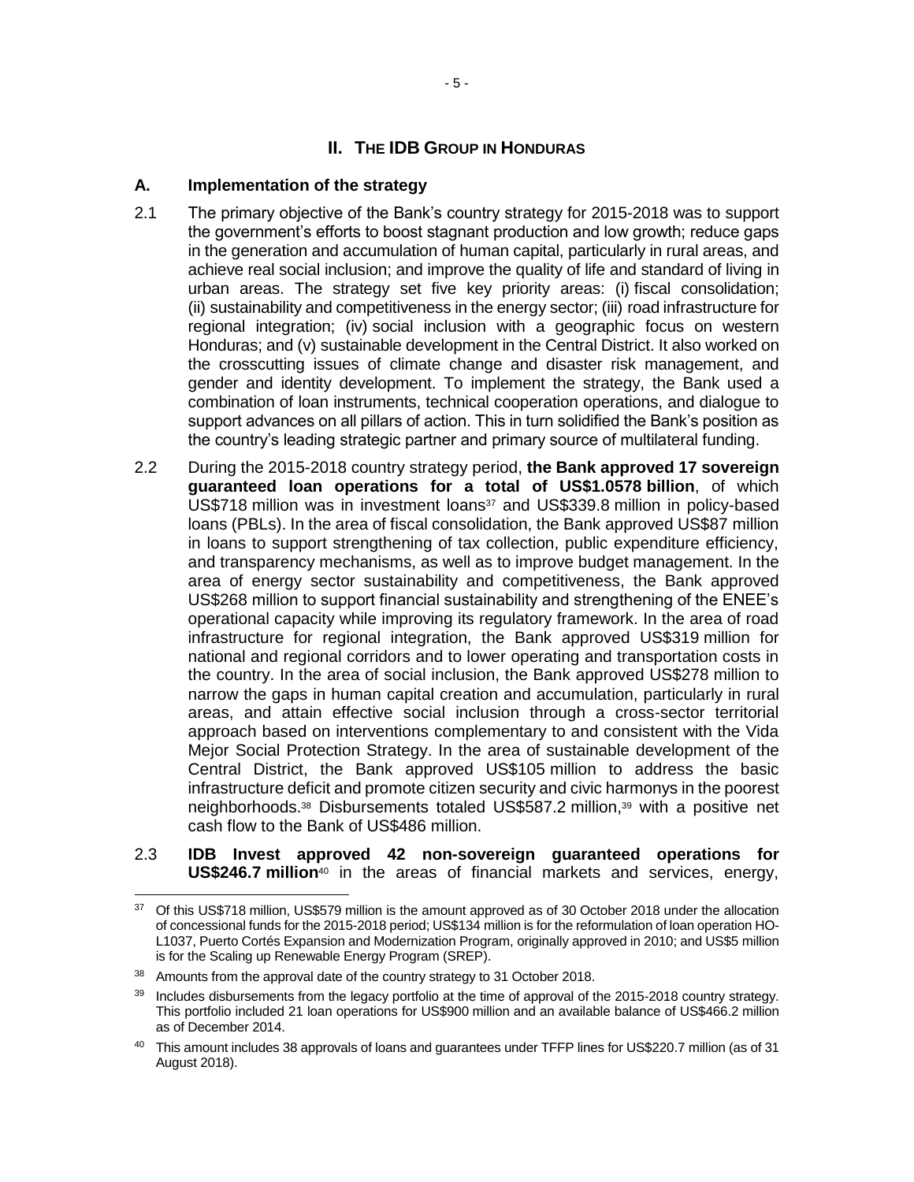## II. THE IDB GROUP IN HONDURAS

### A. Implementation of the strategy

2.1 The primary objective of the Bank's country strategy for 2015-2018 was to support the government's efforts to boost stagnant production and low growth; reduce gaps in the generation and accumulation of human capital, particularly in rural areas, and achieve real social inclusion; and improve the quality of life and standard of living in urban areas. The strategy set five key priority areas: (i) fiscal consolidation; (ii) sustainability and competitiveness in the energy sector; (iii) road infrastructure for regional integration; (iv) social inclusion with a geographic focus on western Honduras; and (v) sustainable development in the Central District. It also worked on the crosscutting issues of climate change and disaster risk management, and gender and identity development. To implement the strategy, the Bank used a combination of loan instruments, technical cooperation operations, and dialogue to support advances on all pillars of action. This in turn solidified the Bank's position as the country's leading strategic partner and primary source of multilateral funding.

2.2 During the 2015-2018 country strategy period, **the Bank approved 17 sovereign guaranteed loan operations for a total of US$1.0578 billion**, of which US$718 million was in investment loans[37] and US$339.8 million in policy-based loans (PBLs). In the area of fiscal consolidation, the Bank approved US$87 million in loans to support strengthening of tax collection, public expenditure efficiency, and transparency mechanisms, as well as to improve budget management. In the area of energy sector sustainability and competitiveness, the Bank approved US$268 million to support financial sustainability and strengthening of the ENEE's operational capacity while improving its regulatory framework. In the area of road infrastructure for regional integration, the Bank approved US$319 million for national and regional corridors and to lower operating and transportation costs in the country. In the area of social inclusion, the Bank approved US$278 million to narrow the gaps in human capital creation and accumulation, particularly in rural areas, and attain effective social inclusion through a cross-sector territorial approach based on interventions complementary to and consistent with the Vida Mejor Social Protection Strategy. In the area of sustainable development of the Central District, the Bank approved US$105 million to address the basic infrastructure deficit and promote citizen security and civic harmonys in the poorest neighborhoods.[38] Disbursements totaled US$587.2 million,[39] with a positive net cash flow to the Bank of US$486 million.

2.3 **IDB Invest approved 42 non-sovereign guaranteed operations for US$246.7 million**[40] in the areas of financial markets and services, energy,

---

[37] Of this US$718 million, US$579 million is the amount approved as of 30 October 2018 under the allocation of concessional funds for the 2015-2018 period; US$134 million is for the reformulation of loan operation HO-L1037, Puerto Cortés Expansion and Modernization Program, originally approved in 2010; and US$5 million is for the Scaling up Renewable Energy Program (SREP).

[38] Amounts from the approval date of the country strategy to 31 October 2018.

[39] Includes disbursements from the legacy portfolio at the time of approval of the 2015-2018 country strategy. This portfolio included 21 loan operations for US$900 million and an available balance of US$466.2 million as of December 2014.

[40] This amount includes 38 approvals of loans and guarantees under TFFP lines for US$220.7 million (as of 31 August 2018).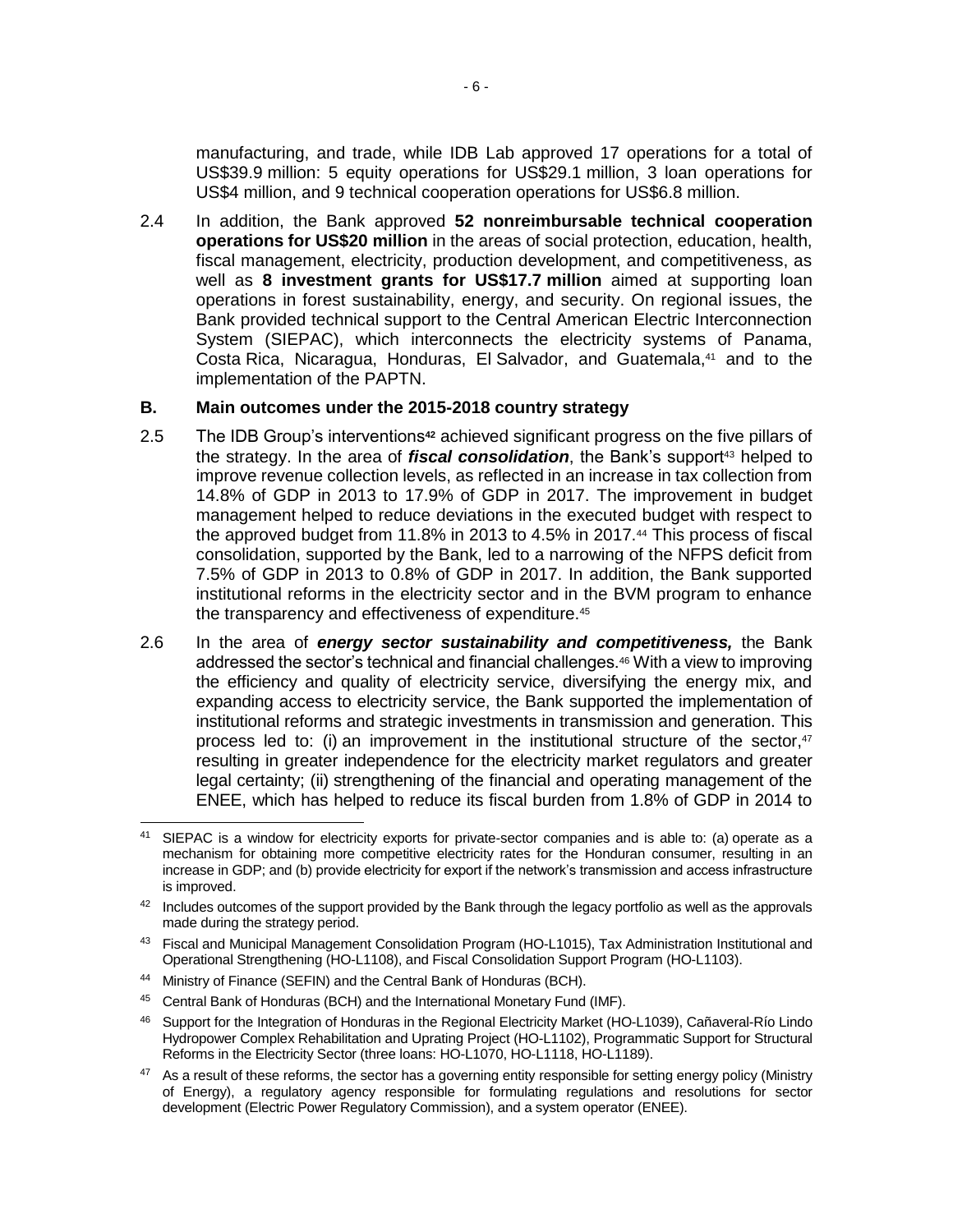manufacturing, and trade, while IDB Lab approved 17 operations for a total of US$39.9 million: 5 equity operations for US$29.1 million, 3 loan operations for US$4 million, and 9 technical cooperation operations for US$6.8 million.

2.4 In addition, the Bank approved **52 nonreimbursable technical cooperation operations for US$20 million** in the areas of social protection, education, health, fiscal management, electricity, production development, and competitiveness, as well as **8 investment grants for US$17.7 million** aimed at supporting loan operations in forest sustainability, energy, and security. On regional issues, the Bank provided technical support to the Central American Electric Interconnection System (SIEPAC), which interconnects the electricity systems of Panama, Costa Rica, Nicaragua, Honduras, El Salvador, and Guatemala,[41] and to the implementation of the PAPTN.

## B. Main outcomes under the 2015-2018 country strategy

2.5 The IDB Group's interventions[42] achieved significant progress on the five pillars of the strategy. In the area of ***fiscal consolidation***, the Bank's support[43] helped to improve revenue collection levels, as reflected in an increase in tax collection from 14.8% of GDP in 2013 to 17.9% of GDP in 2017. The improvement in budget management helped to reduce deviations in the executed budget with respect to the approved budget from 11.8% in 2013 to 4.5% in 2017.[44] This process of fiscal consolidation, supported by the Bank, led to a narrowing of the NFPS deficit from 7.5% of GDP in 2013 to 0.8% of GDP in 2017. In addition, the Bank supported institutional reforms in the electricity sector and in the BVM program to enhance the transparency and effectiveness of expenditure.[45]

2.6 In the area of ***energy sector sustainability and competitiveness,*** the Bank addressed the sector's technical and financial challenges.[46] With a view to improving the efficiency and quality of electricity service, diversifying the energy mix, and expanding access to electricity service, the Bank supported the implementation of institutional reforms and strategic investments in transmission and generation. This process led to: (i) an improvement in the institutional structure of the sector,[47] resulting in greater independence for the electricity market regulators and greater legal certainty; (ii) strengthening of the financial and operating management of the ENEE, which has helped to reduce its fiscal burden from 1.8% of GDP in 2014 to

---

[41] SIEPAC is a window for electricity exports for private-sector companies and is able to: (a) operate as a mechanism for obtaining more competitive electricity rates for the Honduran consumer, resulting in an increase in GDP; and (b) provide electricity for export if the network's transmission and access infrastructure is improved.

[42] Includes outcomes of the support provided by the Bank through the legacy portfolio as well as the approvals made during the strategy period.

[43] Fiscal and Municipal Management Consolidation Program (HO-L1015), Tax Administration Institutional and Operational Strengthening (HO-L1108), and Fiscal Consolidation Support Program (HO-L1103).

[44] Ministry of Finance (SEFIN) and the Central Bank of Honduras (BCH).

[45] Central Bank of Honduras (BCH) and the International Monetary Fund (IMF).

[46] Support for the Integration of Honduras in the Regional Electricity Market (HO-L1039), Cañaveral-Río Lindo Hydropower Complex Rehabilitation and Uprating Project (HO-L1102), Programmatic Support for Structural Reforms in the Electricity Sector (three loans: HO-L1070, HO-L1118, HO-L1189).

[47] As a result of these reforms, the sector has a governing entity responsible for setting energy policy (Ministry of Energy), a regulatory agency responsible for formulating regulations and resolutions for sector development (Electric Power Regulatory Commission), and a system operator (ENEE).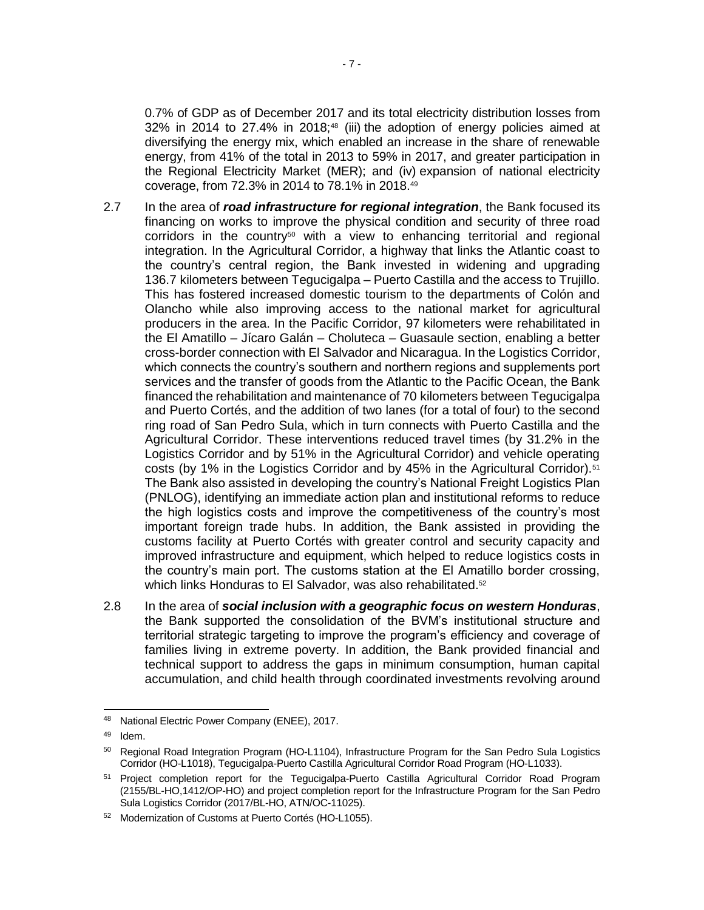0.7% of GDP as of December 2017 and its total electricity distribution losses from 32% in 2014 to 27.4% in 2018;[48] (iii) the adoption of energy policies aimed at diversifying the energy mix, which enabled an increase in the share of renewable energy, from 41% of the total in 2013 to 59% in 2017, and greater participation in the Regional Electricity Market (MER); and (iv) expansion of national electricity coverage, from 72.3% in 2014 to 78.1% in 2018.[49]

2.7 In the area of ***road infrastructure for regional integration***, the Bank focused its financing on works to improve the physical condition and security of three road corridors in the country[50] with a view to enhancing territorial and regional integration. In the Agricultural Corridor, a highway that links the Atlantic coast to the country's central region, the Bank invested in widening and upgrading 136.7 kilometers between Tegucigalpa – Puerto Castilla and the access to Trujillo. This has fostered increased domestic tourism to the departments of Colón and Olancho while also improving access to the national market for agricultural producers in the area. In the Pacific Corridor, 97 kilometers were rehabilitated in the El Amatillo – Jícaro Galán – Choluteca – Guasaule section, enabling a better cross-border connection with El Salvador and Nicaragua. In the Logistics Corridor, which connects the country's southern and northern regions and supplements port services and the transfer of goods from the Atlantic to the Pacific Ocean, the Bank financed the rehabilitation and maintenance of 70 kilometers between Tegucigalpa and Puerto Cortés, and the addition of two lanes (for a total of four) to the second ring road of San Pedro Sula, which in turn connects with Puerto Castilla and the Agricultural Corridor. These interventions reduced travel times (by 31.2% in the Logistics Corridor and by 51% in the Agricultural Corridor) and vehicle operating costs (by 1% in the Logistics Corridor and by 45% in the Agricultural Corridor).[51] The Bank also assisted in developing the country's National Freight Logistics Plan (PNLOG), identifying an immediate action plan and institutional reforms to reduce the high logistics costs and improve the competitiveness of the country's most important foreign trade hubs. In addition, the Bank assisted in providing the customs facility at Puerto Cortés with greater control and security capacity and improved infrastructure and equipment, which helped to reduce logistics costs in the country's main port. The customs station at the El Amatillo border crossing, which links Honduras to El Salvador, was also rehabilitated.[52]

2.8 In the area of ***social inclusion with a geographic focus on western Honduras***, the Bank supported the consolidation of the BVM's institutional structure and territorial strategic targeting to improve the program's efficiency and coverage of families living in extreme poverty. In addition, the Bank provided financial and technical support to address the gaps in minimum consumption, human capital accumulation, and child health through coordinated investments revolving around

---

[48] National Electric Power Company (ENEE), 2017.

[49] Idem.

[50] Regional Road Integration Program (HO-L1104), Infrastructure Program for the San Pedro Sula Logistics Corridor (HO-L1018), Tegucigalpa-Puerto Castilla Agricultural Corridor Road Program (HO-L1033).

[51] Project completion report for the Tegucigalpa-Puerto Castilla Agricultural Corridor Road Program (2155/BL-HO,1412/OP-HO) and project completion report for the Infrastructure Program for the San Pedro Sula Logistics Corridor (2017/BL-HO, ATN/OC-11025).

[52] Modernization of Customs at Puerto Cortés (HO-L1055).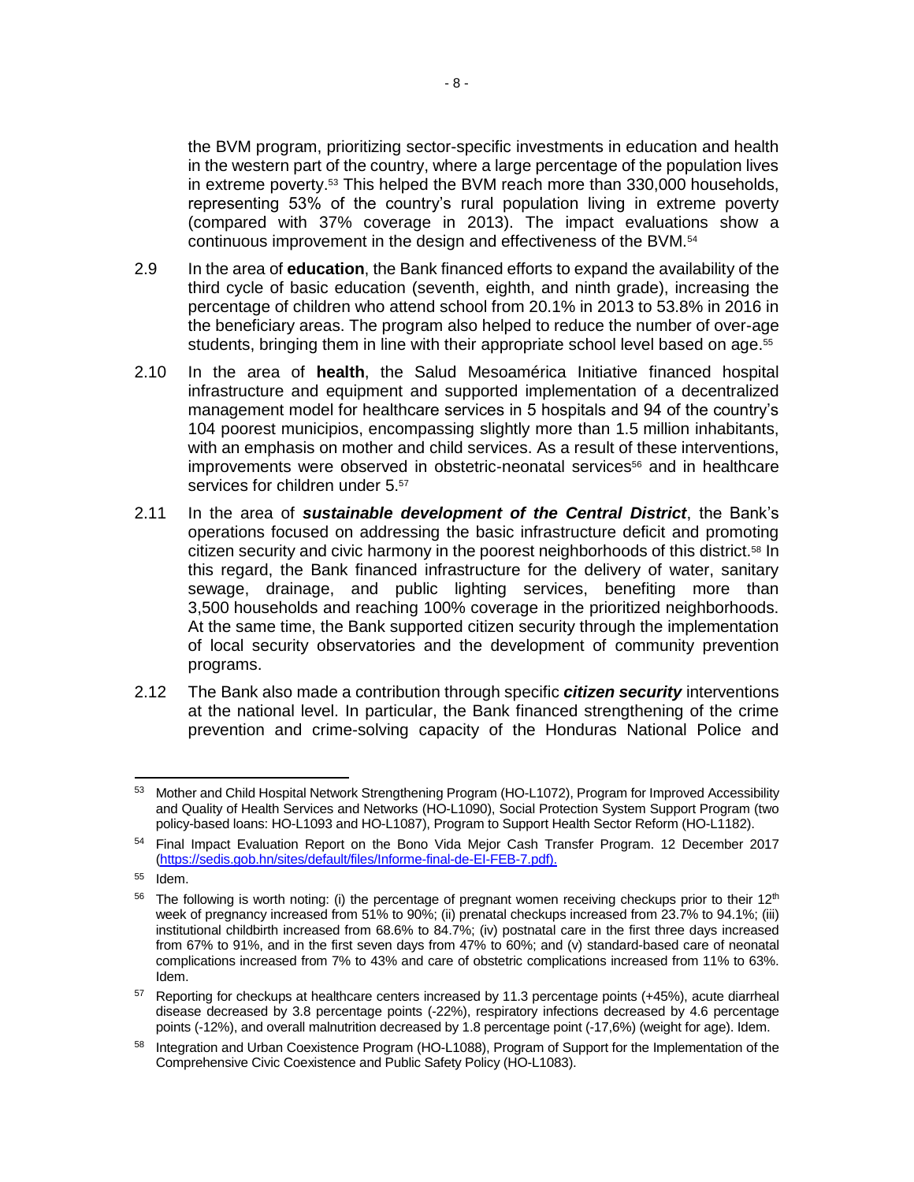the BVM program, prioritizing sector-specific investments in education and health in the western part of the country, where a large percentage of the population lives in extreme poverty.[53] This helped the BVM reach more than 330,000 households, representing 53% of the country's rural population living in extreme poverty (compared with 37% coverage in 2013). The impact evaluations show a continuous improvement in the design and effectiveness of the BVM.[54]

2.9 In the area of **education**, the Bank financed efforts to expand the availability of the third cycle of basic education (seventh, eighth, and ninth grade), increasing the percentage of children who attend school from 20.1% in 2013 to 53.8% in 2016 in the beneficiary areas. The program also helped to reduce the number of over-age students, bringing them in line with their appropriate school level based on age.[55]

2.10 In the area of **health**, the Salud Mesoamérica Initiative financed hospital infrastructure and equipment and supported implementation of a decentralized management model for healthcare services in 5 hospitals and 94 of the country's 104 poorest municipios, encompassing slightly more than 1.5 million inhabitants, with an emphasis on mother and child services. As a result of these interventions, improvements were observed in obstetric-neonatal services[56] and in healthcare services for children under 5.[57]

2.11 In the area of ***sustainable development of the Central District***, the Bank's operations focused on addressing the basic infrastructure deficit and promoting citizen security and civic harmony in the poorest neighborhoods of this district.[58] In this regard, the Bank financed infrastructure for the delivery of water, sanitary sewage, drainage, and public lighting services, benefiting more than 3,500 households and reaching 100% coverage in the prioritized neighborhoods. At the same time, the Bank supported citizen security through the implementation of local security observatories and the development of community prevention programs.

2.12 The Bank also made a contribution through specific ***citizen security*** interventions at the national level. In particular, the Bank financed strengthening of the crime prevention and crime-solving capacity of the Honduras National Police and

---

[53] Mother and Child Hospital Network Strengthening Program (HO-L1072), Program for Improved Accessibility and Quality of Health Services and Networks (HO-L1090), Social Protection System Support Program (two policy-based loans: HO-L1093 and HO-L1087), Program to Support Health Sector Reform (HO-L1182).

[54] Final Impact Evaluation Report on the Bono Vida Mejor Cash Transfer Program. 12 December 2017 (https://sedis.gob.hn/sites/default/files/Informe-final-de-EI-FEB-7.pdf).

[55] Idem.

[56] The following is worth noting: (i) the percentage of pregnant women receiving checkups prior to their 12th week of pregnancy increased from 51% to 90%; (ii) prenatal checkups increased from 23.7% to 94.1%; (iii) institutional childbirth increased from 68.6% to 84.7%; (iv) postnatal care in the first three days increased from 67% to 91%, and in the first seven days from 47% to 60%; and (v) standard-based care of neonatal complications increased from 7% to 43% and care of obstetric complications increased from 11% to 63%. Idem.

[57] Reporting for checkups at healthcare centers increased by 11.3 percentage points (+45%), acute diarrheal disease decreased by 3.8 percentage points (-22%), respiratory infections decreased by 4.6 percentage points (-12%), and overall malnutrition decreased by 1.8 percentage point (-17,6%) (weight for age). Idem.

[58] Integration and Urban Coexistence Program (HO-L1088), Program of Support for the Implementation of the Comprehensive Civic Coexistence and Public Safety Policy (HO-L1083).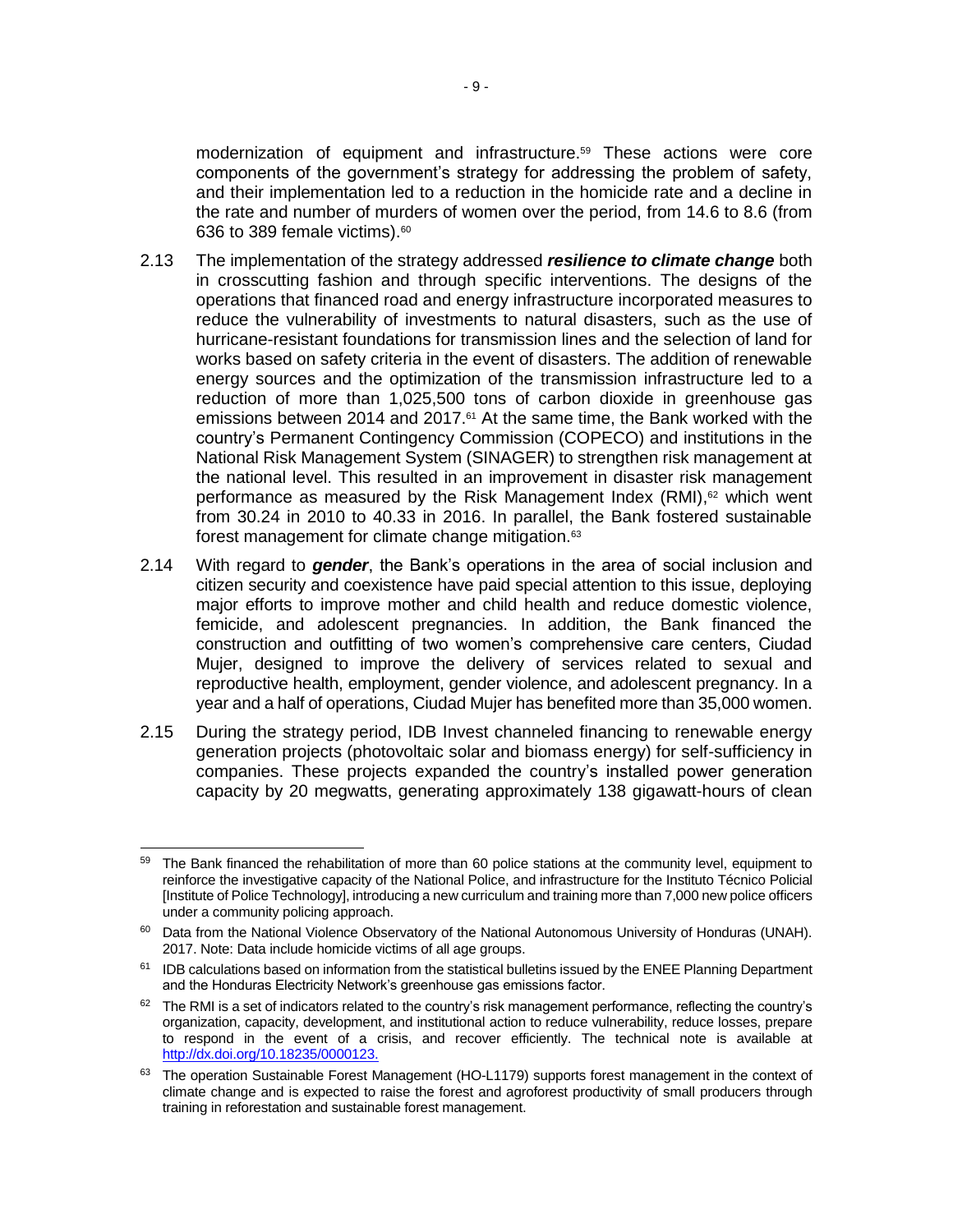modernization of equipment and infrastructure.[59] These actions were core components of the government's strategy for addressing the problem of safety, and their implementation led to a reduction in the homicide rate and a decline in the rate and number of murders of women over the period, from 14.6 to 8.6 (from 636 to 389 female victims).[60]

2.13 The implementation of the strategy addressed ***resilience to climate change*** both in crosscutting fashion and through specific interventions. The designs of the operations that financed road and energy infrastructure incorporated measures to reduce the vulnerability of investments to natural disasters, such as the use of hurricane-resistant foundations for transmission lines and the selection of land for works based on safety criteria in the event of disasters. The addition of renewable energy sources and the optimization of the transmission infrastructure led to a reduction of more than 1,025,500 tons of carbon dioxide in greenhouse gas emissions between 2014 and 2017.[61] At the same time, the Bank worked with the country's Permanent Contingency Commission (COPECO) and institutions in the National Risk Management System (SINAGER) to strengthen risk management at the national level. This resulted in an improvement in disaster risk management performance as measured by the Risk Management Index (RMI),[62] which went from 30.24 in 2010 to 40.33 in 2016. In parallel, the Bank fostered sustainable forest management for climate change mitigation.[63]

2.14 With regard to ***gender***, the Bank's operations in the area of social inclusion and citizen security and coexistence have paid special attention to this issue, deploying major efforts to improve mother and child health and reduce domestic violence, femicide, and adolescent pregnancies. In addition, the Bank financed the construction and outfitting of two women's comprehensive care centers, Ciudad Mujer, designed to improve the delivery of services related to sexual and reproductive health, employment, gender violence, and adolescent pregnancy. In a year and a half of operations, Ciudad Mujer has benefited more than 35,000 women.

2.15 During the strategy period, IDB Invest channeled financing to renewable energy generation projects (photovoltaic solar and biomass energy) for self-sufficiency in companies. These projects expanded the country's installed power generation capacity by 20 megwatts, generating approximately 138 gigawatt-hours of clean

---

[59] The Bank financed the rehabilitation of more than 60 police stations at the community level, equipment to reinforce the investigative capacity of the National Police, and infrastructure for the Instituto Técnico Policial [Institute of Police Technology], introducing a new curriculum and training more than 7,000 new police officers under a community policing approach.

[60] Data from the National Violence Observatory of the National Autonomous University of Honduras (UNAH). 2017. Note: Data include homicide victims of all age groups.

[61] IDB calculations based on information from the statistical bulletins issued by the ENEE Planning Department and the Honduras Electricity Network's greenhouse gas emissions factor.

[62] The RMI is a set of indicators related to the country's risk management performance, reflecting the country's organization, capacity, development, and institutional action to reduce vulnerability, reduce losses, prepare to respond in the event of a crisis, and recover efficiently. The technical note is available at http://dx.doi.org/10.18235/0000123.

[63] The operation Sustainable Forest Management (HO-L1179) supports forest management in the context of climate change and is expected to raise the forest and agroforest productivity of small producers through training in reforestation and sustainable forest management.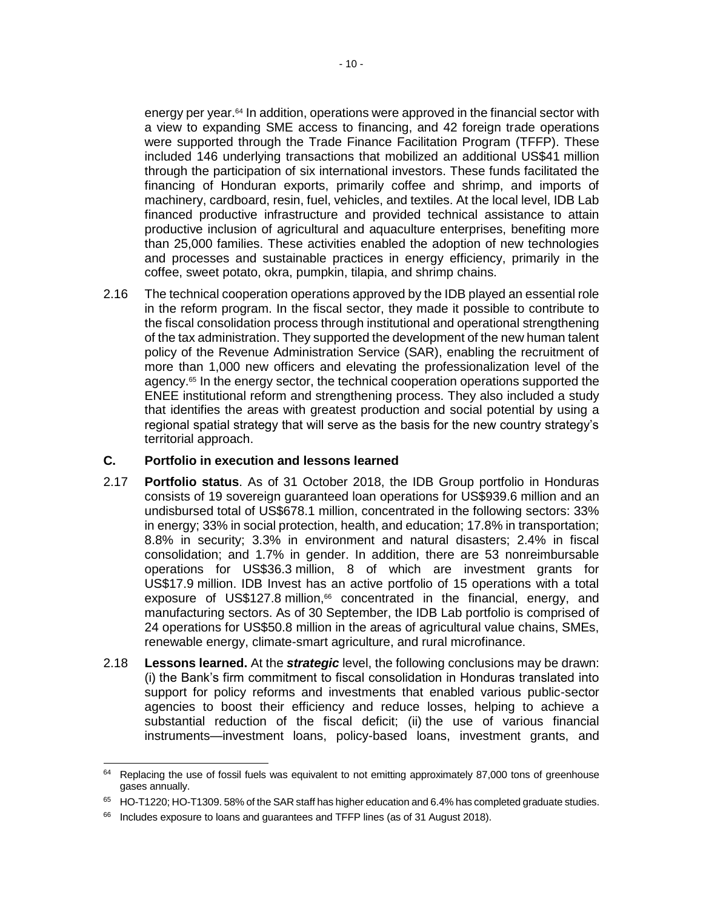energy per year.[64] In addition, operations were approved in the financial sector with a view to expanding SME access to financing, and 42 foreign trade operations were supported through the Trade Finance Facilitation Program (TFFP). These included 146 underlying transactions that mobilized an additional US$41 million through the participation of six international investors. These funds facilitated the financing of Honduran exports, primarily coffee and shrimp, and imports of machinery, cardboard, resin, fuel, vehicles, and textiles. At the local level, IDB Lab financed productive infrastructure and provided technical assistance to attain productive inclusion of agricultural and aquaculture enterprises, benefiting more than 25,000 families. These activities enabled the adoption of new technologies and processes and sustainable practices in energy efficiency, primarily in the coffee, sweet potato, okra, pumpkin, tilapia, and shrimp chains.

2.16 The technical cooperation operations approved by the IDB played an essential role in the reform program. In the fiscal sector, they made it possible to contribute to the fiscal consolidation process through institutional and operational strengthening of the tax administration. They supported the development of the new human talent policy of the Revenue Administration Service (SAR), enabling the recruitment of more than 1,000 new officers and elevating the professionalization level of the agency.[65] In the energy sector, the technical cooperation operations supported the ENEE institutional reform and strengthening process. They also included a study that identifies the areas with greatest production and social potential by using a regional spatial strategy that will serve as the basis for the new country strategy's territorial approach.

## C. Portfolio in execution and lessons learned

2.17 **Portfolio status**. As of 31 October 2018, the IDB Group portfolio in Honduras consists of 19 sovereign guaranteed loan operations for US$939.6 million and an undisbursed total of US$678.1 million, concentrated in the following sectors: 33% in energy; 33% in social protection, health, and education; 17.8% in transportation; 8.8% in security; 3.3% in environment and natural disasters; 2.4% in fiscal consolidation; and 1.7% in gender. In addition, there are 53 nonreimbursable operations for US$36.3 million, 8 of which are investment grants for US$17.9 million. IDB Invest has an active portfolio of 15 operations with a total exposure of US$127.8 million,[66] concentrated in the financial, energy, and manufacturing sectors. As of 30 September, the IDB Lab portfolio is comprised of 24 operations for US$50.8 million in the areas of agricultural value chains, SMEs, renewable energy, climate-smart agriculture, and rural microfinance.

2.18 **Lessons learned.** At the ***strategic*** level, the following conclusions may be drawn: (i) the Bank's firm commitment to fiscal consolidation in Honduras translated into support for policy reforms and investments that enabled various public-sector agencies to boost their efficiency and reduce losses, helping to achieve a substantial reduction of the fiscal deficit; (ii) the use of various financial instruments—investment loans, policy-based loans, investment grants, and

---

[64] Replacing the use of fossil fuels was equivalent to not emitting approximately 87,000 tons of greenhouse gases annually.

[65] HO-T1220; HO-T1309. 58% of the SAR staff has higher education and 6.4% has completed graduate studies.

[66] Includes exposure to loans and guarantees and TFFP lines (as of 31 August 2018).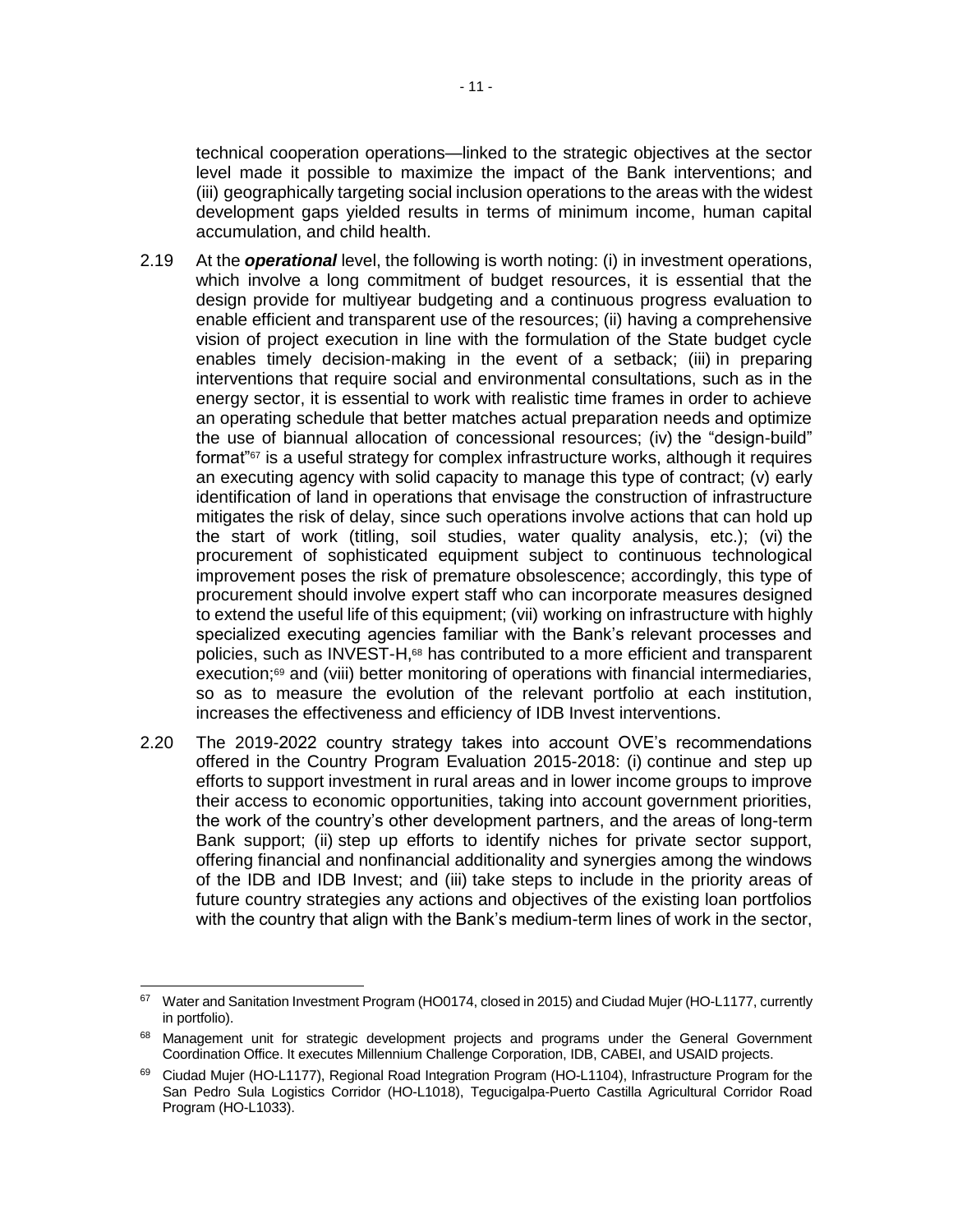technical cooperation operations—linked to the strategic objectives at the sector level made it possible to maximize the impact of the Bank interventions; and (iii) geographically targeting social inclusion operations to the areas with the widest development gaps yielded results in terms of minimum income, human capital accumulation, and child health.

2.19 At the ***operational*** level, the following is worth noting: (i) in investment operations, which involve a long commitment of budget resources, it is essential that the design provide for multiyear budgeting and a continuous progress evaluation to enable efficient and transparent use of the resources; (ii) having a comprehensive vision of project execution in line with the formulation of the State budget cycle enables timely decision-making in the event of a setback; (iii) in preparing interventions that require social and environmental consultations, such as in the energy sector, it is essential to work with realistic time frames in order to achieve an operating schedule that better matches actual preparation needs and optimize the use of biannual allocation of concessional resources; (iv) the "design-build" format"[67] is a useful strategy for complex infrastructure works, although it requires an executing agency with solid capacity to manage this type of contract; (v) early identification of land in operations that envisage the construction of infrastructure mitigates the risk of delay, since such operations involve actions that can hold up the start of work (titling, soil studies, water quality analysis, etc.); (vi) the procurement of sophisticated equipment subject to continuous technological improvement poses the risk of premature obsolescence; accordingly, this type of procurement should involve expert staff who can incorporate measures designed to extend the useful life of this equipment; (vii) working on infrastructure with highly specialized executing agencies familiar with the Bank's relevant processes and policies, such as INVEST-H,[68] has contributed to a more efficient and transparent execution;[69] and (viii) better monitoring of operations with financial intermediaries, so as to measure the evolution of the relevant portfolio at each institution, increases the effectiveness and efficiency of IDB Invest interventions.

2.20 The 2019-2022 country strategy takes into account OVE's recommendations offered in the Country Program Evaluation 2015-2018: (i) continue and step up efforts to support investment in rural areas and in lower income groups to improve their access to economic opportunities, taking into account government priorities, the work of the country's other development partners, and the areas of long-term Bank support; (ii) step up efforts to identify niches for private sector support, offering financial and nonfinancial additionality and synergies among the windows of the IDB and IDB Invest; and (iii) take steps to include in the priority areas of future country strategies any actions and objectives of the existing loan portfolios with the country that align with the Bank's medium-term lines of work in the sector,

---

[67] Water and Sanitation Investment Program (HO0174, closed in 2015) and Ciudad Mujer (HO-L1177, currently in portfolio).

[68] Management unit for strategic development projects and programs under the General Government Coordination Office. It executes Millennium Challenge Corporation, IDB, CABEI, and USAID projects.

[69] Ciudad Mujer (HO-L1177), Regional Road Integration Program (HO-L1104), Infrastructure Program for the San Pedro Sula Logistics Corridor (HO-L1018), Tegucigalpa-Puerto Castilla Agricultural Corridor Road Program (HO-L1033).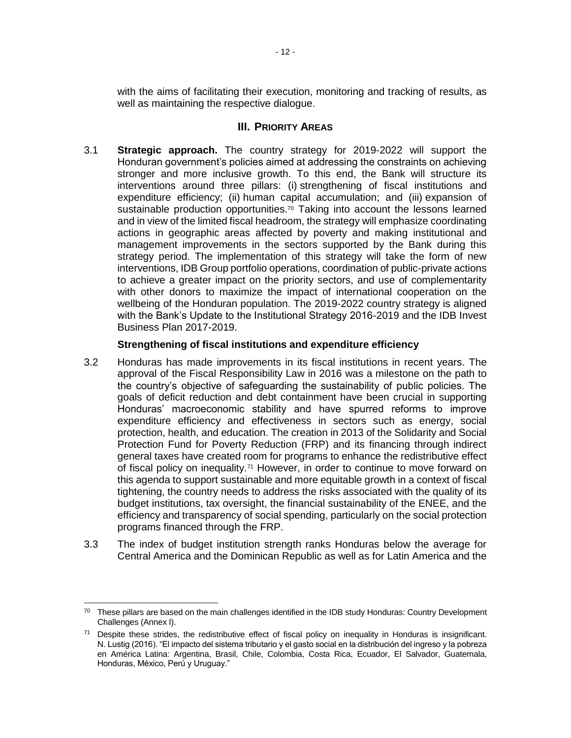with the aims of facilitating their execution, monitoring and tracking of results, as well as maintaining the respective dialogue.

## III. PRIORITY AREAS

3.1 **Strategic approach.** The country strategy for 2019-2022 will support the Honduran government's policies aimed at addressing the constraints on achieving stronger and more inclusive growth. To this end, the Bank will structure its interventions around three pillars: (i) strengthening of fiscal institutions and expenditure efficiency; (ii) human capital accumulation; and (iii) expansion of sustainable production opportunities.[70] Taking into account the lessons learned and in view of the limited fiscal headroom, the strategy will emphasize coordinating actions in geographic areas affected by poverty and making institutional and management improvements in the sectors supported by the Bank during this strategy period. The implementation of this strategy will take the form of new interventions, IDB Group portfolio operations, coordination of public-private actions to achieve a greater impact on the priority sectors, and use of complementarity with other donors to maximize the impact of international cooperation on the wellbeing of the Honduran population. The 2019-2022 country strategy is aligned with the Bank's Update to the Institutional Strategy 2016-2019 and the IDB Invest Business Plan 2017-2019.

### Strengthening of fiscal institutions and expenditure efficiency

3.2 Honduras has made improvements in its fiscal institutions in recent years. The approval of the Fiscal Responsibility Law in 2016 was a milestone on the path to the country's objective of safeguarding the sustainability of public policies. The goals of deficit reduction and debt containment have been crucial in supporting Honduras' macroeconomic stability and have spurred reforms to improve expenditure efficiency and effectiveness in sectors such as energy, social protection, health, and education. The creation in 2013 of the Solidarity and Social Protection Fund for Poverty Reduction (FRP) and its financing through indirect general taxes have created room for programs to enhance the redistributive effect of fiscal policy on inequality.[71] However, in order to continue to move forward on this agenda to support sustainable and more equitable growth in a context of fiscal tightening, the country needs to address the risks associated with the quality of its budget institutions, tax oversight, the financial sustainability of the ENEE, and the efficiency and transparency of social spending, particularly on the social protection programs financed through the FRP.

3.3 The index of budget institution strength ranks Honduras below the average for Central America and the Dominican Republic as well as for Latin America and the

---

[70] These pillars are based on the main challenges identified in the IDB study Honduras: Country Development Challenges (Annex I).

[71] Despite these strides, the redistributive effect of fiscal policy on inequality in Honduras is insignificant. N. Lustig (2016). "El impacto del sistema tributario y el gasto social en la distribución del ingreso y la pobreza en América Latina: Argentina, Brasil, Chile, Colombia, Costa Rica, Ecuador, El Salvador, Guatemala, Honduras, México, Perú y Uruguay."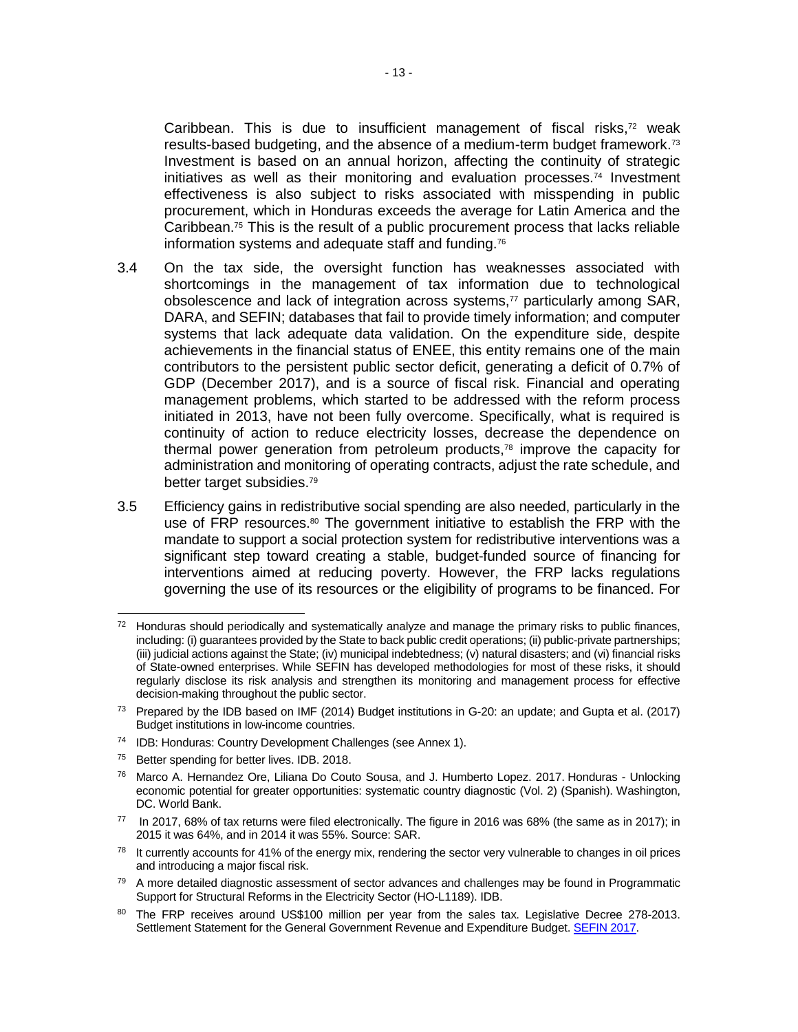Caribbean. This is due to insufficient management of fiscal risks,[72] weak results-based budgeting, and the absence of a medium-term budget framework.[73] Investment is based on an annual horizon, affecting the continuity of strategic initiatives as well as their monitoring and evaluation processes.[74] Investment effectiveness is also subject to risks associated with misspending in public procurement, which in Honduras exceeds the average for Latin America and the Caribbean.[75] This is the result of a public procurement process that lacks reliable information systems and adequate staff and funding.[76]

3.4 On the tax side, the oversight function has weaknesses associated with shortcomings in the management of tax information due to technological obsolescence and lack of integration across systems,[77] particularly among SAR, DARA, and SEFIN; databases that fail to provide timely information; and computer systems that lack adequate data validation. On the expenditure side, despite achievements in the financial status of ENEE, this entity remains one of the main contributors to the persistent public sector deficit, generating a deficit of 0.7% of GDP (December 2017), and is a source of fiscal risk. Financial and operating management problems, which started to be addressed with the reform process initiated in 2013, have not been fully overcome. Specifically, what is required is continuity of action to reduce electricity losses, decrease the dependence on thermal power generation from petroleum products,[78] improve the capacity for administration and monitoring of operating contracts, adjust the rate schedule, and better target subsidies.[79]

3.5 Efficiency gains in redistributive social spending are also needed, particularly in the use of FRP resources.[80] The government initiative to establish the FRP with the mandate to support a social protection system for redistributive interventions was a significant step toward creating a stable, budget-funded source of financing for interventions aimed at reducing poverty. However, the FRP lacks regulations governing the use of its resources or the eligibility of programs to be financed. For

---

[72] Honduras should periodically and systematically analyze and manage the primary risks to public finances, including: (i) guarantees provided by the State to back public credit operations; (ii) public-private partnerships; (iii) judicial actions against the State; (iv) municipal indebtedness; (v) natural disasters; and (vi) financial risks of State-owned enterprises. While SEFIN has developed methodologies for most of these risks, it should regularly disclose its risk analysis and strengthen its monitoring and management process for effective decision-making throughout the public sector.

[73] Prepared by the IDB based on IMF (2014) Budget institutions in G-20: an update; and Gupta et al. (2017) Budget institutions in low-income countries.

[74] IDB: Honduras: Country Development Challenges (see Annex 1).

[75] Better spending for better lives. IDB. 2018.

[76] Marco A. Hernandez Ore, Liliana Do Couto Sousa, and J. Humberto Lopez. 2017. Honduras - Unlocking economic potential for greater opportunities: systematic country diagnostic (Vol. 2) (Spanish). Washington, DC. World Bank.

[77] In 2017, 68% of tax returns were filed electronically. The figure in 2016 was 68% (the same as in 2017); in 2015 it was 64%, and in 2014 it was 55%. Source: SAR.

[78] It currently accounts for 41% of the energy mix, rendering the sector very vulnerable to changes in oil prices and introducing a major fiscal risk.

[79] A more detailed diagnostic assessment of sector advances and challenges may be found in Programmatic Support for Structural Reforms in the Electricity Sector (HO-L1189). IDB.

[80] The FRP receives around US$100 million per year from the sales tax. Legislative Decree 278-2013. Settlement Statement for the General Government Revenue and Expenditure Budget. SEFIN 2017.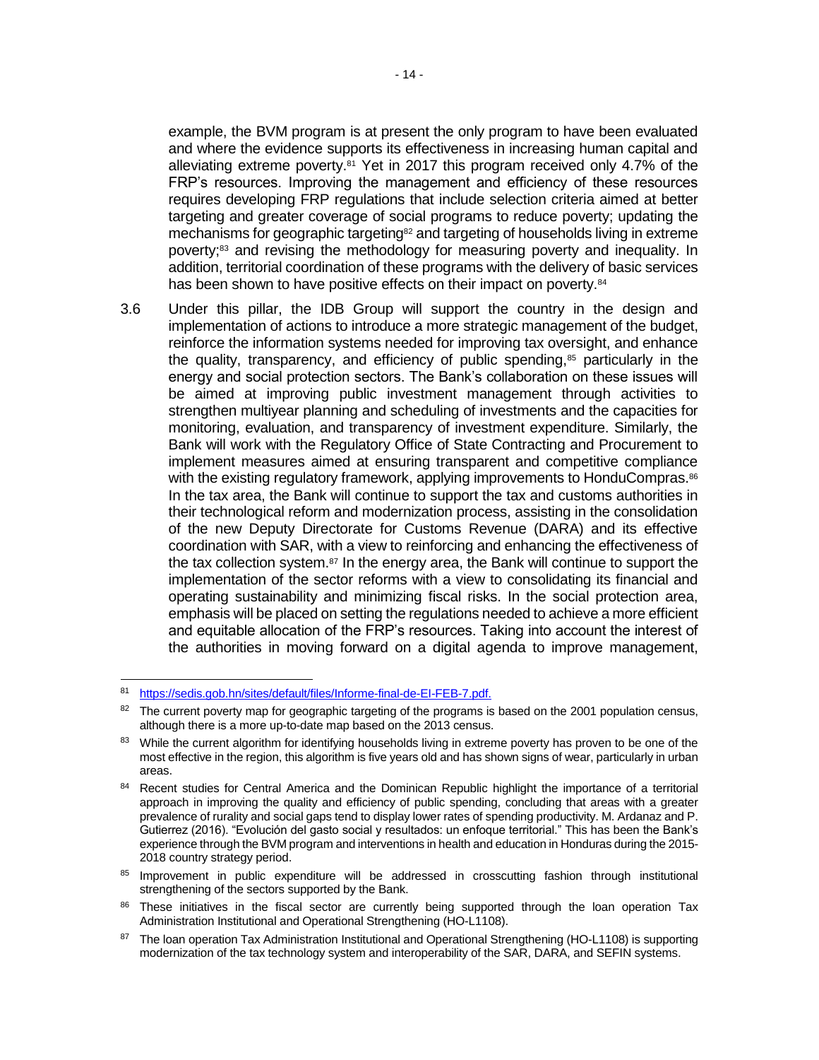example, the BVM program is at present the only program to have been evaluated and where the evidence supports its effectiveness in increasing human capital and alleviating extreme poverty.[81] Yet in 2017 this program received only 4.7% of the FRP's resources. Improving the management and efficiency of these resources requires developing FRP regulations that include selection criteria aimed at better targeting and greater coverage of social programs to reduce poverty; updating the mechanisms for geographic targeting[82] and targeting of households living in extreme poverty;[83] and revising the methodology for measuring poverty and inequality. In addition, territorial coordination of these programs with the delivery of basic services has been shown to have positive effects on their impact on poverty.[84]

3.6 Under this pillar, the IDB Group will support the country in the design and implementation of actions to introduce a more strategic management of the budget, reinforce the information systems needed for improving tax oversight, and enhance the quality, transparency, and efficiency of public spending,[85] particularly in the energy and social protection sectors. The Bank's collaboration on these issues will be aimed at improving public investment management through activities to strengthen multiyear planning and scheduling of investments and the capacities for monitoring, evaluation, and transparency of investment expenditure. Similarly, the Bank will work with the Regulatory Office of State Contracting and Procurement to implement measures aimed at ensuring transparent and competitive compliance with the existing regulatory framework, applying improvements to HonduCompras.[86] In the tax area, the Bank will continue to support the tax and customs authorities in their technological reform and modernization process, assisting in the consolidation of the new Deputy Directorate for Customs Revenue (DARA) and its effective coordination with SAR, with a view to reinforcing and enhancing the effectiveness of the tax collection system.[87] In the energy area, the Bank will continue to support the implementation of the sector reforms with a view to consolidating its financial and operating sustainability and minimizing fiscal risks. In the social protection area, emphasis will be placed on setting the regulations needed to achieve a more efficient and equitable allocation of the FRP's resources. Taking into account the interest of the authorities in moving forward on a digital agenda to improve management,

---

[81] https://sedis.gob.hn/sites/default/files/Informe-final-de-EI-FEB-7.pdf.

[82] The current poverty map for geographic targeting of the programs is based on the 2001 population census, although there is a more up-to-date map based on the 2013 census.

[83] While the current algorithm for identifying households living in extreme poverty has proven to be one of the most effective in the region, this algorithm is five years old and has shown signs of wear, particularly in urban areas.

[84] Recent studies for Central America and the Dominican Republic highlight the importance of a territorial approach in improving the quality and efficiency of public spending, concluding that areas with a greater prevalence of rurality and social gaps tend to display lower rates of spending productivity. M. Ardanaz and P. Gutierrez (2016). "Evolución del gasto social y resultados: un enfoque territorial." This has been the Bank's experience through the BVM program and interventions in health and education in Honduras during the 2015-2018 country strategy period.

[85] Improvement in public expenditure will be addressed in crosscutting fashion through institutional strengthening of the sectors supported by the Bank.

[86] These initiatives in the fiscal sector are currently being supported through the loan operation Tax Administration Institutional and Operational Strengthening (HO-L1108).

[87] The loan operation Tax Administration Institutional and Operational Strengthening (HO-L1108) is supporting modernization of the tax technology system and interoperability of the SAR, DARA, and SEFIN systems.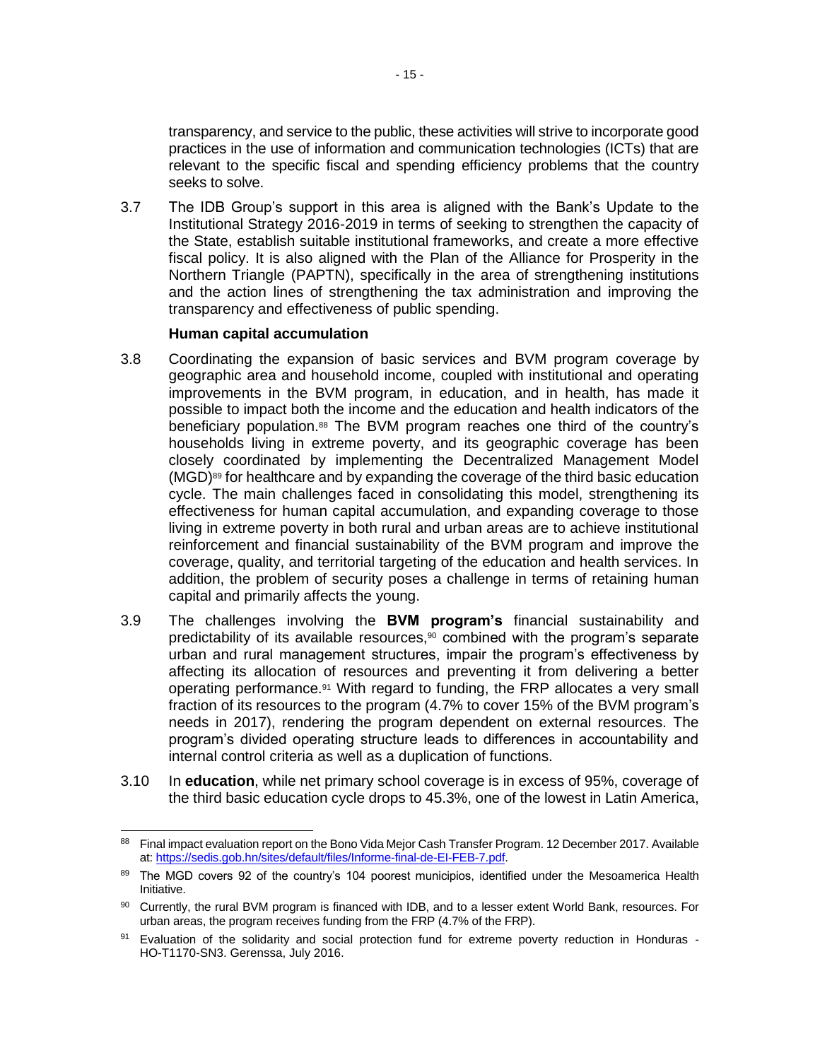transparency, and service to the public, these activities will strive to incorporate good practices in the use of information and communication technologies (ICTs) that are relevant to the specific fiscal and spending efficiency problems that the country seeks to solve.

3.7 The IDB Group's support in this area is aligned with the Bank's Update to the Institutional Strategy 2016-2019 in terms of seeking to strengthen the capacity of the State, establish suitable institutional frameworks, and create a more effective fiscal policy. It is also aligned with the Plan of the Alliance for Prosperity in the Northern Triangle (PAPTN), specifically in the area of strengthening institutions and the action lines of strengthening the tax administration and improving the transparency and effectiveness of public spending.

**Human capital accumulation**

3.8 Coordinating the expansion of basic services and BVM program coverage by geographic area and household income, coupled with institutional and operating improvements in the BVM program, in education, and in health, has made it possible to impact both the income and the education and health indicators of the beneficiary population.[88] The BVM program reaches one third of the country's households living in extreme poverty, and its geographic coverage has been closely coordinated by implementing the Decentralized Management Model (MGD)[89] for healthcare and by expanding the coverage of the third basic education cycle. The main challenges faced in consolidating this model, strengthening its effectiveness for human capital accumulation, and expanding coverage to those living in extreme poverty in both rural and urban areas are to achieve institutional reinforcement and financial sustainability of the BVM program and improve the coverage, quality, and territorial targeting of the education and health services. In addition, the problem of security poses a challenge in terms of retaining human capital and primarily affects the young.

3.9 The challenges involving the **BVM program's** financial sustainability and predictability of its available resources,[90] combined with the program's separate urban and rural management structures, impair the program's effectiveness by affecting its allocation of resources and preventing it from delivering a better operating performance.[91] With regard to funding, the FRP allocates a very small fraction of its resources to the program (4.7% to cover 15% of the BVM program's needs in 2017), rendering the program dependent on external resources. The program's divided operating structure leads to differences in accountability and internal control criteria as well as a duplication of functions.

3.10 In **education**, while net primary school coverage is in excess of 95%, coverage of the third basic education cycle drops to 45.3%, one of the lowest in Latin America,

---

[88] Final impact evaluation report on the Bono Vida Mejor Cash Transfer Program. 12 December 2017. Available at: https://sedis.gob.hn/sites/default/files/Informe-final-de-EI-FEB-7.pdf.

[89] The MGD covers 92 of the country's 104 poorest municipios, identified under the Mesoamerica Health Initiative.

[90] Currently, the rural BVM program is financed with IDB, and to a lesser extent World Bank, resources. For urban areas, the program receives funding from the FRP (4.7% of the FRP).

[91] Evaluation of the solidarity and social protection fund for extreme poverty reduction in Honduras - HO-T1170-SN3. Gerenssa, July 2016.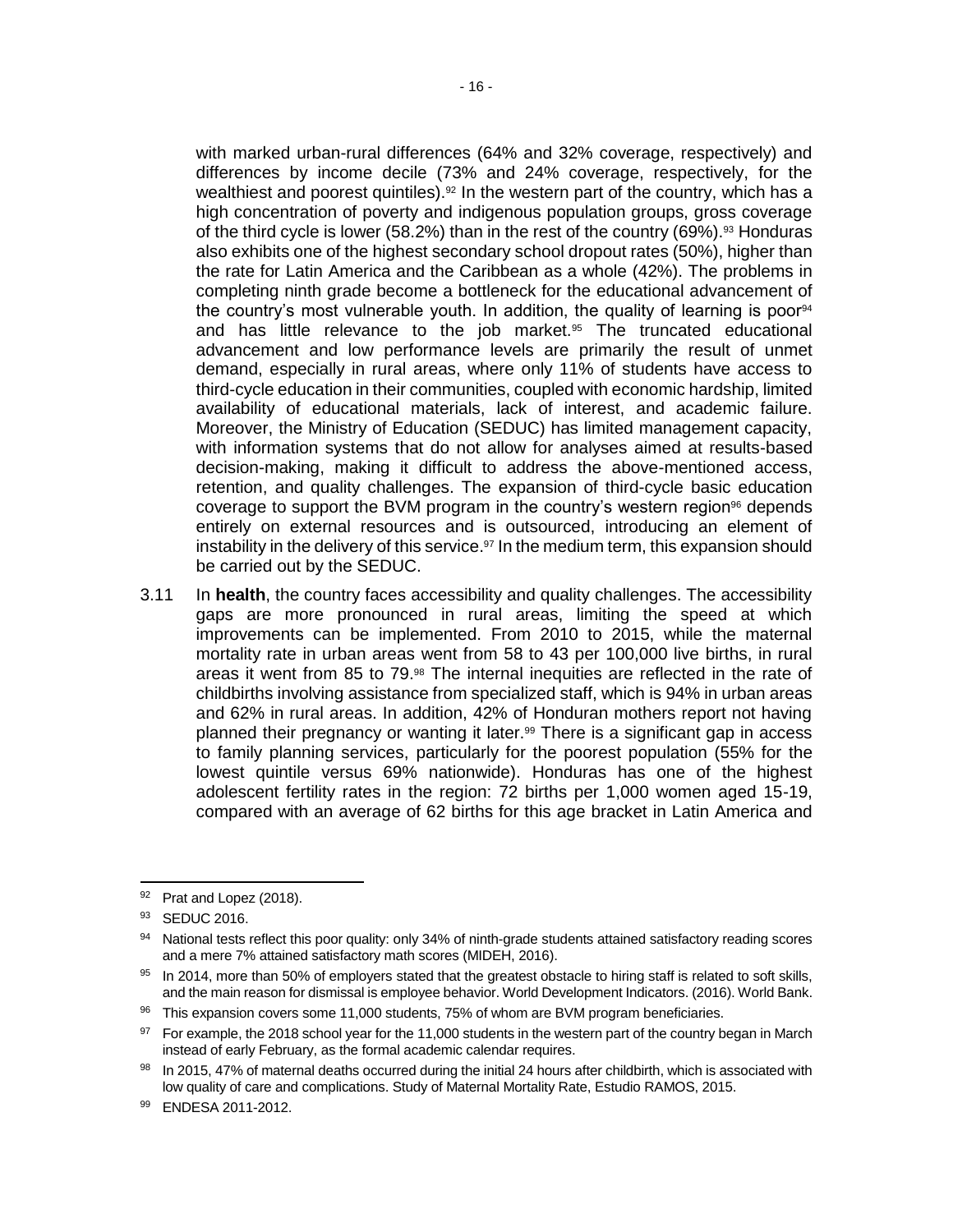with marked urban-rural differences (64% and 32% coverage, respectively) and differences by income decile (73% and 24% coverage, respectively, for the wealthiest and poorest quintiles).[92] In the western part of the country, which has a high concentration of poverty and indigenous population groups, gross coverage of the third cycle is lower (58.2%) than in the rest of the country (69%).[93] Honduras also exhibits one of the highest secondary school dropout rates (50%), higher than the rate for Latin America and the Caribbean as a whole (42%). The problems in completing ninth grade become a bottleneck for the educational advancement of the country's most vulnerable youth. In addition, the quality of learning is poor[94] and has little relevance to the job market.[95] The truncated educational advancement and low performance levels are primarily the result of unmet demand, especially in rural areas, where only 11% of students have access to third-cycle education in their communities, coupled with economic hardship, limited availability of educational materials, lack of interest, and academic failure. Moreover, the Ministry of Education (SEDUC) has limited management capacity, with information systems that do not allow for analyses aimed at results-based decision-making, making it difficult to address the above-mentioned access, retention, and quality challenges. The expansion of third-cycle basic education coverage to support the BVM program in the country's western region[96] depends entirely on external resources and is outsourced, introducing an element of instability in the delivery of this service.[97] In the medium term, this expansion should be carried out by the SEDUC.

3.11 In **health**, the country faces accessibility and quality challenges. The accessibility gaps are more pronounced in rural areas, limiting the speed at which improvements can be implemented. From 2010 to 2015, while the maternal mortality rate in urban areas went from 58 to 43 per 100,000 live births, in rural areas it went from 85 to 79.[98] The internal inequities are reflected in the rate of childbirths involving assistance from specialized staff, which is 94% in urban areas and 62% in rural areas. In addition, 42% of Honduran mothers report not having planned their pregnancy or wanting it later.[99] There is a significant gap in access to family planning services, particularly for the poorest population (55% for the lowest quintile versus 69% nationwide). Honduras has one of the highest adolescent fertility rates in the region: 72 births per 1,000 women aged 15-19, compared with an average of 62 births for this age bracket in Latin America and

---

[92] Prat and Lopez (2018).

[93] SEDUC 2016.

[94] National tests reflect this poor quality: only 34% of ninth-grade students attained satisfactory reading scores and a mere 7% attained satisfactory math scores (MIDEH, 2016).

[95] In 2014, more than 50% of employers stated that the greatest obstacle to hiring staff is related to soft skills, and the main reason for dismissal is employee behavior. World Development Indicators. (2016). World Bank.

[96] This expansion covers some 11,000 students, 75% of whom are BVM program beneficiaries.

[97] For example, the 2018 school year for the 11,000 students in the western part of the country began in March instead of early February, as the formal academic calendar requires.

[98] In 2015, 47% of maternal deaths occurred during the initial 24 hours after childbirth, which is associated with low quality of care and complications. Study of Maternal Mortality Rate, Estudio RAMOS, 2015.

[99] ENDESA 2011-2012.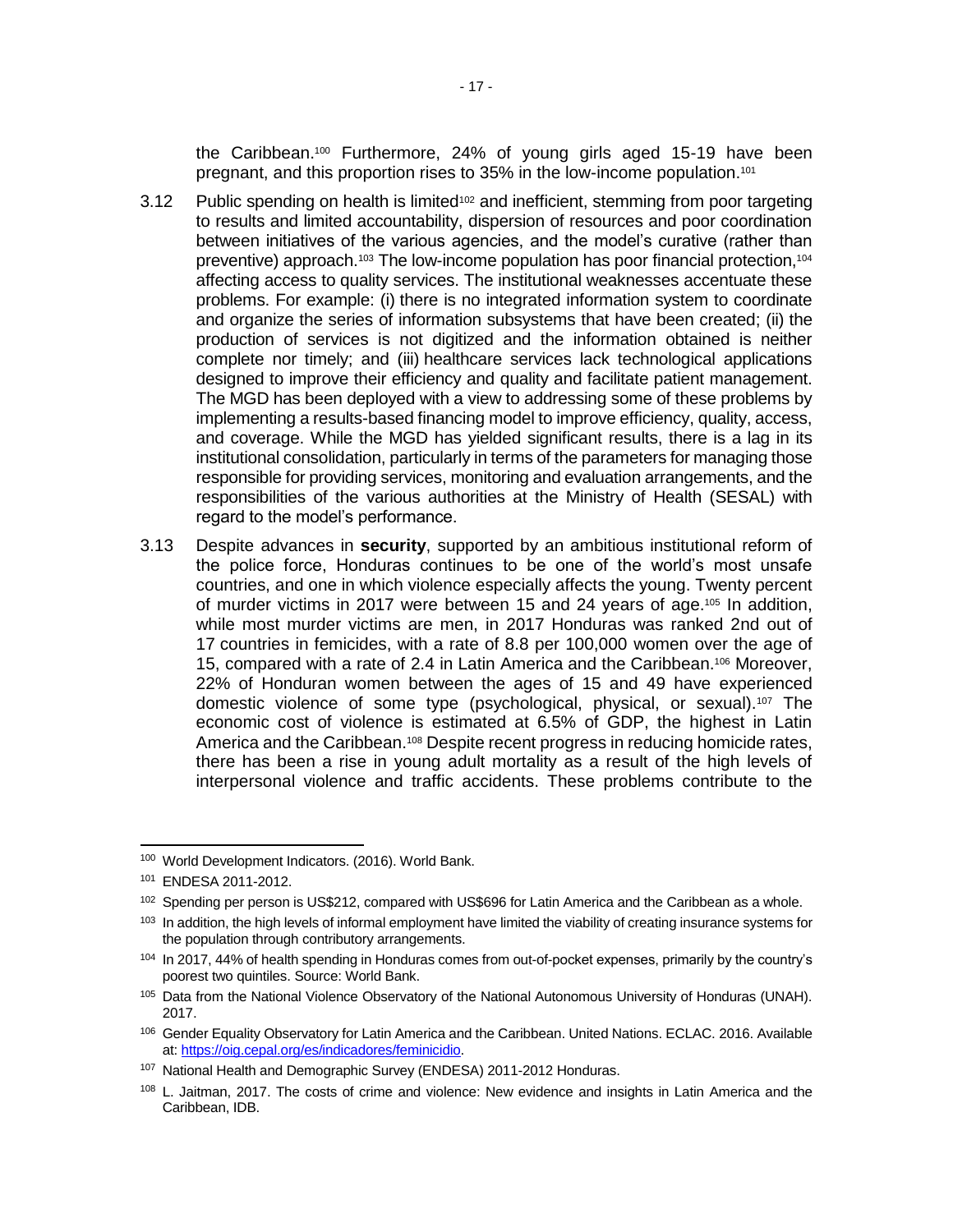the Caribbean.[100] Furthermore, 24% of young girls aged 15-19 have been pregnant, and this proportion rises to 35% in the low-income population.[101]

3.12 Public spending on health is limited[102] and inefficient, stemming from poor targeting to results and limited accountability, dispersion of resources and poor coordination between initiatives of the various agencies, and the model's curative (rather than preventive) approach.[103] The low-income population has poor financial protection,[104] affecting access to quality services. The institutional weaknesses accentuate these problems. For example: (i) there is no integrated information system to coordinate and organize the series of information subsystems that have been created; (ii) the production of services is not digitized and the information obtained is neither complete nor timely; and (iii) healthcare services lack technological applications designed to improve their efficiency and quality and facilitate patient management. The MGD has been deployed with a view to addressing some of these problems by implementing a results-based financing model to improve efficiency, quality, access, and coverage. While the MGD has yielded significant results, there is a lag in its institutional consolidation, particularly in terms of the parameters for managing those responsible for providing services, monitoring and evaluation arrangements, and the responsibilities of the various authorities at the Ministry of Health (SESAL) with regard to the model's performance.

3.13 Despite advances in **security**, supported by an ambitious institutional reform of the police force, Honduras continues to be one of the world's most unsafe countries, and one in which violence especially affects the young. Twenty percent of murder victims in 2017 were between 15 and 24 years of age.[105] In addition, while most murder victims are men, in 2017 Honduras was ranked 2nd out of 17 countries in femicides, with a rate of 8.8 per 100,000 women over the age of 15, compared with a rate of 2.4 in Latin America and the Caribbean.[106] Moreover, 22% of Honduran women between the ages of 15 and 49 have experienced domestic violence of some type (psychological, physical, or sexual).[107] The economic cost of violence is estimated at 6.5% of GDP, the highest in Latin America and the Caribbean.[108] Despite recent progress in reducing homicide rates, there has been a rise in young adult mortality as a result of the high levels of interpersonal violence and traffic accidents. These problems contribute to the

---

[100] World Development Indicators. (2016). World Bank.

[101] ENDESA 2011-2012.

[102] Spending per person is US$212, compared with US$696 for Latin America and the Caribbean as a whole.

[103] In addition, the high levels of informal employment have limited the viability of creating insurance systems for the population through contributory arrangements.

[104] In 2017, 44% of health spending in Honduras comes from out-of-pocket expenses, primarily by the country's poorest two quintiles. Source: World Bank.

[105] Data from the National Violence Observatory of the National Autonomous University of Honduras (UNAH). 2017.

[106] Gender Equality Observatory for Latin America and the Caribbean. United Nations. ECLAC. 2016. Available at: https://oig.cepal.org/es/indicadores/feminicidio.

[107] National Health and Demographic Survey (ENDESA) 2011-2012 Honduras.

[108] L. Jaitman, 2017. The costs of crime and violence: New evidence and insights in Latin America and the Caribbean, IDB.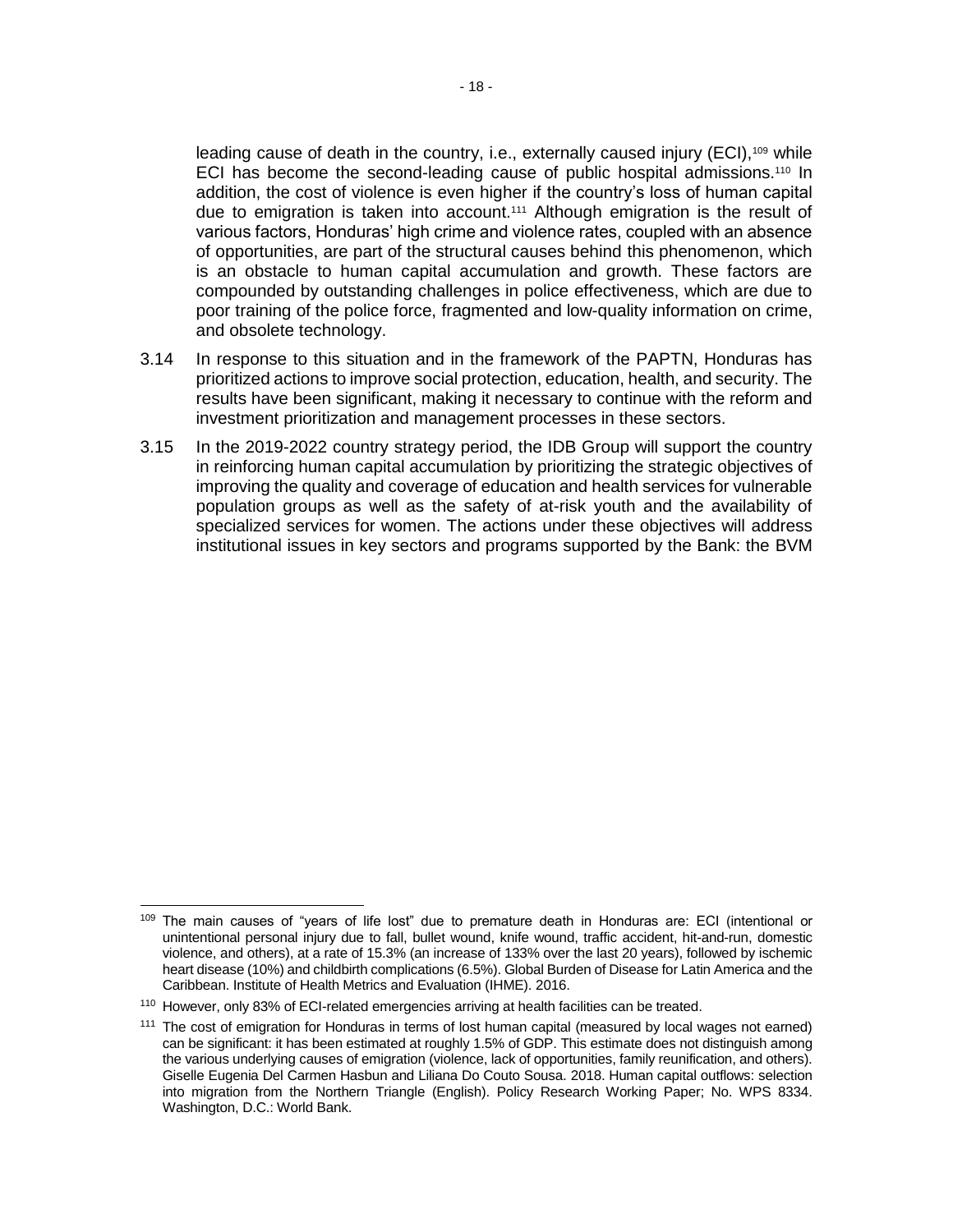leading cause of death in the country, i.e., externally caused injury (ECI),[109] while ECI has become the second-leading cause of public hospital admissions.[110] In addition, the cost of violence is even higher if the country's loss of human capital due to emigration is taken into account.[111] Although emigration is the result of various factors, Honduras' high crime and violence rates, coupled with an absence of opportunities, are part of the structural causes behind this phenomenon, which is an obstacle to human capital accumulation and growth. These factors are compounded by outstanding challenges in police effectiveness, which are due to poor training of the police force, fragmented and low-quality information on crime, and obsolete technology.

3.14 In response to this situation and in the framework of the PAPTN, Honduras has prioritized actions to improve social protection, education, health, and security. The results have been significant, making it necessary to continue with the reform and investment prioritization and management processes in these sectors.

3.15 In the 2019-2022 country strategy period, the IDB Group will support the country in reinforcing human capital accumulation by prioritizing the strategic objectives of improving the quality and coverage of education and health services for vulnerable population groups as well as the safety of at-risk youth and the availability of specialized services for women. The actions under these objectives will address institutional issues in key sectors and programs supported by the Bank: the BVM

---

[109] The main causes of "years of life lost" due to premature death in Honduras are: ECI (intentional or unintentional personal injury due to fall, bullet wound, knife wound, traffic accident, hit-and-run, domestic violence, and others), at a rate of 15.3% (an increase of 133% over the last 20 years), followed by ischemic heart disease (10%) and childbirth complications (6.5%). Global Burden of Disease for Latin America and the Caribbean. Institute of Health Metrics and Evaluation (IHME). 2016.

[110] However, only 83% of ECI-related emergencies arriving at health facilities can be treated.

[111] The cost of emigration for Honduras in terms of lost human capital (measured by local wages not earned) can be significant: it has been estimated at roughly 1.5% of GDP. This estimate does not distinguish among the various underlying causes of emigration (violence, lack of opportunities, family reunification, and others). Giselle Eugenia Del Carmen Hasbun and Liliana Do Couto Sousa. 2018. Human capital outflows: selection into migration from the Northern Triangle (English). Policy Research Working Paper; No. WPS 8334. Washington, D.C.: World Bank.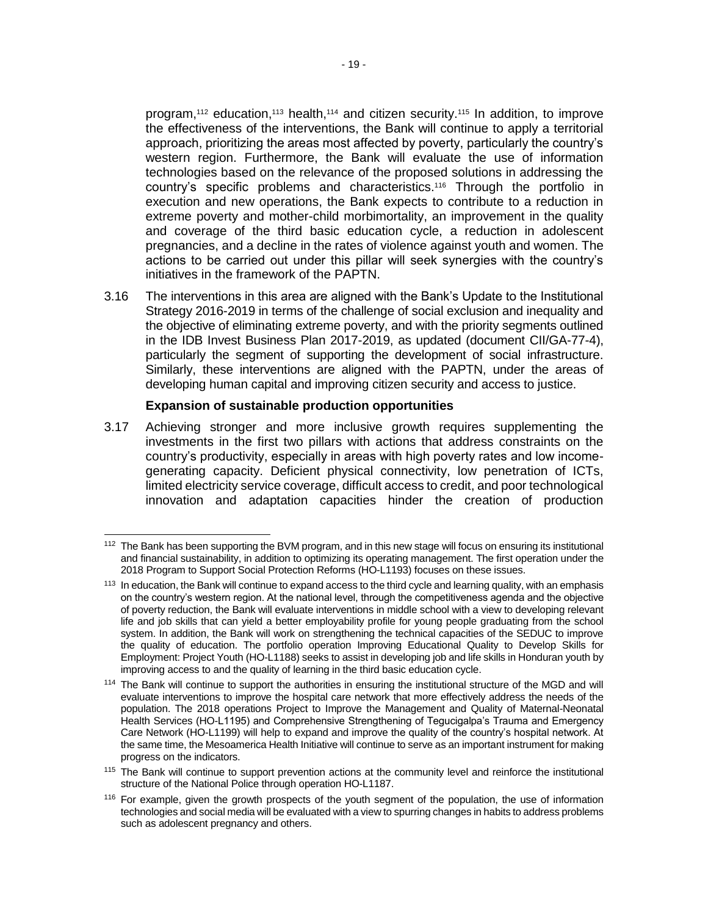program,[112] education,[113] health,[114] and citizen security.[115] In addition, to improve the effectiveness of the interventions, the Bank will continue to apply a territorial approach, prioritizing the areas most affected by poverty, particularly the country's western region. Furthermore, the Bank will evaluate the use of information technologies based on the relevance of the proposed solutions in addressing the country's specific problems and characteristics.[116] Through the portfolio in execution and new operations, the Bank expects to contribute to a reduction in extreme poverty and mother-child morbimortality, an improvement in the quality and coverage of the third basic education cycle, a reduction in adolescent pregnancies, and a decline in the rates of violence against youth and women. The actions to be carried out under this pillar will seek synergies with the country's initiatives in the framework of the PAPTN.

3.16 The interventions in this area are aligned with the Bank's Update to the Institutional Strategy 2016-2019 in terms of the challenge of social exclusion and inequality and the objective of eliminating extreme poverty, and with the priority segments outlined in the IDB Invest Business Plan 2017-2019, as updated (document CII/GA-77-4), particularly the segment of supporting the development of social infrastructure. Similarly, these interventions are aligned with the PAPTN, under the areas of developing human capital and improving citizen security and access to justice.

**Expansion of sustainable production opportunities**

3.17 Achieving stronger and more inclusive growth requires supplementing the investments in the first two pillars with actions that address constraints on the country's productivity, especially in areas with high poverty rates and low income-generating capacity. Deficient physical connectivity, low penetration of ICTs, limited electricity service coverage, difficult access to credit, and poor technological innovation and adaptation capacities hinder the creation of production

---

[112] The Bank has been supporting the BVM program, and in this new stage will focus on ensuring its institutional and financial sustainability, in addition to optimizing its operating management. The first operation under the 2018 Program to Support Social Protection Reforms (HO-L1193) focuses on these issues.

[113] In education, the Bank will continue to expand access to the third cycle and learning quality, with an emphasis on the country's western region. At the national level, through the competitiveness agenda and the objective of poverty reduction, the Bank will evaluate interventions in middle school with a view to developing relevant life and job skills that can yield a better employability profile for young people graduating from the school system. In addition, the Bank will work on strengthening the technical capacities of the SEDUC to improve the quality of education. The portfolio operation Improving Educational Quality to Develop Skills for Employment: Project Youth (HO-L1188) seeks to assist in developing job and life skills in Honduran youth by improving access to and the quality of learning in the third basic education cycle.

[114] The Bank will continue to support the authorities in ensuring the institutional structure of the MGD and will evaluate interventions to improve the hospital care network that more effectively address the needs of the population. The 2018 operations Project to Improve the Management and Quality of Maternal-Neonatal Health Services (HO-L1195) and Comprehensive Strengthening of Tegucigalpa's Trauma and Emergency Care Network (HO-L1199) will help to expand and improve the quality of the country's hospital network. At the same time, the Mesoamerica Health Initiative will continue to serve as an important instrument for making progress on the indicators.

[115] The Bank will continue to support prevention actions at the community level and reinforce the institutional structure of the National Police through operation HO-L1187.

[116] For example, given the growth prospects of the youth segment of the population, the use of information technologies and social media will be evaluated with a view to spurring changes in habits to address problems such as adolescent pregnancy and others.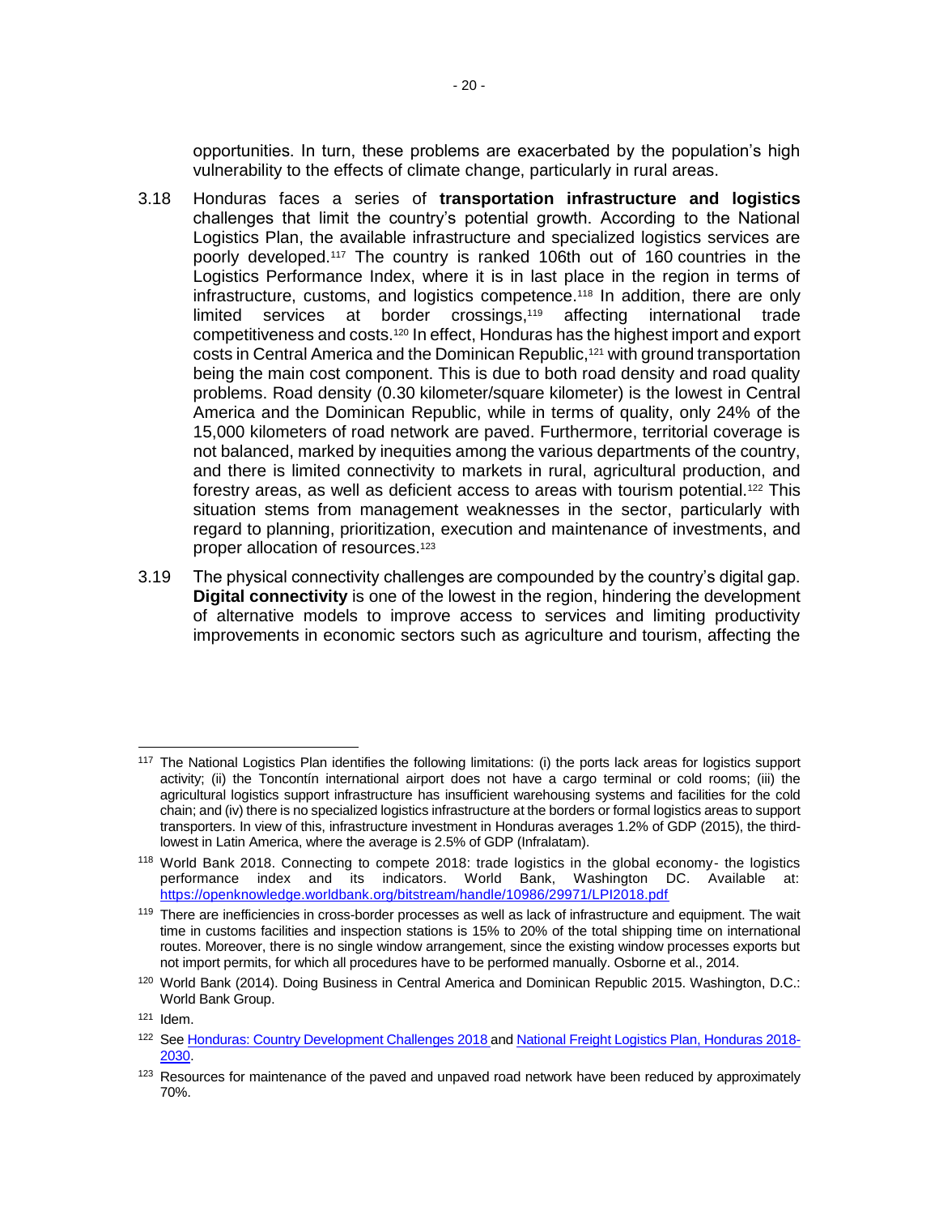opportunities. In turn, these problems are exacerbated by the population's high vulnerability to the effects of climate change, particularly in rural areas.

3.18 Honduras faces a series of **transportation infrastructure and logistics** challenges that limit the country's potential growth. According to the National Logistics Plan, the available infrastructure and specialized logistics services are poorly developed.[117] The country is ranked 106th out of 160 countries in the Logistics Performance Index, where it is in last place in the region in terms of infrastructure, customs, and logistics competence.[118] In addition, there are only limited services at border crossings,[119] affecting international trade competitiveness and costs.[120] In effect, Honduras has the highest import and export costs in Central America and the Dominican Republic,[121] with ground transportation being the main cost component. This is due to both road density and road quality problems. Road density (0.30 kilometer/square kilometer) is the lowest in Central America and the Dominican Republic, while in terms of quality, only 24% of the 15,000 kilometers of road network are paved. Furthermore, territorial coverage is not balanced, marked by inequities among the various departments of the country, and there is limited connectivity to markets in rural, agricultural production, and forestry areas, as well as deficient access to areas with tourism potential.[122] This situation stems from management weaknesses in the sector, particularly with regard to planning, prioritization, execution and maintenance of investments, and proper allocation of resources.[123]

3.19 The physical connectivity challenges are compounded by the country's digital gap. **Digital connectivity** is one of the lowest in the region, hindering the development of alternative models to improve access to services and limiting productivity improvements in economic sectors such as agriculture and tourism, affecting the

---

[117] The National Logistics Plan identifies the following limitations: (i) the ports lack areas for logistics support activity; (ii) the Toncontín international airport does not have a cargo terminal or cold rooms; (iii) the agricultural logistics support infrastructure has insufficient warehousing systems and facilities for the cold chain; and (iv) there is no specialized logistics infrastructure at the borders or formal logistics areas to support transporters. In view of this, infrastructure investment in Honduras averages 1.2% of GDP (2015), the third-lowest in Latin America, where the average is 2.5% of GDP (Infralatam).

[118] World Bank 2018. Connecting to compete 2018: trade logistics in the global economy- the logistics performance index and its indicators. World Bank, Washington DC. Available at: https://openknowledge.worldbank.org/bitstream/handle/10986/29971/LPI2018.pdf

[119] There are inefficiencies in cross-border processes as well as lack of infrastructure and equipment. The wait time in customs facilities and inspection stations is 15% to 20% of the total shipping time on international routes. Moreover, there is no single window arrangement, since the existing window processes exports but not import permits, for which all procedures have to be performed manually. Osborne et al., 2014.

[120] World Bank (2014). Doing Business in Central America and Dominican Republic 2015. Washington, D.C.: World Bank Group.

[121] Idem.

[122] See Honduras: Country Development Challenges 2018 and National Freight Logistics Plan, Honduras 2018-2030.

[123] Resources for maintenance of the paved and unpaved road network have been reduced by approximately 70%.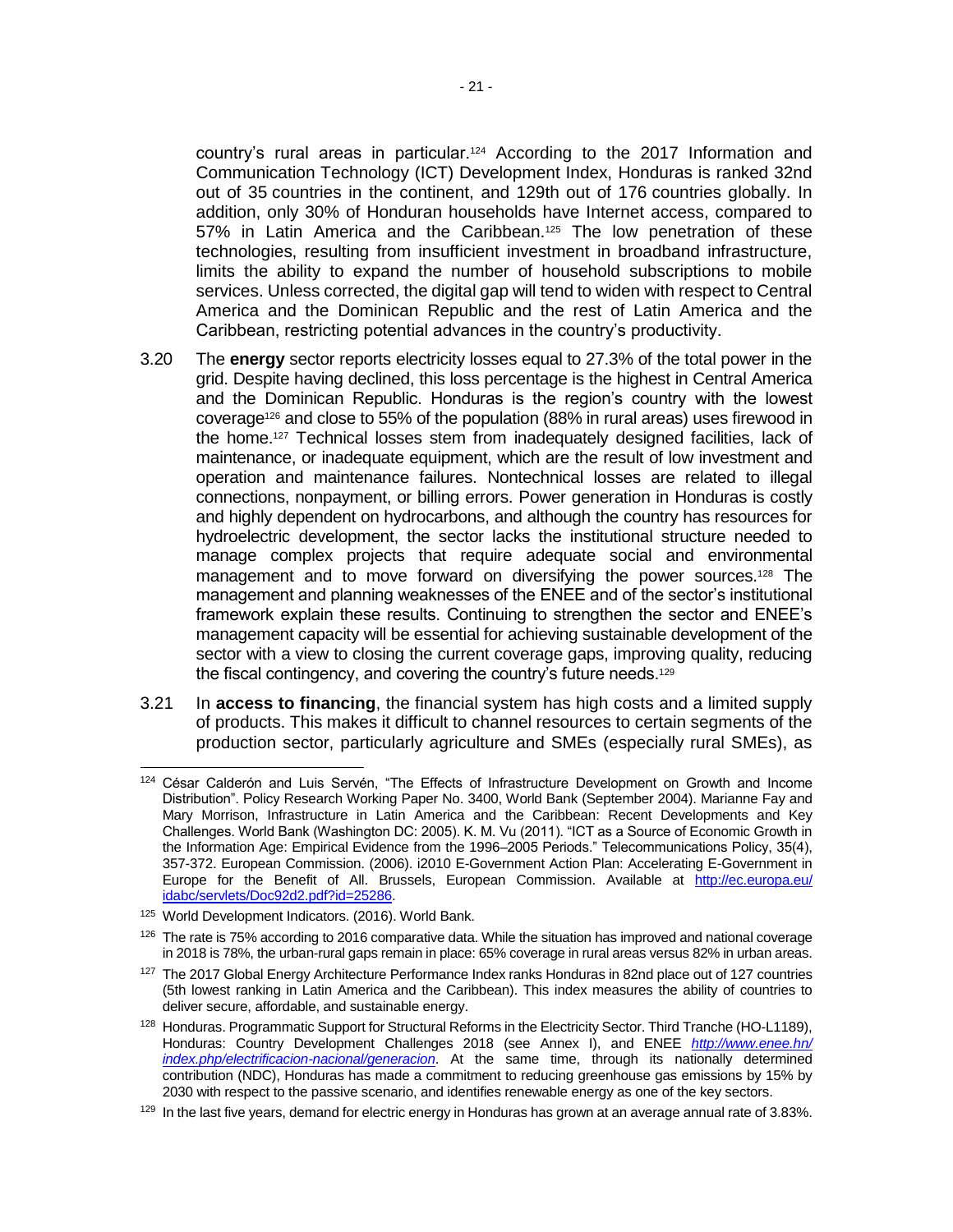country's rural areas in particular.[124] According to the 2017 Information and Communication Technology (ICT) Development Index, Honduras is ranked 32nd out of 35 countries in the continent, and 129th out of 176 countries globally. In addition, only 30% of Honduran households have Internet access, compared to 57% in Latin America and the Caribbean.[125] The low penetration of these technologies, resulting from insufficient investment in broadband infrastructure, limits the ability to expand the number of household subscriptions to mobile services. Unless corrected, the digital gap will tend to widen with respect to Central America and the Dominican Republic and the rest of Latin America and the Caribbean, restricting potential advances in the country's productivity.

3.20 The **energy** sector reports electricity losses equal to 27.3% of the total power in the grid. Despite having declined, this loss percentage is the highest in Central America and the Dominican Republic. Honduras is the region's country with the lowest coverage[126] and close to 55% of the population (88% in rural areas) uses firewood in the home.[127] Technical losses stem from inadequately designed facilities, lack of maintenance, or inadequate equipment, which are the result of low investment and operation and maintenance failures. Nontechnical losses are related to illegal connections, nonpayment, or billing errors. Power generation in Honduras is costly and highly dependent on hydrocarbons, and although the country has resources for hydroelectric development, the sector lacks the institutional structure needed to manage complex projects that require adequate social and environmental management and to move forward on diversifying the power sources.[128] The management and planning weaknesses of the ENEE and of the sector's institutional framework explain these results. Continuing to strengthen the sector and ENEE's management capacity will be essential for achieving sustainable development of the sector with a view to closing the current coverage gaps, improving quality, reducing the fiscal contingency, and covering the country's future needs.[129]

3.21 In **access to financing**, the financial system has high costs and a limited supply of products. This makes it difficult to channel resources to certain segments of the production sector, particularly agriculture and SMEs (especially rural SMEs), as

---

[124] César Calderón and Luis Servén, "The Effects of Infrastructure Development on Growth and Income Distribution". Policy Research Working Paper No. 3400, World Bank (September 2004). Marianne Fay and Mary Morrison, Infrastructure in Latin America and the Caribbean: Recent Developments and Key Challenges. World Bank (Washington DC: 2005). K. M. Vu (2011). "ICT as a Source of Economic Growth in the Information Age: Empirical Evidence from the 1996–2005 Periods." Telecommunications Policy, 35(4), 357-372. European Commission. (2006). i2010 E-Government Action Plan: Accelerating E-Government in Europe for the Benefit of All. Brussels, European Commission. Available at http://ec.europa.eu/idabc/servlets/Doc92d2.pdf?id=25286.

[125] World Development Indicators. (2016). World Bank.

[126] The rate is 75% according to 2016 comparative data. While the situation has improved and national coverage in 2018 is 78%, the urban-rural gaps remain in place: 65% coverage in rural areas versus 82% in urban areas.

[127] The 2017 Global Energy Architecture Performance Index ranks Honduras in 82nd place out of 127 countries (5th lowest ranking in Latin America and the Caribbean). This index measures the ability of countries to deliver secure, affordable, and sustainable energy.

[128] Honduras. Programmatic Support for Structural Reforms in the Electricity Sector. Third Tranche (HO-L1189), Honduras: Country Development Challenges 2018 (see Annex I), and ENEE *http://www.enee.hn/index.php/electrificacion-nacional/generacion*. At the same time, through its nationally determined contribution (NDC), Honduras has made a commitment to reducing greenhouse gas emissions by 15% by 2030 with respect to the passive scenario, and identifies renewable energy as one of the key sectors.

[129] In the last five years, demand for electric energy in Honduras has grown at an average annual rate of 3.83%.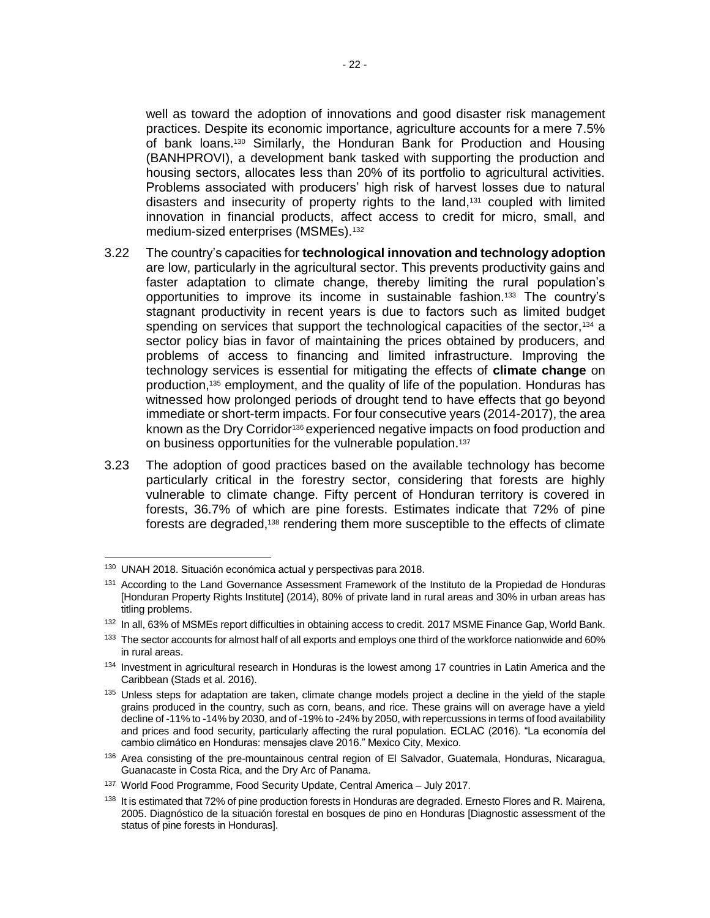well as toward the adoption of innovations and good disaster risk management practices. Despite its economic importance, agriculture accounts for a mere 7.5% of bank loans.[130] Similarly, the Honduran Bank for Production and Housing (BANHPROVI), a development bank tasked with supporting the production and housing sectors, allocates less than 20% of its portfolio to agricultural activities. Problems associated with producers' high risk of harvest losses due to natural disasters and insecurity of property rights to the land,[131] coupled with limited innovation in financial products, affect access to credit for micro, small, and medium-sized enterprises (MSMEs).[132]

3.22 The country's capacities for **technological innovation and technology adoption** are low, particularly in the agricultural sector. This prevents productivity gains and faster adaptation to climate change, thereby limiting the rural population's opportunities to improve its income in sustainable fashion.[133] The country's stagnant productivity in recent years is due to factors such as limited budget spending on services that support the technological capacities of the sector,[134] a sector policy bias in favor of maintaining the prices obtained by producers, and problems of access to financing and limited infrastructure. Improving the technology services is essential for mitigating the effects of **climate change** on production,[135] employment, and the quality of life of the population. Honduras has witnessed how prolonged periods of drought tend to have effects that go beyond immediate or short-term impacts. For four consecutive years (2014-2017), the area known as the Dry Corridor[136] experienced negative impacts on food production and on business opportunities for the vulnerable population.[137]

3.23 The adoption of good practices based on the available technology has become particularly critical in the forestry sector, considering that forests are highly vulnerable to climate change. Fifty percent of Honduran territory is covered in forests, 36.7% of which are pine forests. Estimates indicate that 72% of pine forests are degraded,[138] rendering them more susceptible to the effects of climate

---

[130] UNAH 2018. Situación económica actual y perspectivas para 2018.

[131] According to the Land Governance Assessment Framework of the Instituto de la Propiedad de Honduras [Honduran Property Rights Institute] (2014), 80% of private land in rural areas and 30% in urban areas has titling problems.

[132] In all, 63% of MSMEs report difficulties in obtaining access to credit. 2017 MSME Finance Gap, World Bank.

[133] The sector accounts for almost half of all exports and employs one third of the workforce nationwide and 60% in rural areas.

[134] Investment in agricultural research in Honduras is the lowest among 17 countries in Latin America and the Caribbean (Stads et al. 2016).

[135] Unless steps for adaptation are taken, climate change models project a decline in the yield of the staple grains produced in the country, such as corn, beans, and rice. These grains will on average have a yield decline of -11% to -14% by 2030, and of -19% to -24% by 2050, with repercussions in terms of food availability and prices and food security, particularly affecting the rural population. ECLAC (2016). "La economía del cambio climático en Honduras: mensajes clave 2016." Mexico City, Mexico.

[136] Area consisting of the pre-mountainous central region of El Salvador, Guatemala, Honduras, Nicaragua, Guanacaste in Costa Rica, and the Dry Arc of Panama.

[137] World Food Programme, Food Security Update, Central America – July 2017.

[138] It is estimated that 72% of pine production forests in Honduras are degraded. Ernesto Flores and R. Mairena, 2005. Diagnóstico de la situación forestal en bosques de pino en Honduras [Diagnostic assessment of the status of pine forests in Honduras].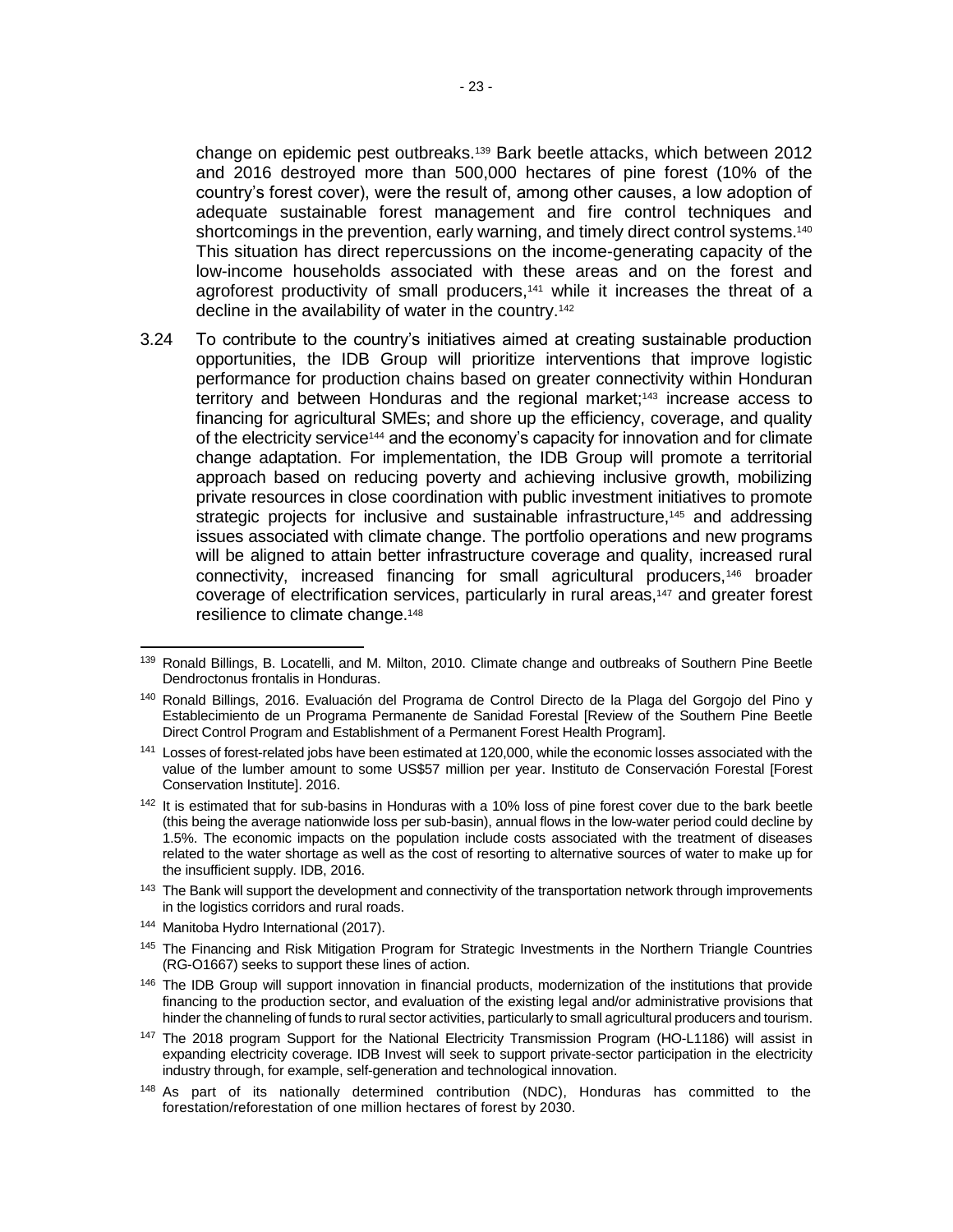change on epidemic pest outbreaks.[139] Bark beetle attacks, which between 2012 and 2016 destroyed more than 500,000 hectares of pine forest (10% of the country's forest cover), were the result of, among other causes, a low adoption of adequate sustainable forest management and fire control techniques and shortcomings in the prevention, early warning, and timely direct control systems.[140] This situation has direct repercussions on the income-generating capacity of the low-income households associated with these areas and on the forest and agroforest productivity of small producers,[141] while it increases the threat of a decline in the availability of water in the country.[142]

3.24 To contribute to the country's initiatives aimed at creating sustainable production opportunities, the IDB Group will prioritize interventions that improve logistic performance for production chains based on greater connectivity within Honduran territory and between Honduras and the regional market;[143] increase access to financing for agricultural SMEs; and shore up the efficiency, coverage, and quality of the electricity service[144] and the economy's capacity for innovation and for climate change adaptation. For implementation, the IDB Group will promote a territorial approach based on reducing poverty and achieving inclusive growth, mobilizing private resources in close coordination with public investment initiatives to promote strategic projects for inclusive and sustainable infrastructure,[145] and addressing issues associated with climate change. The portfolio operations and new programs will be aligned to attain better infrastructure coverage and quality, increased rural connectivity, increased financing for small agricultural producers,[146] broader coverage of electrification services, particularly in rural areas,[147] and greater forest resilience to climate change.[148]

---

[139] Ronald Billings, B. Locatelli, and M. Milton, 2010. Climate change and outbreaks of Southern Pine Beetle Dendroctonus frontalis in Honduras.

[140] Ronald Billings, 2016. Evaluación del Programa de Control Directo de la Plaga del Gorgojo del Pino y Establecimiento de un Programa Permanente de Sanidad Forestal [Review of the Southern Pine Beetle Direct Control Program and Establishment of a Permanent Forest Health Program].

[141] Losses of forest-related jobs have been estimated at 120,000, while the economic losses associated with the value of the lumber amount to some US$57 million per year. Instituto de Conservación Forestal [Forest Conservation Institute]. 2016.

[142] It is estimated that for sub-basins in Honduras with a 10% loss of pine forest cover due to the bark beetle (this being the average nationwide loss per sub-basin), annual flows in the low-water period could decline by 1.5%. The economic impacts on the population include costs associated with the treatment of diseases related to the water shortage as well as the cost of resorting to alternative sources of water to make up for the insufficient supply. IDB, 2016.

[143] The Bank will support the development and connectivity of the transportation network through improvements in the logistics corridors and rural roads.

[144] Manitoba Hydro International (2017).

[145] The Financing and Risk Mitigation Program for Strategic Investments in the Northern Triangle Countries (RG-O1667) seeks to support these lines of action.

[146] The IDB Group will support innovation in financial products, modernization of the institutions that provide financing to the production sector, and evaluation of the existing legal and/or administrative provisions that hinder the channeling of funds to rural sector activities, particularly to small agricultural producers and tourism.

[147] The 2018 program Support for the National Electricity Transmission Program (HO-L1186) will assist in expanding electricity coverage. IDB Invest will seek to support private-sector participation in the electricity industry through, for example, self-generation and technological innovation.

[148] As part of its nationally determined contribution (NDC), Honduras has committed to the forestation/reforestation of one million hectares of forest by 2030.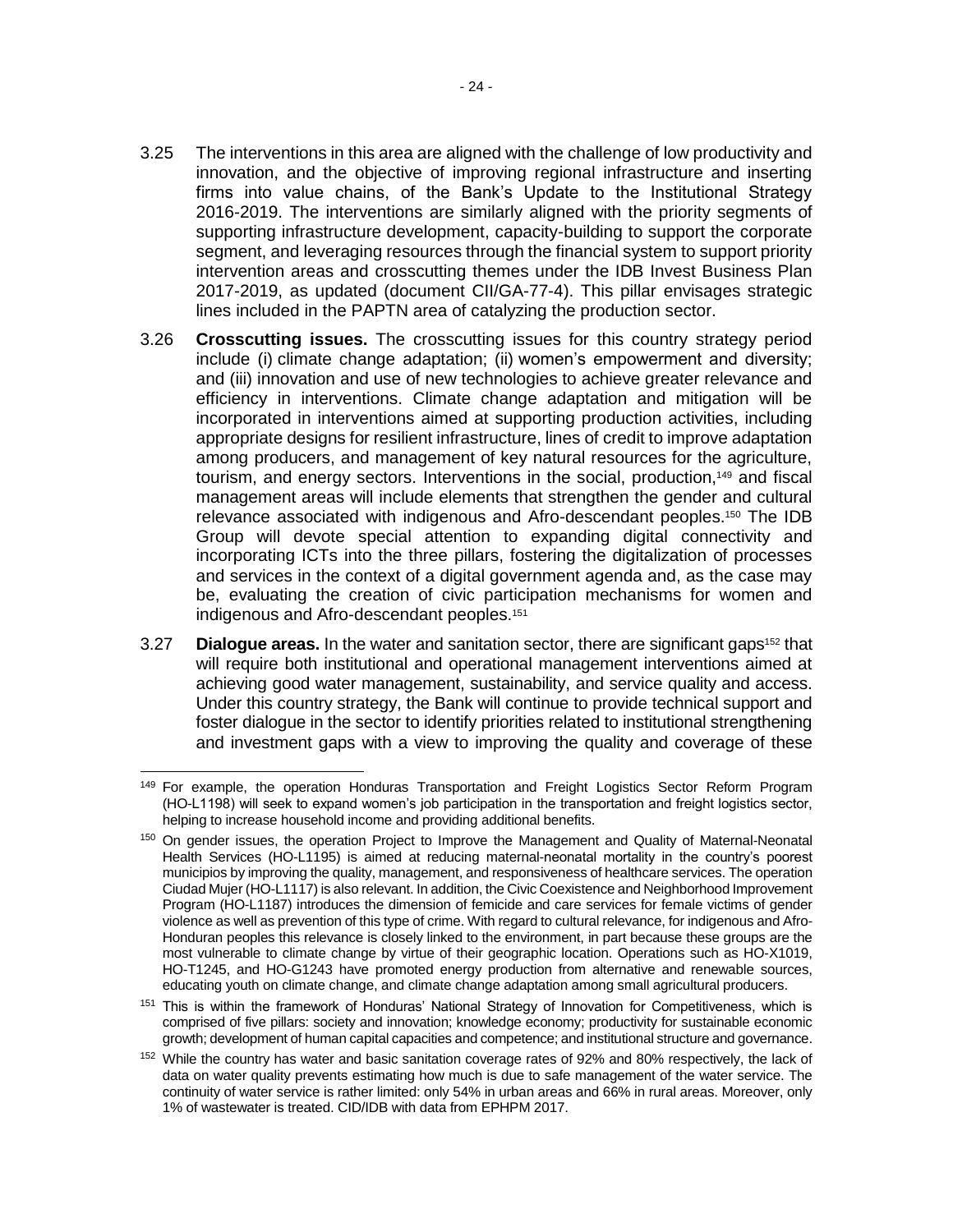3.25 The interventions in this area are aligned with the challenge of low productivity and innovation, and the objective of improving regional infrastructure and inserting firms into value chains, of the Bank's Update to the Institutional Strategy 2016-2019. The interventions are similarly aligned with the priority segments of supporting infrastructure development, capacity-building to support the corporate segment, and leveraging resources through the financial system to support priority intervention areas and crosscutting themes under the IDB Invest Business Plan 2017-2019, as updated (document CII/GA-77-4). This pillar envisages strategic lines included in the PAPTN area of catalyzing the production sector.

3.26 **Crosscutting issues.** The crosscutting issues for this country strategy period include (i) climate change adaptation; (ii) women's empowerment and diversity; and (iii) innovation and use of new technologies to achieve greater relevance and efficiency in interventions. Climate change adaptation and mitigation will be incorporated in interventions aimed at supporting production activities, including appropriate designs for resilient infrastructure, lines of credit to improve adaptation among producers, and management of key natural resources for the agriculture, tourism, and energy sectors. Interventions in the social, production,[149] and fiscal management areas will include elements that strengthen the gender and cultural relevance associated with indigenous and Afro-descendant peoples.[150] The IDB Group will devote special attention to expanding digital connectivity and incorporating ICTs into the three pillars, fostering the digitalization of processes and services in the context of a digital government agenda and, as the case may be, evaluating the creation of civic participation mechanisms for women and indigenous and Afro-descendant peoples.[151]

3.27 **Dialogue areas.** In the water and sanitation sector, there are significant gaps[152] that will require both institutional and operational management interventions aimed at achieving good water management, sustainability, and service quality and access. Under this country strategy, the Bank will continue to provide technical support and foster dialogue in the sector to identify priorities related to institutional strengthening and investment gaps with a view to improving the quality and coverage of these

---

[149] For example, the operation Honduras Transportation and Freight Logistics Sector Reform Program (HO-L1198) will seek to expand women's job participation in the transportation and freight logistics sector, helping to increase household income and providing additional benefits.

[150] On gender issues, the operation Project to Improve the Management and Quality of Maternal-Neonatal Health Services (HO-L1195) is aimed at reducing maternal-neonatal mortality in the country's poorest municipios by improving the quality, management, and responsiveness of healthcare services. The operation Ciudad Mujer (HO-L1117) is also relevant. In addition, the Civic Coexistence and Neighborhood Improvement Program (HO-L1187) introduces the dimension of femicide and care services for female victims of gender violence as well as prevention of this type of crime. With regard to cultural relevance, for indigenous and Afro-Honduran peoples this relevance is closely linked to the environment, in part because these groups are the most vulnerable to climate change by virtue of their geographic location. Operations such as HO-X1019, HO-T1245, and HO-G1243 have promoted energy production from alternative and renewable sources, educating youth on climate change, and climate change adaptation among small agricultural producers.

[151] This is within the framework of Honduras' National Strategy of Innovation for Competitiveness, which is comprised of five pillars: society and innovation; knowledge economy; productivity for sustainable economic growth; development of human capital capacities and competence; and institutional structure and governance.

[152] While the country has water and basic sanitation coverage rates of 92% and 80% respectively, the lack of data on water quality prevents estimating how much is due to safe management of the water service. The continuity of water service is rather limited: only 54% in urban areas and 66% in rural areas. Moreover, only 1% of wastewater is treated. CID/IDB with data from EPHPM 2017.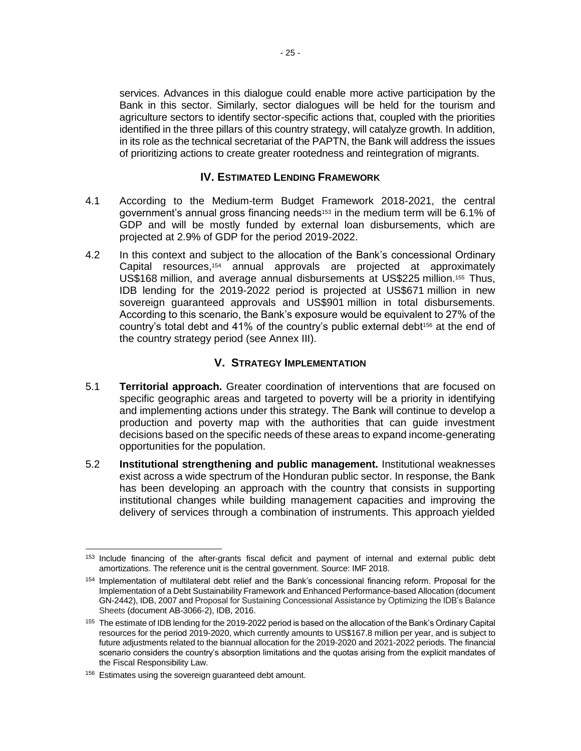services. Advances in this dialogue could enable more active participation by the Bank in this sector. Similarly, sector dialogues will be held for the tourism and agriculture sectors to identify sector-specific actions that, coupled with the priorities identified in the three pillars of this country strategy, will catalyze growth. In addition, in its role as the technical secretariat of the PAPTN, the Bank will address the issues of prioritizing actions to create greater rootedness and reintegration of migrants.

## IV. ESTIMATED LENDING FRAMEWORK

4.1 According to the Medium-term Budget Framework 2018-2021, the central government's annual gross financing needs[153] in the medium term will be 6.1% of GDP and will be mostly funded by external loan disbursements, which are projected at 2.9% of GDP for the period 2019-2022.

4.2 In this context and subject to the allocation of the Bank's concessional Ordinary Capital resources,[154] annual approvals are projected at approximately US$168 million, and average annual disbursements at US$225 million.[155] Thus, IDB lending for the 2019-2022 period is projected at US$671 million in new sovereign guaranteed approvals and US$901 million in total disbursements. According to this scenario, the Bank's exposure would be equivalent to 27% of the country's total debt and 41% of the country's public external debt[156] at the end of the country strategy period (see Annex III).

## V. STRATEGY IMPLEMENTATION

5.1 **Territorial approach.** Greater coordination of interventions that are focused on specific geographic areas and targeted to poverty will be a priority in identifying and implementing actions under this strategy. The Bank will continue to develop a production and poverty map with the authorities that can guide investment decisions based on the specific needs of these areas to expand income-generating opportunities for the population.

5.2 **Institutional strengthening and public management.** Institutional weaknesses exist across a wide spectrum of the Honduran public sector. In response, the Bank has been developing an approach with the country that consists in supporting institutional changes while building management capacities and improving the delivery of services through a combination of instruments. This approach yielded

---

[153] Include financing of the after-grants fiscal deficit and payment of internal and external public debt amortizations. The reference unit is the central government. Source: IMF 2018.

[154] Implementation of multilateral debt relief and the Bank's concessional financing reform. Proposal for the Implementation of a Debt Sustainability Framework and Enhanced Performance-based Allocation (document GN-2442), IDB, 2007 and Proposal for Sustaining Concessional Assistance by Optimizing the IDB's Balance Sheets (document AB-3066-2), IDB, 2016.

[155] The estimate of IDB lending for the 2019-2022 period is based on the allocation of the Bank's Ordinary Capital resources for the period 2019-2020, which currently amounts to US$167.8 million per year, and is subject to future adjustments related to the biannual allocation for the 2019-2020 and 2021-2022 periods. The financial scenario considers the country's absorption limitations and the quotas arising from the explicit mandates of the Fiscal Responsibility Law.

[156] Estimates using the sovereign guaranteed debt amount.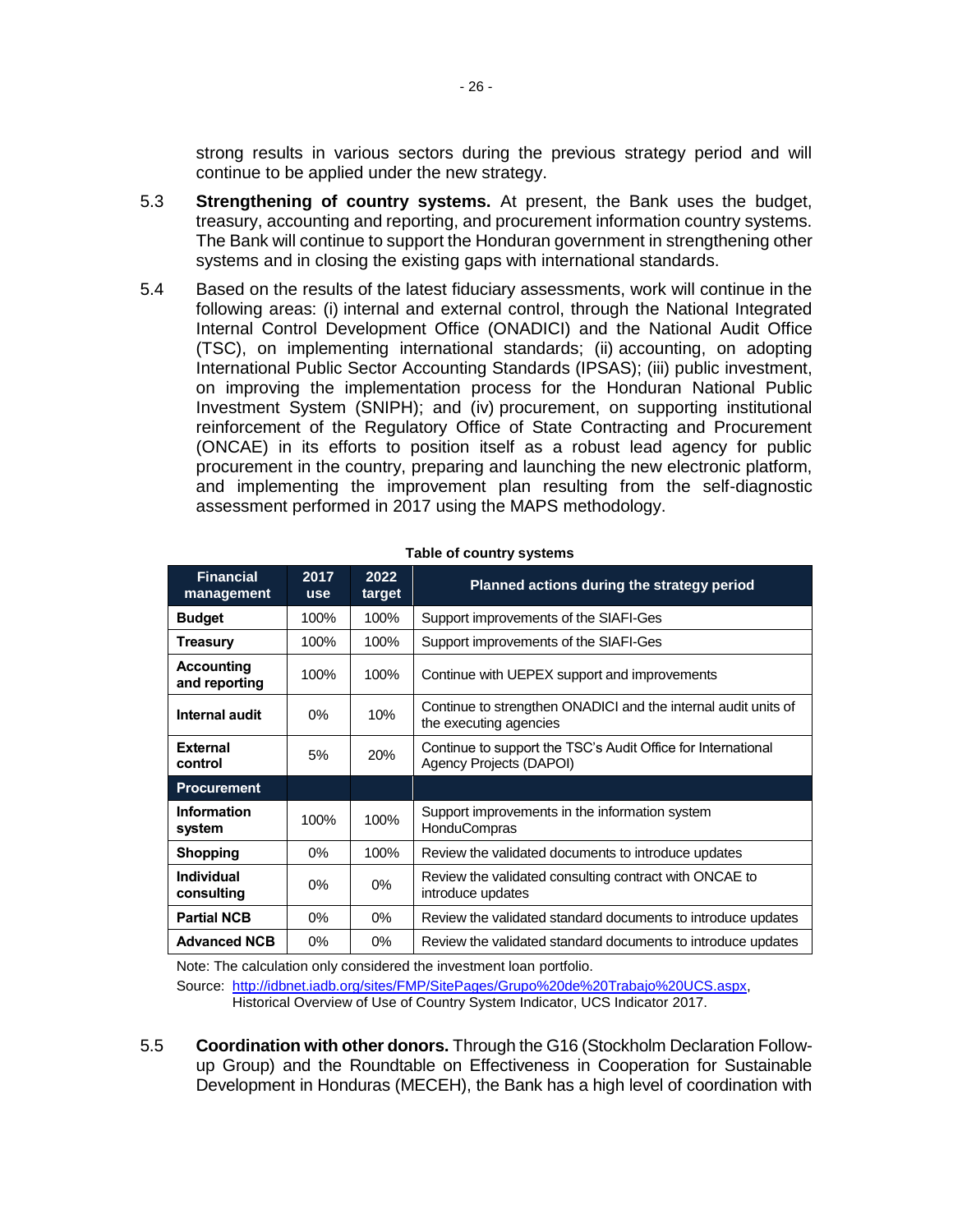strong results in various sectors during the previous strategy period and will continue to be applied under the new strategy.

5.3 **Strengthening of country systems.** At present, the Bank uses the budget, treasury, accounting and reporting, and procurement information country systems. The Bank will continue to support the Honduran government in strengthening other systems and in closing the existing gaps with international standards.

5.4 Based on the results of the latest fiduciary assessments, work will continue in the following areas: (i) internal and external control, through the National Integrated Internal Control Development Office (ONADICI) and the National Audit Office (TSC), on implementing international standards; (ii) accounting, on adopting International Public Sector Accounting Standards (IPSAS); (iii) public investment, on improving the implementation process for the Honduran National Public Investment System (SNIPH); and (iv) procurement, on supporting institutional reinforcement of the Regulatory Office of State Contracting and Procurement (ONCAE) in its efforts to position itself as a robust lead agency for public procurement in the country, preparing and launching the new electronic platform, and implementing the improvement plan resulting from the self-diagnostic assessment performed in 2017 using the MAPS methodology.

**Table of country systems**

| Financial management | 2017 use | 2022 target | Planned actions during the strategy period |
|---|---|---|---|
| **Budget** | 100% | 100% | Support improvements of the SIAFI-Ges |
| **Treasury** | 100% | 100% | Support improvements of the SIAFI-Ges |
| **Accounting and reporting** | 100% | 100% | Continue with UEPEX support and improvements |
| **Internal audit** | 0% | 10% | Continue to strengthen ONADICI and the internal audit units of the executing agencies |
| **External control** | 5% | 20% | Continue to support the TSC's Audit Office for International Agency Projects (DAPOI) |
| **Procurement** | | | |
| **Information system** | 100% | 100% | Support improvements in the information system HonduCompras |
| **Shopping** | 0% | 100% | Review the validated documents to introduce updates |
| **Individual consulting** | 0% | 0% | Review the validated consulting contract with ONCAE to introduce updates |
| **Partial NCB** | 0% | 0% | Review the validated standard documents to introduce updates |
| **Advanced NCB** | 0% | 0% | Review the validated standard documents to introduce updates |

Note: The calculation only considered the investment loan portfolio.

Source: http://idbnet.iadb.org/sites/FMP/SitePages/Grupo%20de%20Trabajo%20UCS.aspx, Historical Overview of Use of Country System Indicator, UCS Indicator 2017.

5.5 **Coordination with other donors.** Through the G16 (Stockholm Declaration Follow-up Group) and the Roundtable on Effectiveness in Cooperation for Sustainable Development in Honduras (MECEH), the Bank has a high level of coordination with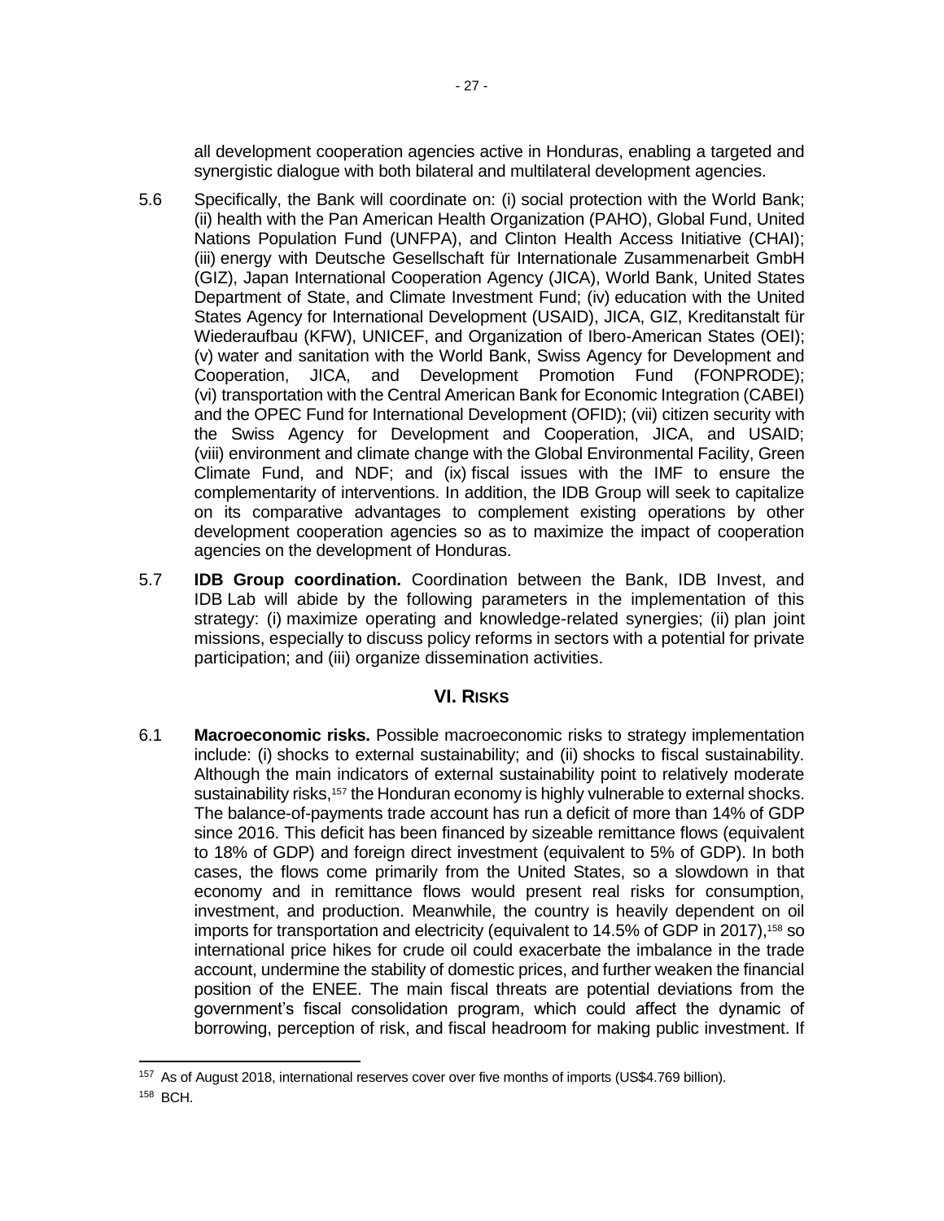all development cooperation agencies active in Honduras, enabling a targeted and synergistic dialogue with both bilateral and multilateral development agencies.

5.6 Specifically, the Bank will coordinate on: (i) social protection with the World Bank; (ii) health with the Pan American Health Organization (PAHO), Global Fund, United Nations Population Fund (UNFPA), and Clinton Health Access Initiative (CHAI); (iii) energy with Deutsche Gesellschaft für Internationale Zusammenarbeit GmbH (GIZ), Japan International Cooperation Agency (JICA), World Bank, United States Department of State, and Climate Investment Fund; (iv) education with the United States Agency for International Development (USAID), JICA, GIZ, Kreditanstalt für Wiederaufbau (KFW), UNICEF, and Organization of Ibero-American States (OEI); (v) water and sanitation with the World Bank, Swiss Agency for Development and Cooperation, JICA, and Development Promotion Fund (FONPRODE); (vi) transportation with the Central American Bank for Economic Integration (CABEI) and the OPEC Fund for International Development (OFID); (vii) citizen security with the Swiss Agency for Development and Cooperation, JICA, and USAID; (viii) environment and climate change with the Global Environmental Facility, Green Climate Fund, and NDF; and (ix) fiscal issues with the IMF to ensure the complementarity of interventions. In addition, the IDB Group will seek to capitalize on its comparative advantages to complement existing operations by other development cooperation agencies so as to maximize the impact of cooperation agencies on the development of Honduras.

5.7 **IDB Group coordination.** Coordination between the Bank, IDB Invest, and IDB Lab will abide by the following parameters in the implementation of this strategy: (i) maximize operating and knowledge-related synergies; (ii) plan joint missions, especially to discuss policy reforms in sectors with a potential for private participation; and (iii) organize dissemination activities.

## VI. RISKS

6.1 **Macroeconomic risks.** Possible macroeconomic risks to strategy implementation include: (i) shocks to external sustainability; and (ii) shocks to fiscal sustainability. Although the main indicators of external sustainability point to relatively moderate sustainability risks,[157] the Honduran economy is highly vulnerable to external shocks. The balance-of-payments trade account has run a deficit of more than 14% of GDP since 2016. This deficit has been financed by sizeable remittance flows (equivalent to 18% of GDP) and foreign direct investment (equivalent to 5% of GDP). In both cases, the flows come primarily from the United States, so a slowdown in that economy and in remittance flows would present real risks for consumption, investment, and production. Meanwhile, the country is heavily dependent on oil imports for transportation and electricity (equivalent to 14.5% of GDP in 2017),[158] so international price hikes for crude oil could exacerbate the imbalance in the trade account, undermine the stability of domestic prices, and further weaken the financial position of the ENEE. The main fiscal threats are potential deviations from the government's fiscal consolidation program, which could affect the dynamic of borrowing, perception of risk, and fiscal headroom for making public investment. If

[157] As of August 2018, international reserves cover over five months of imports (US$4.769 billion).

[158] BCH.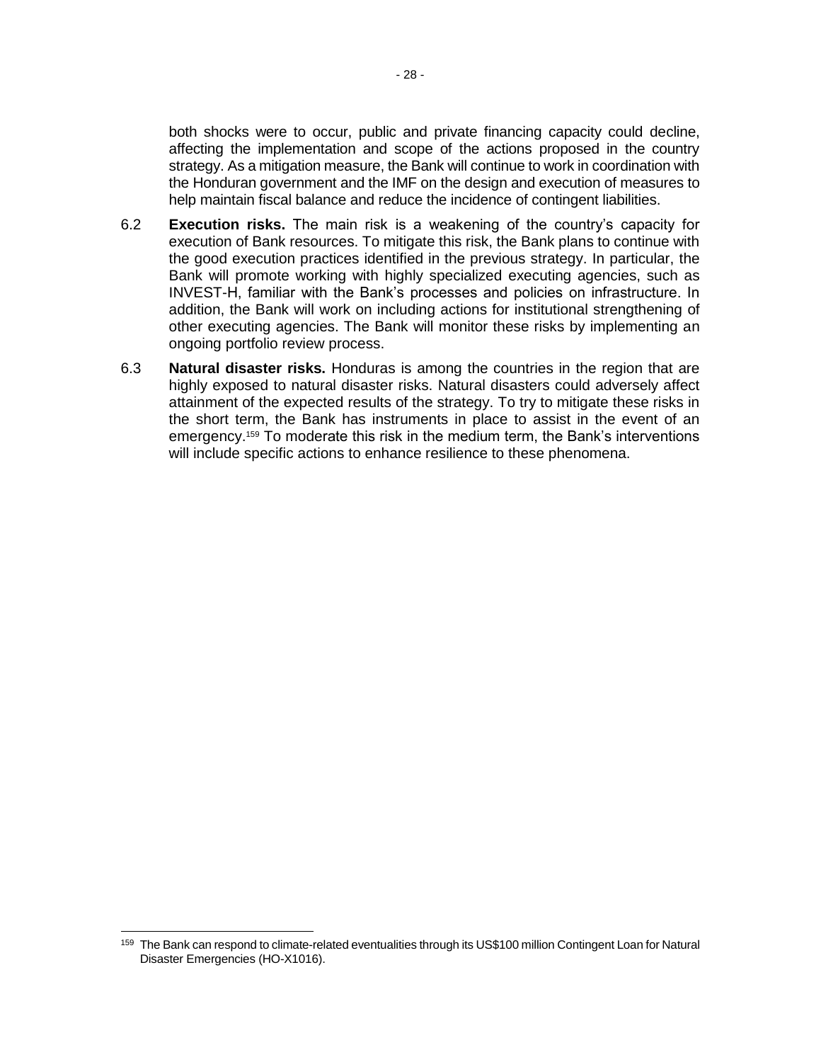both shocks were to occur, public and private financing capacity could decline, affecting the implementation and scope of the actions proposed in the country strategy. As a mitigation measure, the Bank will continue to work in coordination with the Honduran government and the IMF on the design and execution of measures to help maintain fiscal balance and reduce the incidence of contingent liabilities.

6.2 **Execution risks.** The main risk is a weakening of the country's capacity for execution of Bank resources. To mitigate this risk, the Bank plans to continue with the good execution practices identified in the previous strategy. In particular, the Bank will promote working with highly specialized executing agencies, such as INVEST-H, familiar with the Bank's processes and policies on infrastructure. In addition, the Bank will work on including actions for institutional strengthening of other executing agencies. The Bank will monitor these risks by implementing an ongoing portfolio review process.

6.3 **Natural disaster risks.** Honduras is among the countries in the region that are highly exposed to natural disaster risks. Natural disasters could adversely affect attainment of the expected results of the strategy. To try to mitigate these risks in the short term, the Bank has instruments in place to assist in the event of an emergency.[159] To moderate this risk in the medium term, the Bank's interventions will include specific actions to enhance resilience to these phenomena.

[159] The Bank can respond to climate-related eventualities through its US$100 million Contingent Loan for Natural Disaster Emergencies (HO-X1016).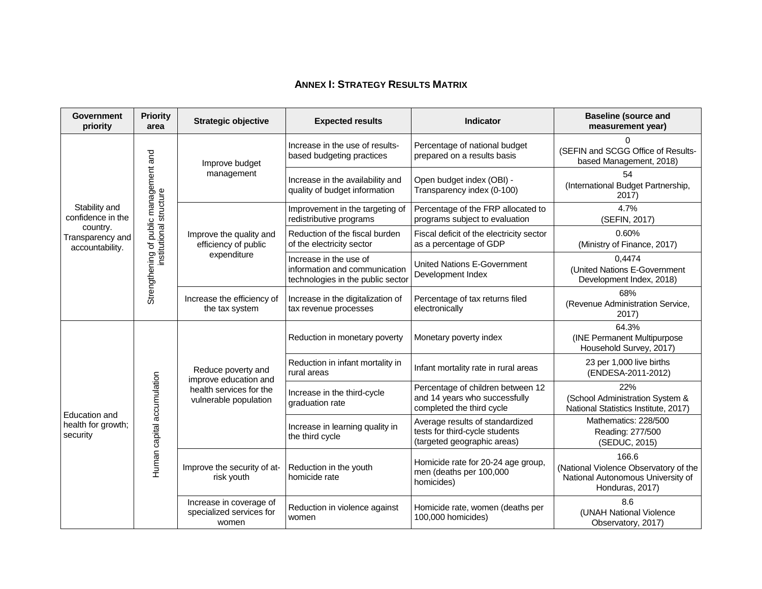## ANNEX I: STRATEGY RESULTS MATRIX

| Government priority | Priority area | Strategic objective | Expected results | Indicator | Baseline (source and measurement year) |
|---|---|---|---|---|---|
| Stability and confidence in the country. Transparency and accountability. | Strengthening of public management and institutional structure | Improve budget management | Increase in the use of results-based budgeting practices | Percentage of national budget prepared on a results basis | 0 (SEFIN and SCGG Office of Results-based Management, 2018) |
| | | | Increase in the availability and quality of budget information | Open budget index (OBI) - Transparency index (0-100) | 54 (International Budget Partnership, 2017) |
| | | Improve the quality and efficiency of public expenditure | Improvement in the targeting of redistributive programs | Percentage of the FRP allocated to programs subject to evaluation | 4.7% (SEFIN, 2017) |
| | | | Reduction of the fiscal burden of the electricity sector | Fiscal deficit of the electricity sector as a percentage of GDP | 0.60% (Ministry of Finance, 2017) |
| | | | Increase in the use of information and communication technologies in the public sector | United Nations E-Government Development Index | 0,4474 (United Nations E-Government Development Index, 2018) |
| | | Increase the efficiency of the tax system | Increase in the digitalization of tax revenue processes | Percentage of tax returns filed electronically | 68% (Revenue Administration Service, 2017) |
| Education and health for growth; security | Human capital accumulation | Reduce poverty and improve education and health services for the vulnerable population | Reduction in monetary poverty | Monetary poverty index | 64.3% (INE Permanent Multipurpose Household Survey, 2017) |
| | | | Reduction in infant mortality in rural areas | Infant mortality rate in rural areas | 23 per 1,000 live births (ENDESA-2011-2012) |
| | | | Increase in the third-cycle graduation rate | Percentage of children between 12 and 14 years who successfully completed the third cycle | 22% (School Administration System & National Statistics Institute, 2017) |
| | | | Increase in learning quality in the third cycle | Average results of standardized tests for third-cycle students (targeted geographic areas) | Mathematics: 228/500 Reading: 277/500 (SEDUC, 2015) |
| | | Improve the security of at-risk youth | Reduction in the youth homicide rate | Homicide rate for 20-24 age group, men (deaths per 100,000 homicides) | 166.6 (National Violence Observatory of the National Autonomous University of Honduras, 2017) |
| | | Increase in coverage of specialized services for women | Reduction in violence against women | Homicide rate, women (deaths per 100,000 homicides) | 8.6 (UNAH National Violence Observatory, 2017) |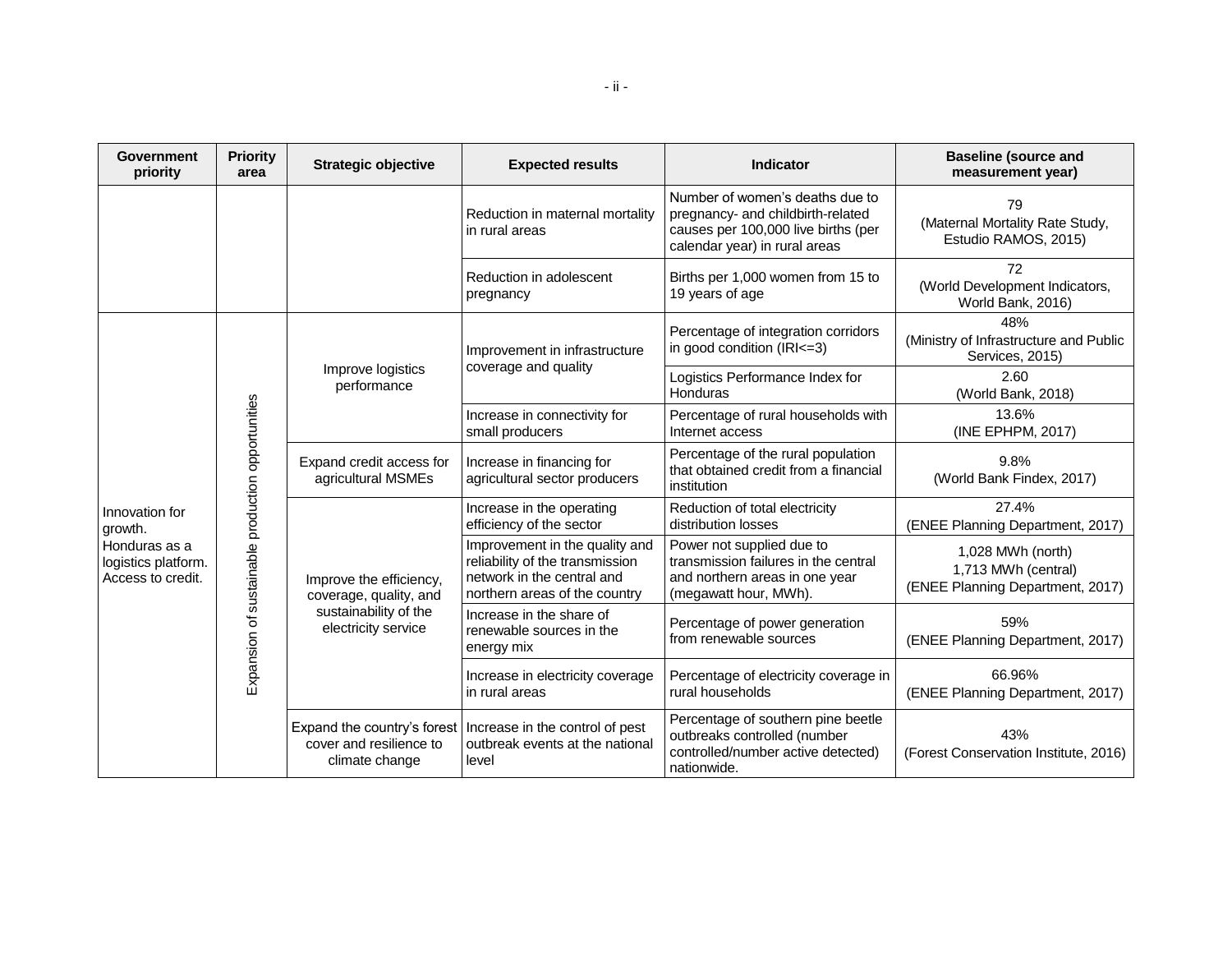| Government priority | Priority area | Strategic objective | Expected results | Indicator | Baseline (source and measurement year) |
|---|---|---|---|---|---|
| | | | Reduction in maternal mortality in rural areas | Number of women's deaths due to pregnancy- and childbirth-related causes per 100,000 live births (per calendar year) in rural areas | 79 (Maternal Mortality Rate Study, Estudio RAMOS, 2015) |
| | | | Reduction in adolescent pregnancy | Births per 1,000 women from 15 to 19 years of age | 72 (World Development Indicators, World Bank, 2016) |
| Innovation for growth. Honduras as a logistics platform. Access to credit. | Expansion of sustainable production opportunities | Improve logistics performance | Improvement in infrastructure coverage and quality | Percentage of integration corridors in good condition (IRI<=3) | 48% (Ministry of Infrastructure and Public Services, 2015) |
| | | | | Logistics Performance Index for Honduras | 2.60 (World Bank, 2018) |
| | | | Increase in connectivity for small producers | Percentage of rural households with Internet access | 13.6% (INE EPHPM, 2017) |
| | | Expand credit access for agricultural MSMEs | Increase in financing for agricultural sector producers | Percentage of the rural population that obtained credit from a financial institution | 9.8% (World Bank Findex, 2017) |
| | | Improve the efficiency, coverage, quality, and sustainability of the electricity service | Increase in the operating efficiency of the sector | Reduction of total electricity distribution losses | 27.4% (ENEE Planning Department, 2017) |
| | | | Improvement in the quality and reliability of the transmission network in the central and northern areas of the country | Power not supplied due to transmission failures in the central and northern areas in one year (megawatt hour, MWh). | 1,028 MWh (north) 1,713 MWh (central) (ENEE Planning Department, 2017) |
| | | | Increase in the share of renewable sources in the energy mix | Percentage of power generation from renewable sources | 59% (ENEE Planning Department, 2017) |
| | | | Increase in electricity coverage in rural areas | Percentage of electricity coverage in rural households | 66.96% (ENEE Planning Department, 2017) |
| | | Expand the country's forest cover and resilience to climate change | Increase in the control of pest outbreak events at the national level | Percentage of southern pine beetle outbreaks controlled (number controlled/number active detected) nationwide. | 43% (Forest Conservation Institute, 2016) |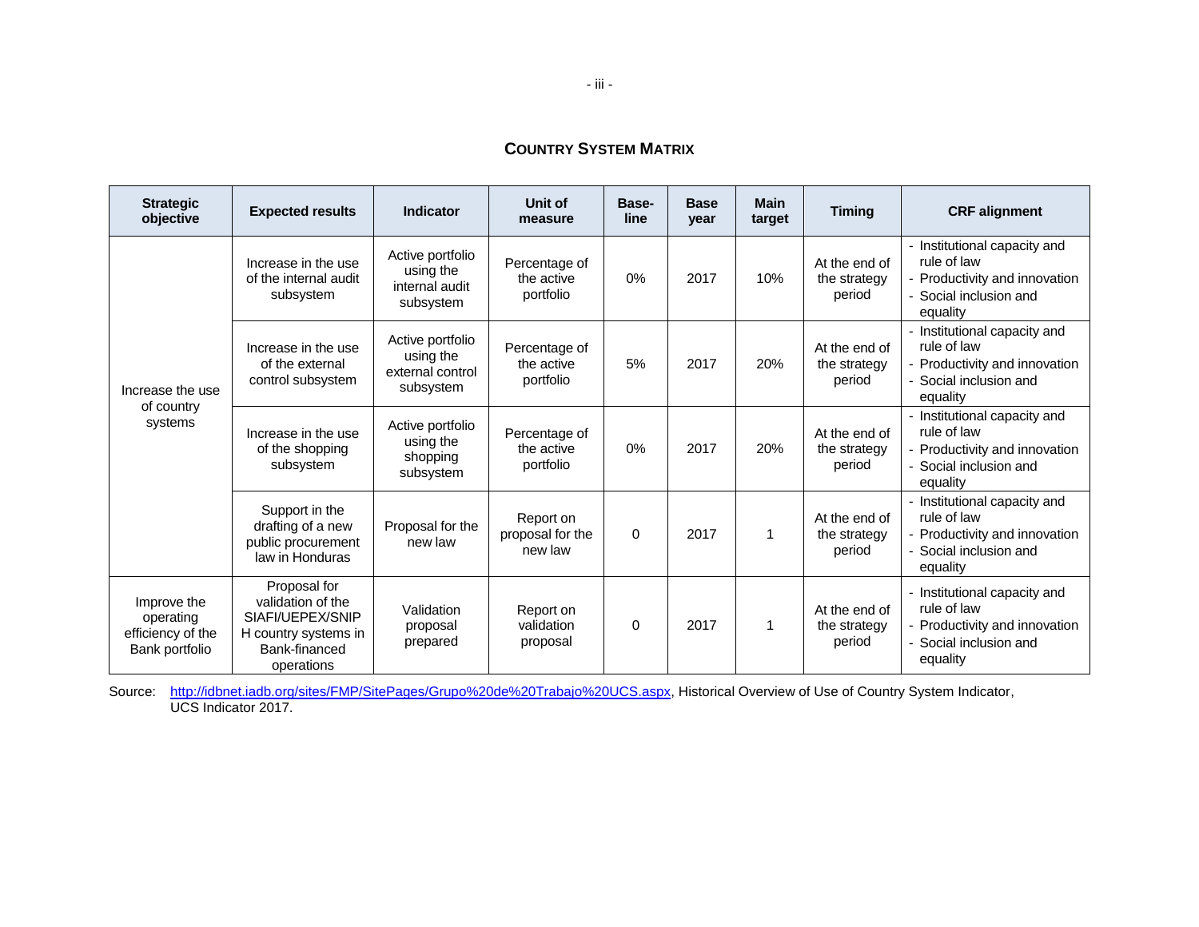## COUNTRY SYSTEM MATRIX

| Strategic objective | Expected results | Indicator | Unit of measure | Base-line | Base year | Main target | Timing | CRF alignment |
|---|---|---|---|---|---|---|---|---|
| Increase the use of country systems | Increase in the use of the internal audit subsystem | Active portfolio using the internal audit subsystem | Percentage of the active portfolio | 0% | 2017 | 10% | At the end of the strategy period | - Institutional capacity and rule of law<br>- Productivity and innovation<br>- Social inclusion and equality |
| | Increase in the use of the external control subsystem | Active portfolio using the external control subsystem | Percentage of the active portfolio | 5% | 2017 | 20% | At the end of the strategy period | - Institutional capacity and rule of law<br>- Productivity and innovation<br>- Social inclusion and equality |
| | Increase in the use of the shopping subsystem | Active portfolio using the shopping subsystem | Percentage of the active portfolio | 0% | 2017 | 20% | At the end of the strategy period | - Institutional capacity and rule of law<br>- Productivity and innovation<br>- Social inclusion and equality |
| | Support in the drafting of a new public procurement law in Honduras | Proposal for the new law | Report on proposal for the new law | 0 | 2017 | 1 | At the end of the strategy period | - Institutional capacity and rule of law<br>- Productivity and innovation<br>- Social inclusion and equality |
| Improve the operating efficiency of the Bank portfolio | Proposal for validation of the SIAFI/UEPEX/SNIPH country systems in Bank-financed operations | Validation proposal prepared | Report on validation proposal | 0 | 2017 | 1 | At the end of the strategy period | - Institutional capacity and rule of law<br>- Productivity and innovation<br>- Social inclusion and equality |

Source: http://idbnet.iadb.org/sites/FMP/SitePages/Grupo%20de%20Trabajo%20UCS.aspx, Historical Overview of Use of Country System Indicator, UCS Indicator 2017.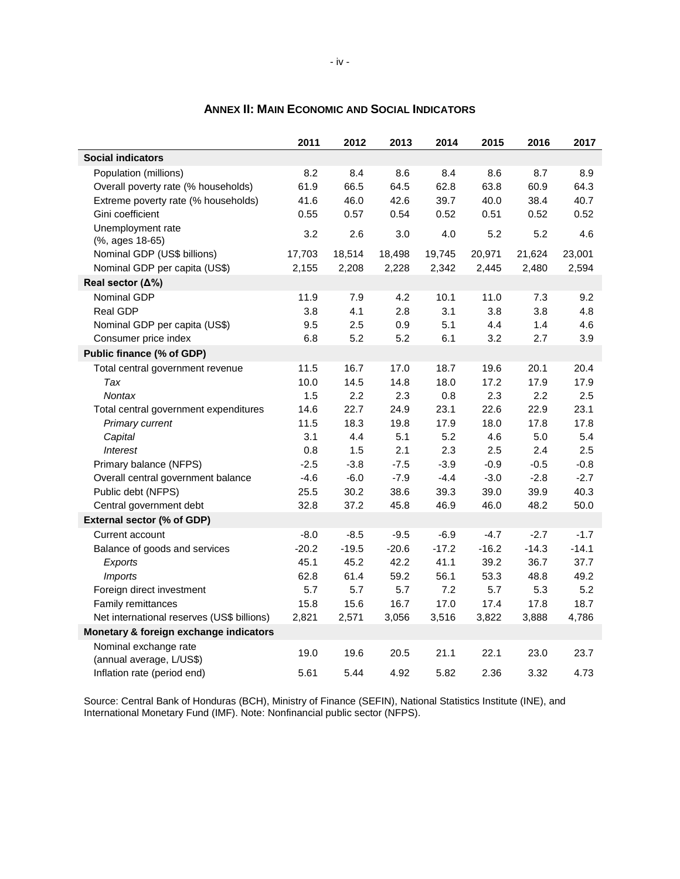## ANNEX II: MAIN ECONOMIC AND SOCIAL INDICATORS

| | 2011 | 2012 | 2013 | 2014 | 2015 | 2016 | 2017 |
|---|---|---|---|---|---|---|---|
| **Social indicators** | | | | | | | |
| Population (millions) | 8.2 | 8.4 | 8.6 | 8.4 | 8.6 | 8.7 | 8.9 |
| Overall poverty rate (% households) | 61.9 | 66.5 | 64.5 | 62.8 | 63.8 | 60.9 | 64.3 |
| Extreme poverty rate (% households) | 41.6 | 46.0 | 42.6 | 39.7 | 40.0 | 38.4 | 40.7 |
| Gini coefficient | 0.55 | 0.57 | 0.54 | 0.52 | 0.51 | 0.52 | 0.52 |
| Unemployment rate (%, ages 18-65) | 3.2 | 2.6 | 3.0 | 4.0 | 5.2 | 5.2 | 4.6 |
| Nominal GDP (US$ billions) | 17,703 | 18,514 | 18,498 | 19,745 | 20,971 | 21,624 | 23,001 |
| Nominal GDP per capita (US$) | 2,155 | 2,208 | 2,228 | 2,342 | 2,445 | 2,480 | 2,594 |
| **Real sector (Δ%)** | | | | | | | |
| Nominal GDP | 11.9 | 7.9 | 4.2 | 10.1 | 11.0 | 7.3 | 9.2 |
| Real GDP | 3.8 | 4.1 | 2.8 | 3.1 | 3.8 | 3.8 | 4.8 |
| Nominal GDP per capita (US$) | 9.5 | 2.5 | 0.9 | 5.1 | 4.4 | 1.4 | 4.6 |
| Consumer price index | 6.8 | 5.2 | 5.2 | 6.1 | 3.2 | 2.7 | 3.9 |
| **Public finance (% of GDP)** | | | | | | | |
| Total central government revenue | 11.5 | 16.7 | 17.0 | 18.7 | 19.6 | 20.1 | 20.4 |
| *Tax* | 10.0 | 14.5 | 14.8 | 18.0 | 17.2 | 17.9 | 17.9 |
| *Nontax* | 1.5 | 2.2 | 2.3 | 0.8 | 2.3 | 2.2 | 2.5 |
| Total central government expenditures | 14.6 | 22.7 | 24.9 | 23.1 | 22.6 | 22.9 | 23.1 |
| *Primary current* | 11.5 | 18.3 | 19.8 | 17.9 | 18.0 | 17.8 | 17.8 |
| *Capital* | 3.1 | 4.4 | 5.1 | 5.2 | 4.6 | 5.0 | 5.4 |
| *Interest* | 0.8 | 1.5 | 2.1 | 2.3 | 2.5 | 2.4 | 2.5 |
| Primary balance (NFPS) | -2.5 | -3.8 | -7.5 | -3.9 | -0.9 | -0.5 | -0.8 |
| Overall central government balance | -4.6 | -6.0 | -7.9 | -4.4 | -3.0 | -2.8 | -2.7 |
| Public debt (NFPS) | 25.5 | 30.2 | 38.6 | 39.3 | 39.0 | 39.9 | 40.3 |
| Central government debt | 32.8 | 37.2 | 45.8 | 46.9 | 46.0 | 48.2 | 50.0 |
| **External sector (% of GDP)** | | | | | | | |
| Current account | -8.0 | -8.5 | -9.5 | -6.9 | -4.7 | -2.7 | -1.7 |
| Balance of goods and services | -20.2 | -19.5 | -20.6 | -17.2 | -16.2 | -14.3 | -14.1 |
| *Exports* | 45.1 | 45.2 | 42.2 | 41.1 | 39.2 | 36.7 | 37.7 |
| *Imports* | 62.8 | 61.4 | 59.2 | 56.1 | 53.3 | 48.8 | 49.2 |
| Foreign direct investment | 5.7 | 5.7 | 5.7 | 7.2 | 5.7 | 5.3 | 5.2 |
| Family remittances | 15.8 | 15.6 | 16.7 | 17.0 | 17.4 | 17.8 | 18.7 |
| Net international reserves (US$ billions) | 2,821 | 2,571 | 3,056 | 3,516 | 3,822 | 3,888 | 4,786 |
| **Monetary & foreign exchange indicators** | | | | | | | |
| Nominal exchange rate (annual average, L/US$) | 19.0 | 19.6 | 20.5 | 21.1 | 22.1 | 23.0 | 23.7 |
| Inflation rate (period end) | 5.61 | 5.44 | 4.92 | 5.82 | 2.36 | 3.32 | 4.73 |

Source: Central Bank of Honduras (BCH), Ministry of Finance (SEFIN), National Statistics Institute (INE), and International Monetary Fund (IMF). Note: Nonfinancial public sector (NFPS).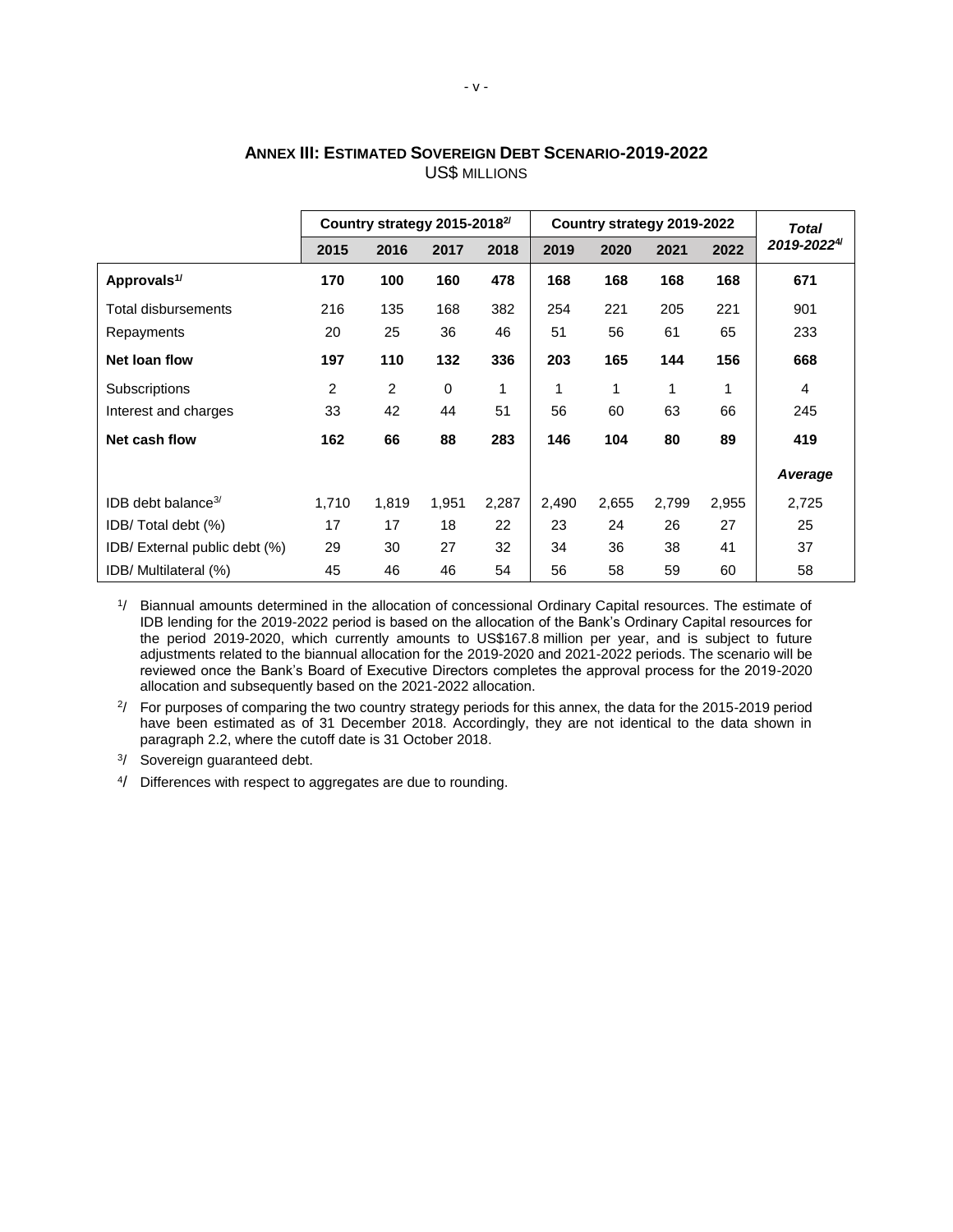## ANNEX III: ESTIMATED SOVEREIGN DEBT SCENARIO-2019-2022

US$ MILLIONS

| | Country strategy 2015-2018[2/] | | | | Country strategy 2019-2022 | | | | Total 2019-2022[4/] |
|---|---|---|---|---|---|---|---|---|---|
| | 2015 | 2016 | 2017 | 2018 | 2019 | 2020 | 2021 | 2022 | |
| **Approvals[1/]** | **170** | **100** | **160** | **478** | **168** | **168** | **168** | **168** | **671** |
| Total disbursements | 216 | 135 | 168 | 382 | 254 | 221 | 205 | 221 | 901 |
| Repayments | 20 | 25 | 36 | 46 | 51 | 56 | 61 | 65 | 233 |
| **Net loan flow** | **197** | **110** | **132** | **336** | **203** | **165** | **144** | **156** | **668** |
| Subscriptions | 2 | 2 | 0 | 1 | 1 | 1 | 1 | 1 | 4 |
| Interest and charges | 33 | 42 | 44 | 51 | 56 | 60 | 63 | 66 | 245 |
| **Net cash flow** | **162** | **66** | **88** | **283** | **146** | **104** | **80** | **89** | **419** |
| | | | | | | | | | ***Average*** |
| IDB debt balance[3/] | 1,710 | 1,819 | 1,951 | 2,287 | 2,490 | 2,655 | 2,799 | 2,955 | 2,725 |
| IDB/ Total debt (%) | 17 | 17 | 18 | 22 | 23 | 24 | 26 | 27 | 25 |
| IDB/ External public debt (%) | 29 | 30 | 27 | 32 | 34 | 36 | 38 | 41 | 37 |
| IDB/ Multilateral (%) | 45 | 46 | 46 | 54 | 56 | 58 | 59 | 60 | 58 |

1/ Biannual amounts determined in the allocation of concessional Ordinary Capital resources. The estimate of IDB lending for the 2019-2022 period is based on the allocation of the Bank's Ordinary Capital resources for the period 2019-2020, which currently amounts to US$167.8 million per year, and is subject to future adjustments related to the biannual allocation for the 2019-2020 and 2021-2022 periods. The scenario will be reviewed once the Bank's Board of Executive Directors completes the approval process for the 2019-2020 allocation and subsequently based on the 2021-2022 allocation.

2/ For purposes of comparing the two country strategy periods for this annex, the data for the 2015-2019 period have been estimated as of 31 December 2018. Accordingly, they are not identical to the data shown in paragraph 2.2, where the cutoff date is 31 October 2018.

3/ Sovereign guaranteed debt.

4/ Differences with respect to aggregates are due to rounding.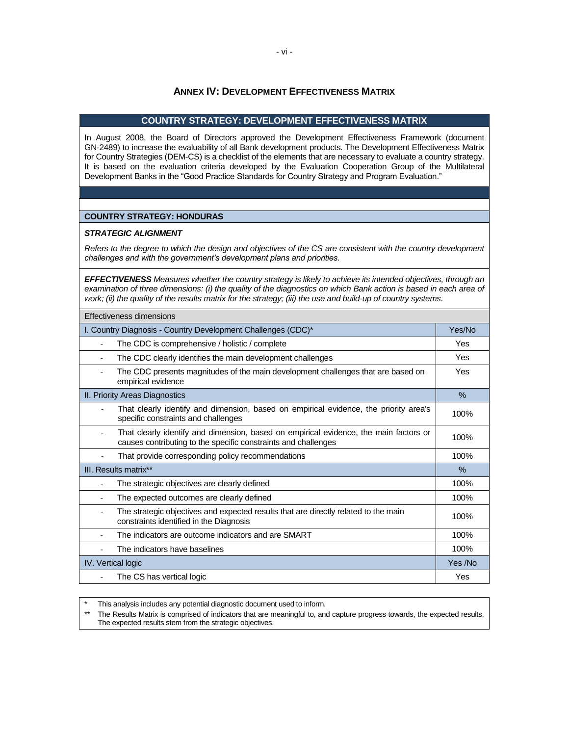## ANNEX IV: DEVELOPMENT EFFECTIVENESS MATRIX

**COUNTRY STRATEGY: DEVELOPMENT EFFECTIVENESS MATRIX**

In August 2008, the Board of Directors approved the Development Effectiveness Framework (document GN-2489) to increase the evaluability of all Bank development products. The Development Effectiveness Matrix for Country Strategies (DEM-CS) is a checklist of the elements that are necessary to evaluate a country strategy. It is based on the evaluation criteria developed by the Evaluation Cooperation Group of the Multilateral Development Banks in the "Good Practice Standards for Country Strategy and Program Evaluation."

**COUNTRY STRATEGY: HONDURAS**

***STRATEGIC ALIGNMENT***

*Refers to the degree to which the design and objectives of the CS are consistent with the country development challenges and with the government's development plans and priorities.*

***EFFECTIVENESS*** *Measures whether the country strategy is likely to achieve its intended objectives, through an examination of three dimensions: (i) the quality of the diagnostics on which Bank action is based in each area of work; (ii) the quality of the results matrix for the strategy; (iii) the use and build-up of country systems.*

| Effectiveness dimensions | |
|---|---|
| I. Country Diagnosis - Country Development Challenges (CDC)* | Yes/No |
| - The CDC is comprehensive / holistic / complete | Yes |
| - The CDC clearly identifies the main development challenges | Yes |
| - The CDC presents magnitudes of the main development challenges that are based on empirical evidence | Yes |
| II. Priority Areas Diagnostics | % |
| - That clearly identify and dimension, based on empirical evidence, the priority area's specific constraints and challenges | 100% |
| - That clearly identify and dimension, based on empirical evidence, the main factors or causes contributing to the specific constraints and challenges | 100% |
| - That provide corresponding policy recommendations | 100% |
| III. Results matrix** | % |
| - The strategic objectives are clearly defined | 100% |
| - The expected outcomes are clearly defined | 100% |
| - The strategic objectives and expected results that are directly related to the main constraints identified in the Diagnosis | 100% |
| - The indicators are outcome indicators and are SMART | 100% |
| - The indicators have baselines | 100% |
| IV. Vertical logic | Yes /No |
| - The CS has vertical logic | Yes |

\* This analysis includes any potential diagnostic document used to inform.

\*\* The Results Matrix is comprised of indicators that are meaningful to, and capture progress towards, the expected results. The expected results stem from the strategic objectives.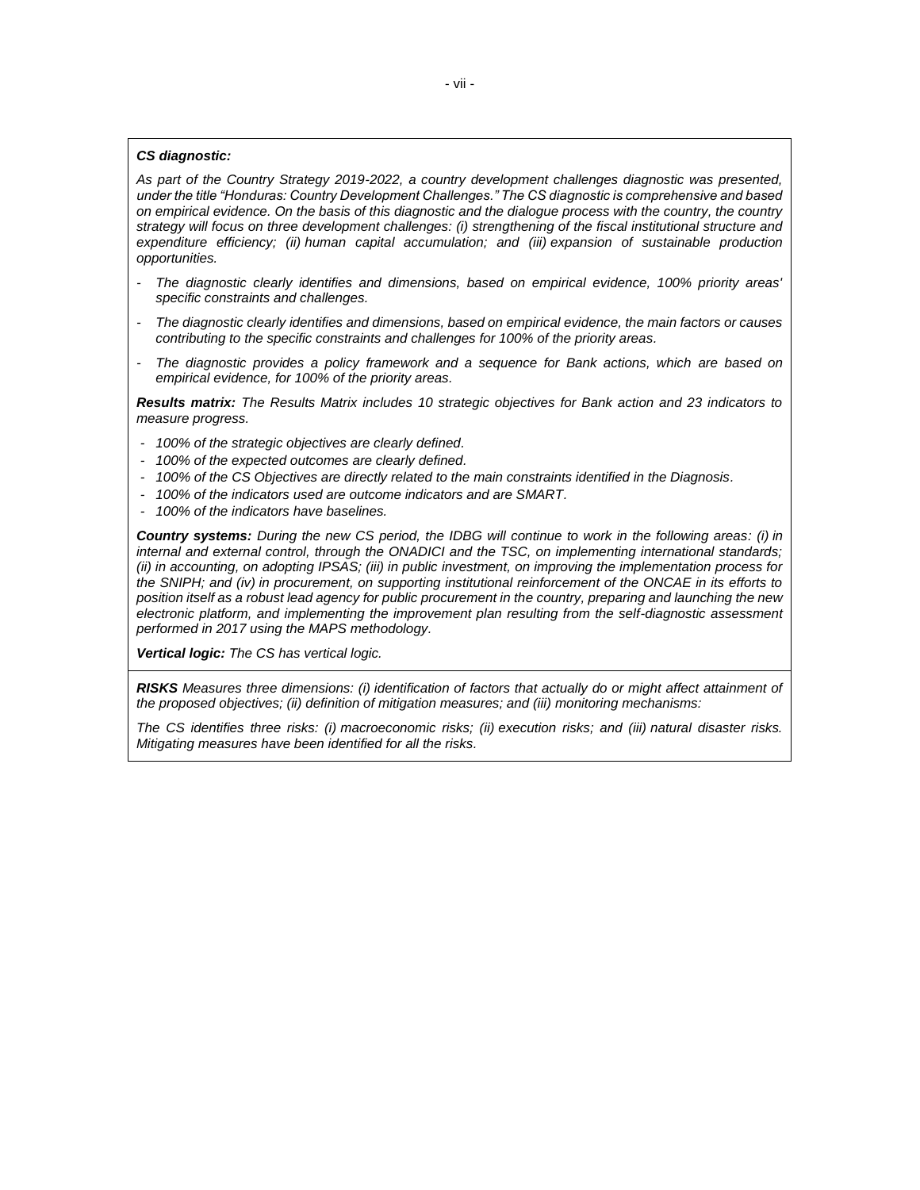***CS diagnostic:***

*As part of the Country Strategy 2019-2022, a country development challenges diagnostic was presented, under the title "Honduras: Country Development Challenges." The CS diagnostic is comprehensive and based on empirical evidence. On the basis of this diagnostic and the dialogue process with the country, the country strategy will focus on three development challenges: (i) strengthening of the fiscal institutional structure and expenditure efficiency; (ii) human capital accumulation; and (iii) expansion of sustainable production opportunities.*

- *The diagnostic clearly identifies and dimensions, based on empirical evidence, 100% priority areas' specific constraints and challenges.*
- *The diagnostic clearly identifies and dimensions, based on empirical evidence, the main factors or causes contributing to the specific constraints and challenges for 100% of the priority areas.*
- *The diagnostic provides a policy framework and a sequence for Bank actions, which are based on empirical evidence, for 100% of the priority areas.*

***Results matrix:*** *The Results Matrix includes 10 strategic objectives for Bank action and 23 indicators to measure progress.*

- *100% of the strategic objectives are clearly defined.*
- *100% of the expected outcomes are clearly defined.*
- *100% of the CS Objectives are directly related to the main constraints identified in the Diagnosis.*
- *100% of the indicators used are outcome indicators and are SMART.*
- *100% of the indicators have baselines.*

***Country systems:*** *During the new CS period, the IDBG will continue to work in the following areas: (i) in internal and external control, through the ONADICI and the TSC, on implementing international standards; (ii) in accounting, on adopting IPSAS; (iii) in public investment, on improving the implementation process for the SNIPH; and (iv) in procurement, on supporting institutional reinforcement of the ONCAE in its efforts to position itself as a robust lead agency for public procurement in the country, preparing and launching the new electronic platform, and implementing the improvement plan resulting from the self-diagnostic assessment performed in 2017 using the MAPS methodology.*

***Vertical logic:*** *The CS has vertical logic.*

***RISKS*** *Measures three dimensions: (i) identification of factors that actually do or might affect attainment of the proposed objectives; (ii) definition of mitigation measures; and (iii) monitoring mechanisms:*

*The CS identifies three risks: (i) macroeconomic risks; (ii) execution risks; and (iii) natural disaster risks. Mitigating measures have been identified for all the risks.*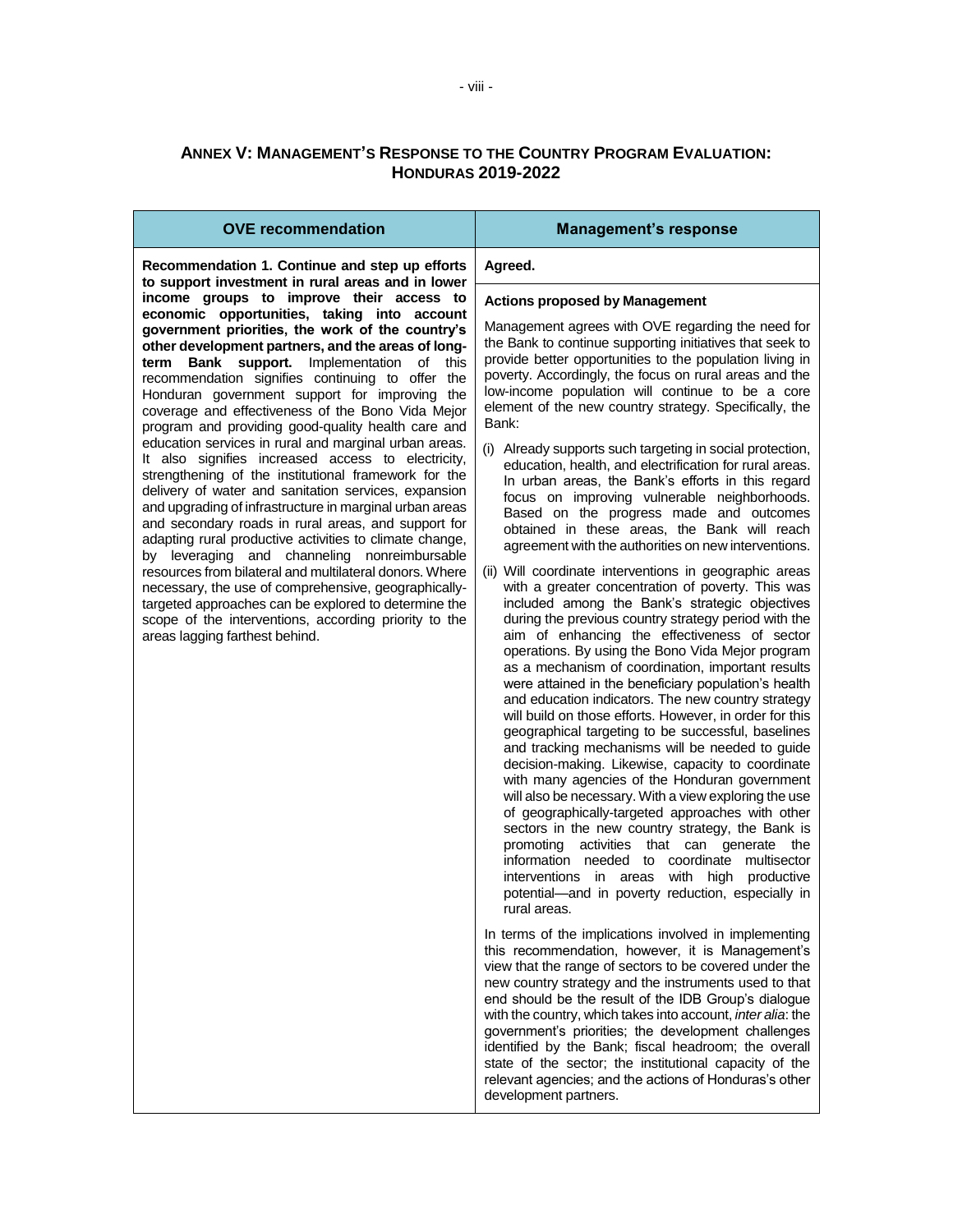## ANNEX V: MANAGEMENT'S RESPONSE TO THE COUNTRY PROGRAM EVALUATION: HONDURAS 2019-2022

| OVE recommendation | Management's response |
|---|---|
| **Recommendation 1. Continue and step up efforts to support investment in rural areas and in lower income groups to improve their access to economic opportunities, taking into account government priorities, the work of the country's other development partners, and the areas of long-term Bank support.** Implementation of this recommendation signifies continuing to offer the Honduran government support for improving the coverage and effectiveness of the Bono Vida Mejor program and providing good-quality health care and education services in rural and marginal urban areas. It also signifies increased access to electricity, strengthening of the institutional framework for the delivery of water and sanitation services, expansion and upgrading of infrastructure in marginal urban areas and secondary roads in rural areas, and support for adapting rural productive activities to climate change, by leveraging and channeling nonreimbursable resources from bilateral and multilateral donors. Where necessary, the use of comprehensive, geographically-targeted approaches can be explored to determine the scope of the interventions, according priority to the areas lagging farthest behind. | **Agreed.**<br><br>**Actions proposed by Management**<br><br>Management agrees with OVE regarding the need for the Bank to continue supporting initiatives that seek to provide better opportunities to the population living in poverty. Accordingly, the focus on rural areas and the low-income population will continue to be a core element of the new country strategy. Specifically, the Bank:<br><br>(i) Already supports such targeting in social protection, education, health, and electrification for rural areas. In urban areas, the Bank's efforts in this regard focus on improving vulnerable neighborhoods. Based on the progress made and outcomes obtained in these areas, the Bank will reach agreement with the authorities on new interventions.<br><br>(ii) Will coordinate interventions in geographic areas with a greater concentration of poverty. This was included among the Bank's strategic objectives during the previous country strategy period with the aim of enhancing the effectiveness of sector operations. By using the Bono Vida Mejor program as a mechanism of coordination, important results were attained in the beneficiary population's health and education indicators. The new country strategy will build on those efforts. However, in order for this geographical targeting to be successful, baselines and tracking mechanisms will be needed to guide decision-making. Likewise, capacity to coordinate with many agencies of the Honduran government will also be necessary. With a view exploring the use of geographically-targeted approaches with other sectors in the new country strategy, the Bank is promoting activities that can generate the information needed to coordinate multisector interventions in areas with high productive potential—and in poverty reduction, especially in rural areas.<br><br>In terms of the implications involved in implementing this recommendation, however, it is Management's view that the range of sectors to be covered under the new country strategy and the instruments used to that end should be the result of the IDB Group's dialogue with the country, which takes into account, *inter alia*: the government's priorities; the development challenges identified by the Bank; fiscal headroom; the overall state of the sector; the institutional capacity of the relevant agencies; and the actions of Honduras's other development partners. |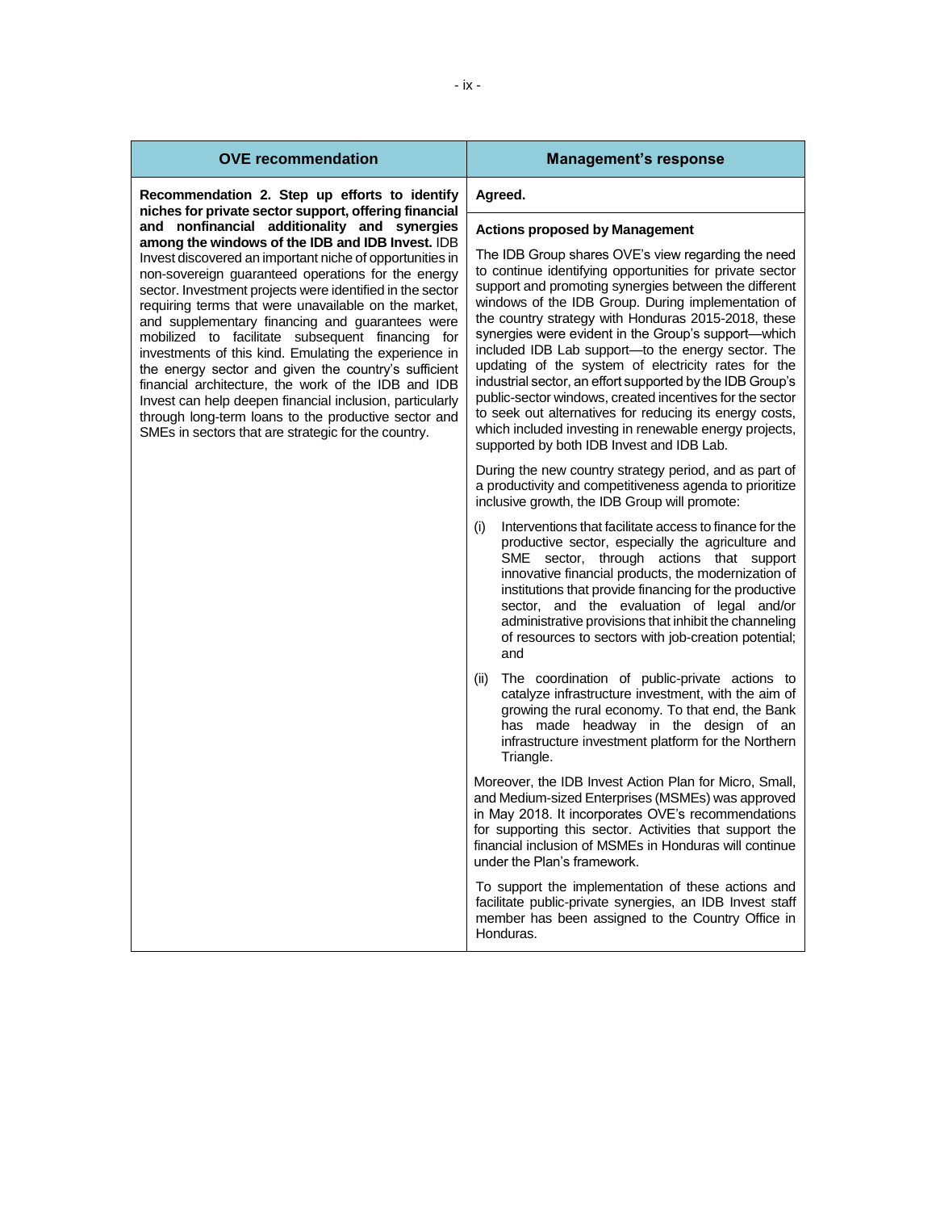| OVE recommendation | Management's response |
|---|---|
| **Recommendation 2. Step up efforts to identify niches for private sector support, offering financial and nonfinancial additionality and synergies among the windows of the IDB and IDB Invest.** IDB Invest discovered an important niche of opportunities in non-sovereign guaranteed operations for the energy sector. Investment projects were identified in the sector requiring terms that were unavailable on the market, and supplementary financing and guarantees were mobilized to facilitate subsequent financing for investments of this kind. Emulating the experience in the energy sector and given the country's sufficient financial architecture, the work of the IDB and IDB Invest can help deepen financial inclusion, particularly through long-term loans to the productive sector and SMEs in sectors that are strategic for the country. | **Agreed.**<br><br>**Actions proposed by Management**<br><br>The IDB Group shares OVE's view regarding the need to continue identifying opportunities for private sector support and promoting synergies between the different windows of the IDB Group. During implementation of the country strategy with Honduras 2015-2018, these synergies were evident in the Group's support—which included IDB Lab support—to the energy sector. The updating of the system of electricity rates for the industrial sector, an effort supported by the IDB Group's public-sector windows, created incentives for the sector to seek out alternatives for reducing its energy costs, which included investing in renewable energy projects, supported by both IDB Invest and IDB Lab.<br><br>During the new country strategy period, and as part of a productivity and competitiveness agenda to prioritize inclusive growth, the IDB Group will promote:<br><br>(i) Interventions that facilitate access to finance for the productive sector, especially the agriculture and SME sector, through actions that support innovative financial products, the modernization of institutions that provide financing for the productive sector, and the evaluation of legal and/or administrative provisions that inhibit the channeling of resources to sectors with job-creation potential; and<br><br>(ii) The coordination of public-private actions to catalyze infrastructure investment, with the aim of growing the rural economy. To that end, the Bank has made headway in the design of an infrastructure investment platform for the Northern Triangle.<br><br>Moreover, the IDB Invest Action Plan for Micro, Small, and Medium-sized Enterprises (MSMEs) was approved in May 2018. It incorporates OVE's recommendations for supporting this sector. Activities that support the financial inclusion of MSMEs in Honduras will continue under the Plan's framework.<br><br>To support the implementation of these actions and facilitate public-private synergies, an IDB Invest staff member has been assigned to the Country Office in Honduras. |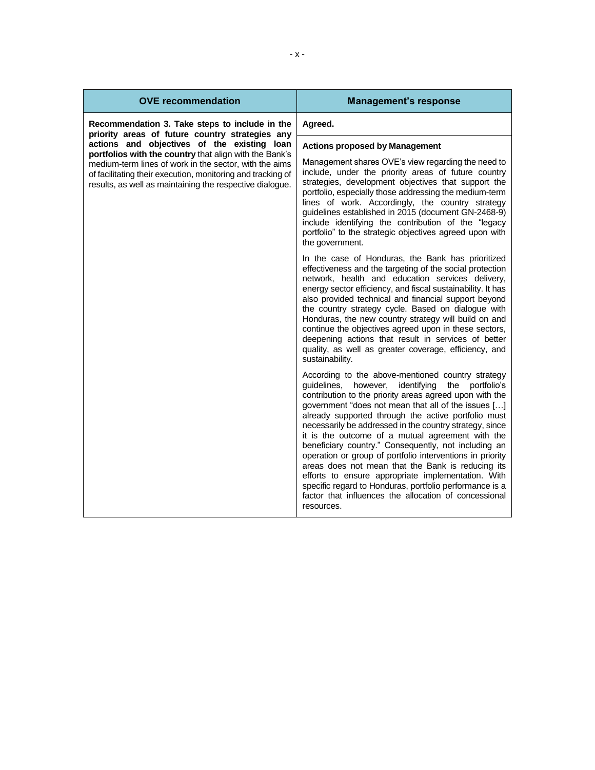| OVE recommendation | Management's response |
|---|---|
| **Recommendation 3. Take steps to include in the priority areas of future country strategies any actions and objectives of the existing loan portfolios with the country** that align with the Bank's medium-term lines of work in the sector, with the aims of facilitating their execution, monitoring and tracking of results, as well as maintaining the respective dialogue. | **Agreed.** |
| | **Actions proposed by Management**<br><br>Management shares OVE's view regarding the need to include, under the priority areas of future country strategies, development objectives that support the portfolio, especially those addressing the medium-term lines of work. Accordingly, the country strategy guidelines established in 2015 (document GN-2468-9) include identifying the contribution of the "legacy portfolio" to the strategic objectives agreed upon with the government.<br><br>In the case of Honduras, the Bank has prioritized effectiveness and the targeting of the social protection network, health and education services delivery, energy sector efficiency, and fiscal sustainability. It has also provided technical and financial support beyond the country strategy cycle. Based on dialogue with Honduras, the new country strategy will build on and continue the objectives agreed upon in these sectors, deepening actions that result in services of better quality, as well as greater coverage, efficiency, and sustainability.<br><br>According to the above-mentioned country strategy guidelines, however, identifying the portfolio's contribution to the priority areas agreed upon with the government "does not mean that all of the issues […] already supported through the active portfolio must necessarily be addressed in the country strategy, since it is the outcome of a mutual agreement with the beneficiary country." Consequently, not including an operation or group of portfolio interventions in priority areas does not mean that the Bank is reducing its efforts to ensure appropriate implementation. With specific regard to Honduras, portfolio performance is a factor that influences the allocation of concessional resources. |